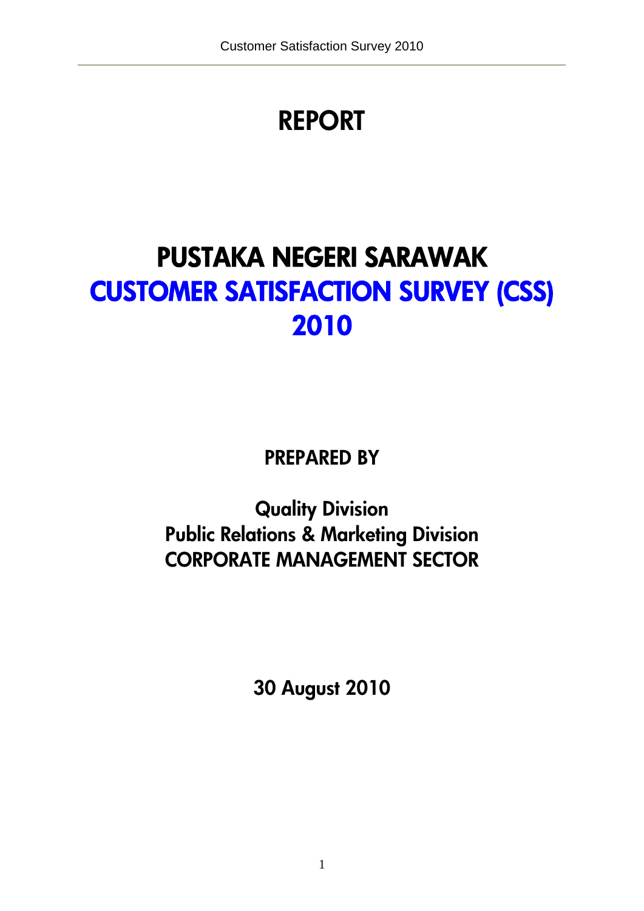# REPORT

# PUSTAKA NEGERI SARAWAK
# CUSTOMER SATISFACTION SURVEY (CSS) 2010

## PREPARED BY

**Quality Division**
**Public Relations & Marketing Division**
**CORPORATE MANAGEMENT SECTOR**

**30 August 2010**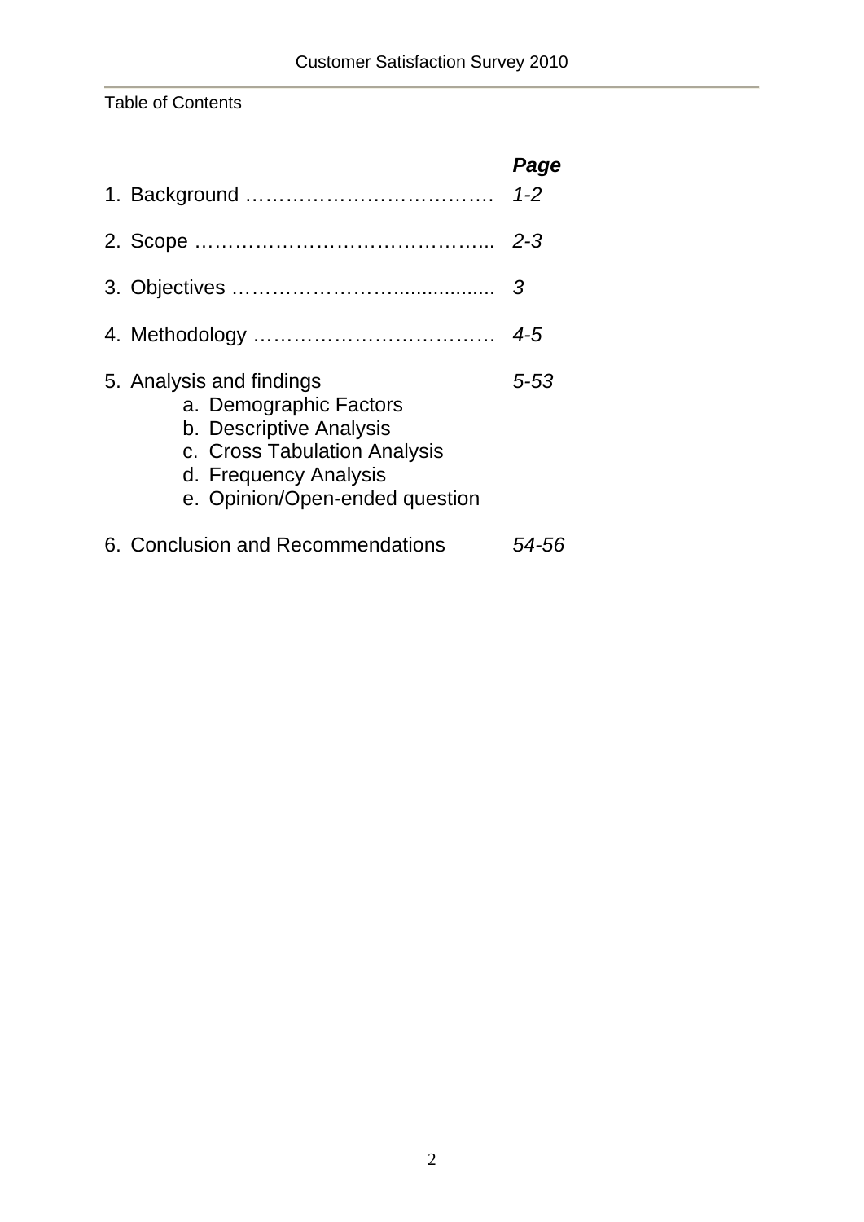Table of Contents

| | *Page* |
|---|---|
| 1. Background ………………………………. | *1-2* |
| 2. Scope …………………………………….. | *2-3* |
| 3. Objectives …………………….................. | *3* |
| 4. Methodology ……………………………… | *4-5* |
| 5. Analysis and findings<br>a. Demographic Factors<br>b. Descriptive Analysis<br>c. Cross Tabulation Analysis<br>d. Frequency Analysis<br>e. Opinion/Open-ended question | *5-53* |
| 6. Conclusion and Recommendations | *54-56* |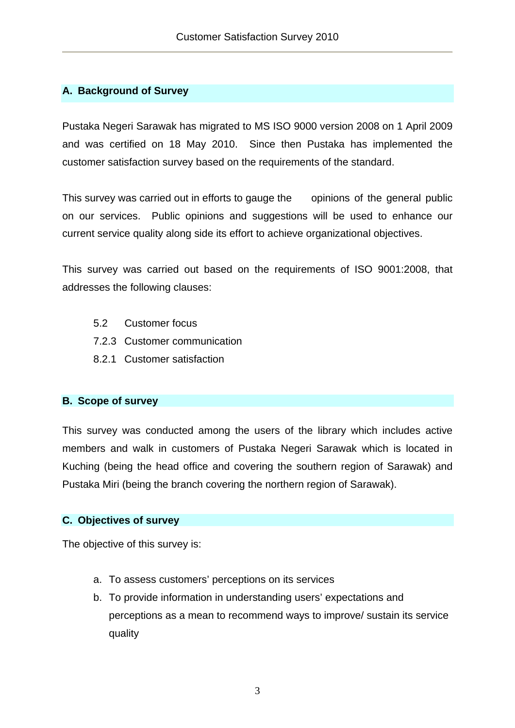## A. Background of Survey

Pustaka Negeri Sarawak has migrated to MS ISO 9000 version 2008 on 1 April 2009 and was certified on 18 May 2010. Since then Pustaka has implemented the customer satisfaction survey based on the requirements of the standard.

This survey was carried out in efforts to gauge the opinions of the general public on our services. Public opinions and suggestions will be used to enhance our current service quality along side its effort to achieve organizational objectives.

This survey was carried out based on the requirements of ISO 9001:2008, that addresses the following clauses:

- 5.2 Customer focus
- 7.2.3 Customer communication
- 8.2.1 Customer satisfaction

## B. Scope of survey

This survey was conducted among the users of the library which includes active members and walk in customers of Pustaka Negeri Sarawak which is located in Kuching (being the head office and covering the southern region of Sarawak) and Pustaka Miri (being the branch covering the northern region of Sarawak).

## C. Objectives of survey

The objective of this survey is:

a. To assess customers' perceptions on its services
b. To provide information in understanding users' expectations and perceptions as a mean to recommend ways to improve/ sustain its service quality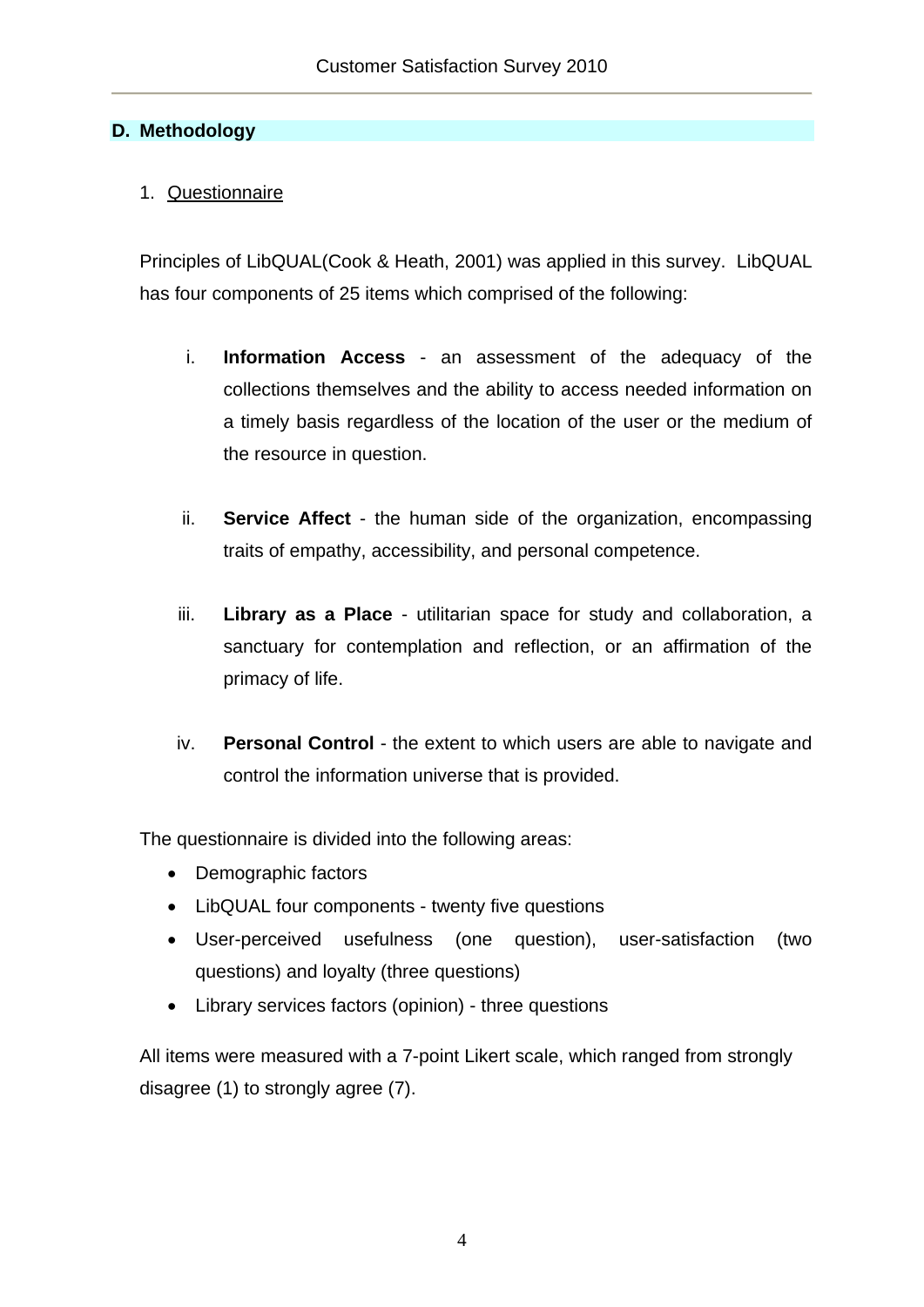## D. Methodology

### 1. Questionnaire

Principles of LibQUAL(Cook & Heath, 2001) was applied in this survey. LibQUAL has four components of 25 items which comprised of the following:

i. **Information Access** - an assessment of the adequacy of the collections themselves and the ability to access needed information on a timely basis regardless of the location of the user or the medium of the resource in question.

ii. **Service Affect** - the human side of the organization, encompassing traits of empathy, accessibility, and personal competence.

iii. **Library as a Place** - utilitarian space for study and collaboration, a sanctuary for contemplation and reflection, or an affirmation of the primacy of life.

iv. **Personal Control** - the extent to which users are able to navigate and control the information universe that is provided.

The questionnaire is divided into the following areas:

- Demographic factors
- LibQUAL four components - twenty five questions
- User-perceived usefulness (one question), user-satisfaction (two questions) and loyalty (three questions)
- Library services factors (opinion) - three questions

All items were measured with a 7-point Likert scale, which ranged from strongly disagree (1) to strongly agree (7).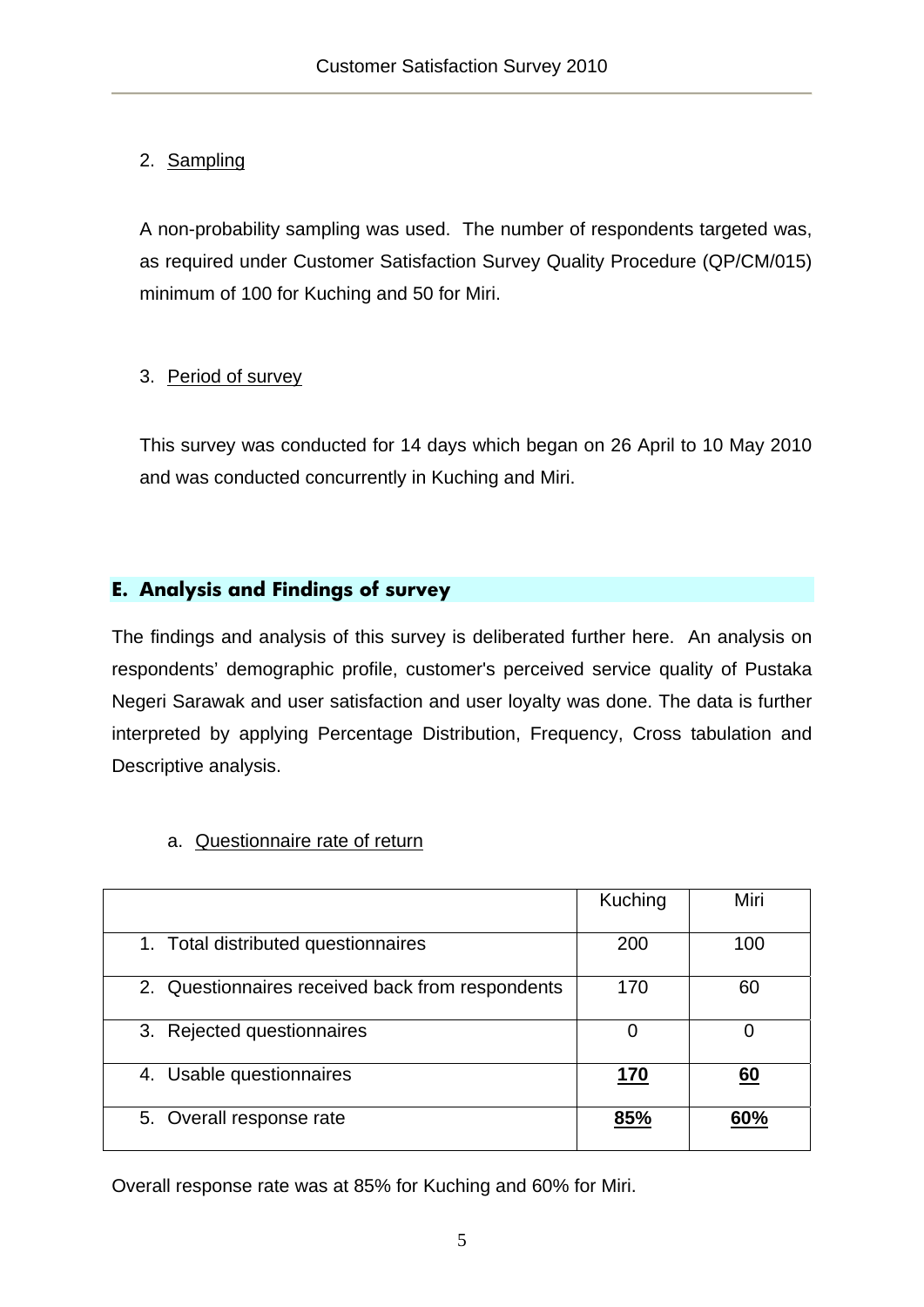2. Sampling

A non-probability sampling was used. The number of respondents targeted was, as required under Customer Satisfaction Survey Quality Procedure (QP/CM/015) minimum of 100 for Kuching and 50 for Miri.

3. Period of survey

This survey was conducted for 14 days which began on 26 April to 10 May 2010 and was conducted concurrently in Kuching and Miri.

## E. Analysis and Findings of survey

The findings and analysis of this survey is deliberated further here. An analysis on respondents' demographic profile, customer's perceived service quality of Pustaka Negeri Sarawak and user satisfaction and user loyalty was done. The data is further interpreted by applying Percentage Distribution, Frequency, Cross tabulation and Descriptive analysis.

a. Questionnaire rate of return

| | Kuching | Miri |
|---|---|---|
| 1. Total distributed questionnaires | 200 | 100 |
| 2. Questionnaires received back from respondents | 170 | 60 |
| 3. Rejected questionnaires | 0 | 0 |
| 4. Usable questionnaires | **170** | **60** |
| 5. Overall response rate | **85%** | **60%** |

Overall response rate was at 85% for Kuching and 60% for Miri.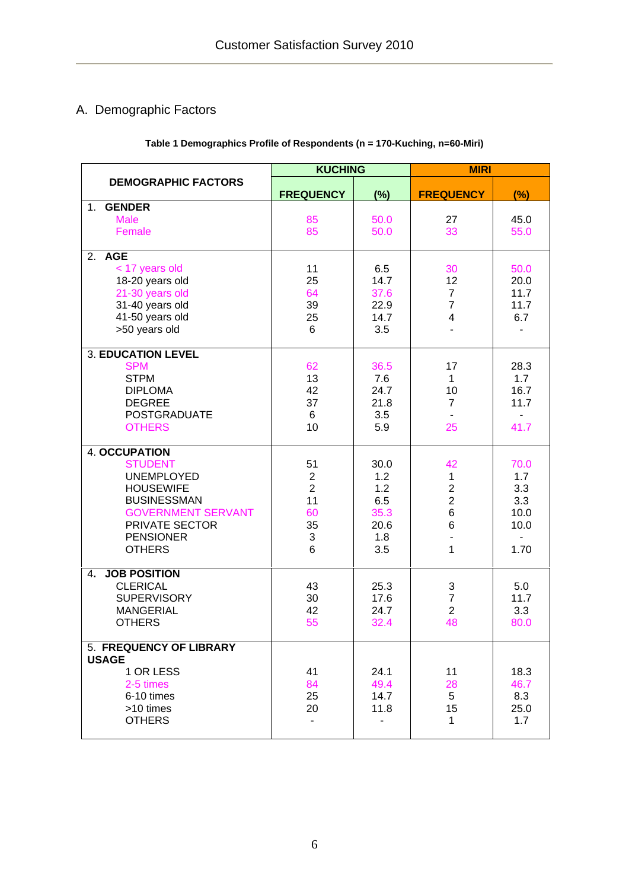## A. Demographic Factors

**Table 1 Demographics Profile of Respondents (n = 170-Kuching, n=60-Miri)**

| DEMOGRAPHIC FACTORS | KUCHING | | MIRI | |
|---|---|---|---|---|
| | FREQUENCY | (%) | FREQUENCY | (%) |
| **1. GENDER** | | | | |
| Male | 85 | 50.0 | 27 | 45.0 |
| Female | 85 | 50.0 | 33 | 55.0 |
| **2. AGE** | | | | |
| < 17 years old | 11 | 6.5 | 30 | 50.0 |
| 18-20 years old | 25 | 14.7 | 12 | 20.0 |
| 21-30 years old | 64 | 37.6 | 7 | 11.7 |
| 31-40 years old | 39 | 22.9 | 7 | 11.7 |
| 41-50 years old | 25 | 14.7 | 4 | 6.7 |
| >50 years old | 6 | 3.5 | - | - |
| **3. EDUCATION LEVEL** | | | | |
| SPM | 62 | 36.5 | 17 | 28.3 |
| STPM | 13 | 7.6 | 1 | 1.7 |
| DIPLOMA | 42 | 24.7 | 10 | 16.7 |
| DEGREE | 37 | 21.8 | 7 | 11.7 |
| POSTGRADUATE | 6 | 3.5 | - | - |
| OTHERS | 10 | 5.9 | 25 | 41.7 |
| **4. OCCUPATION** | | | | |
| STUDENT | 51 | 30.0 | 42 | 70.0 |
| UNEMPLOYED | 2 | 1.2 | 1 | 1.7 |
| HOUSEWIFE | 2 | 1.2 | 2 | 3.3 |
| BUSINESSMAN | 11 | 6.5 | 2 | 3.3 |
| GOVERNMENT SERVANT | 60 | 35.3 | 6 | 10.0 |
| PRIVATE SECTOR | 35 | 20.6 | 6 | 10.0 |
| PENSIONER | 3 | 1.8 | - | - |
| OTHERS | 6 | 3.5 | 1 | 1.70 |
| **4. JOB POSITION** | | | | |
| CLERICAL | 43 | 25.3 | 3 | 5.0 |
| SUPERVISORY | 30 | 17.6 | 7 | 11.7 |
| MANGERIAL | 42 | 24.7 | 2 | 3.3 |
| OTHERS | 55 | 32.4 | 48 | 80.0 |
| **5. FREQUENCY OF LIBRARY USAGE** | | | | |
| 1 OR LESS | 41 | 24.1 | 11 | 18.3 |
| 2-5 times | 84 | 49.4 | 28 | 46.7 |
| 6-10 times | 25 | 14.7 | 5 | 8.3 |
| >10 times | 20 | 11.8 | 15 | 25.0 |
| OTHERS | - | - | 1 | 1.7 |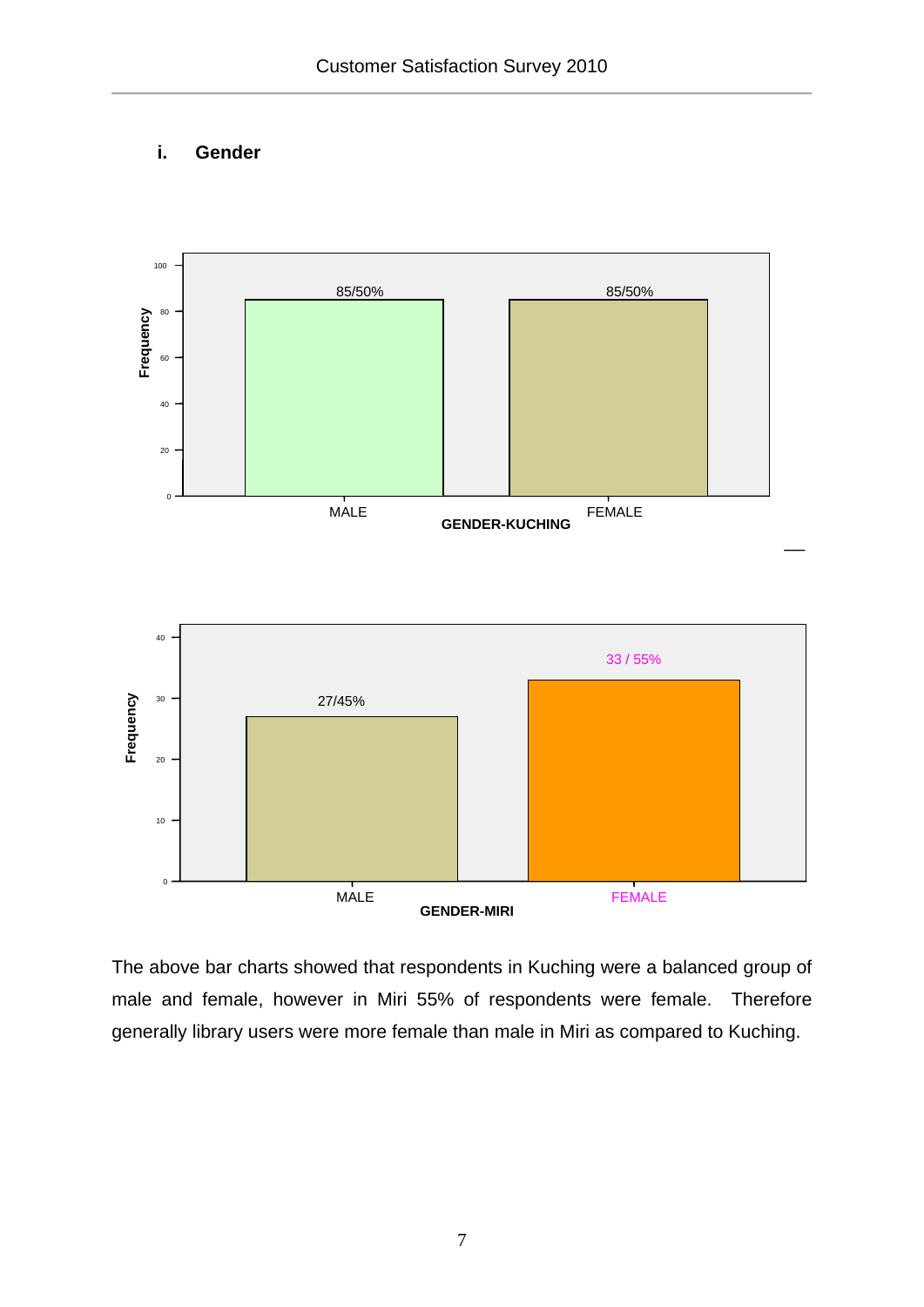### i. Gender

| GENDER-KUCHING | Frequency / % |
|---|---|
| MALE | 85/50% |
| FEMALE | 85/50% |

| GENDER-MIRI | Frequency / % |
|---|---|
| MALE | 27/45% |
| FEMALE | 33 / 55% |

The above bar charts showed that respondents in Kuching were a balanced group of male and female, however in Miri 55% of respondents were female. Therefore generally library users were more female than male in Miri as compared to Kuching.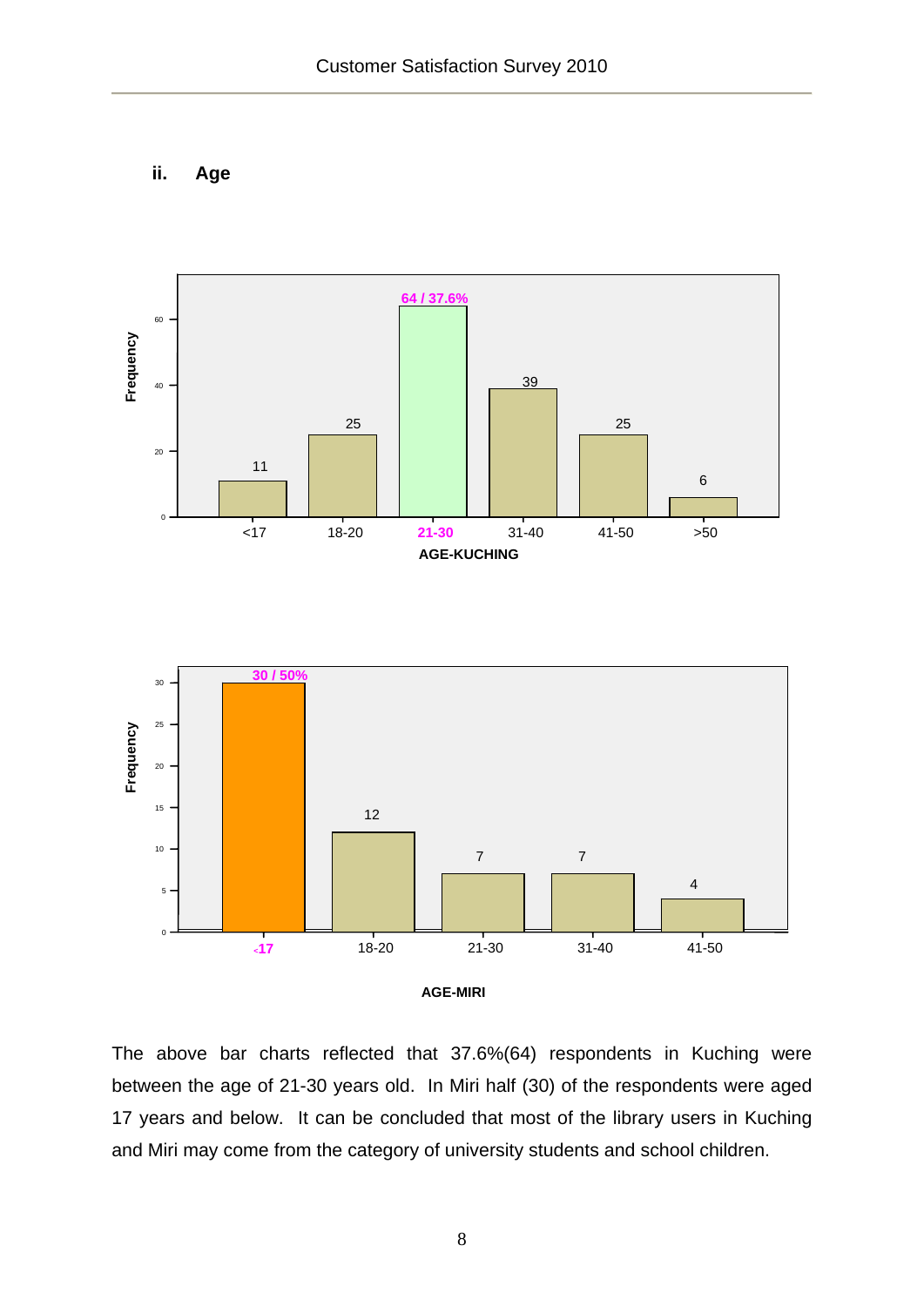### ii. Age

The above bar charts reflected that 37.6%(64) respondents in Kuching were between the age of 21-30 years old. In Miri half (30) of the respondents were aged 17 years and below. It can be concluded that most of the library users in Kuching and Miri may come from the category of university students and school children.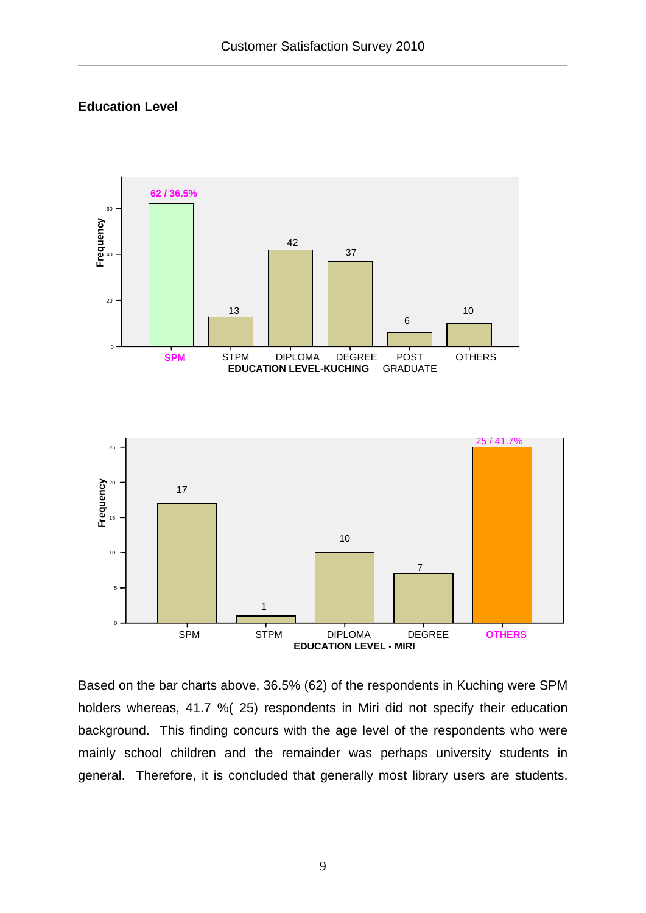## Education Level

| EDUCATION LEVEL-KUCHING | Frequency |
|---|---|
| SPM | 62 / 36.5% |
| STPM | 13 |
| DIPLOMA | 42 |
| DEGREE | 37 |
| POST GRADUATE | 6 |
| OTHERS | 10 |

| EDUCATION LEVEL - MIRI | Frequency |
|---|---|
| SPM | 17 |
| STPM | 1 |
| DIPLOMA | 10 |
| DEGREE | 7 |
| OTHERS | 25 / 41.7% |

Based on the bar charts above, 36.5% (62) of the respondents in Kuching were SPM holders whereas, 41.7 %( 25) respondents in Miri did not specify their education background. This finding concurs with the age level of the respondents who were mainly school children and the remainder was perhaps university students in general. Therefore, it is concluded that generally most library users are students.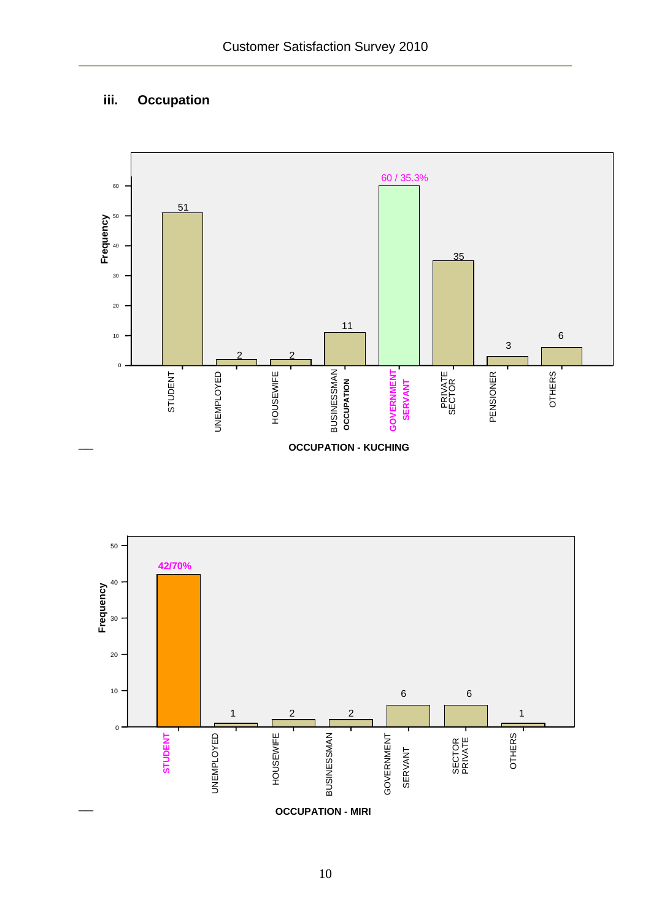### iii. Occupation

| OCCUPATION | Frequency |
|---|---|
| STUDENT | 51 |
| UNEMPLOYED | 2 |
| HOUSEWIFE | 2 |
| BUSINESSMAN | 11 |
| GOVERNMENT SERVANT | 60 / 35.3% |
| PRIVATE SECTOR | 35 |
| PENSIONER | 3 |
| OTHERS | 6 |

**OCCUPATION - KUCHING**

| OCCUPATION | Frequency |
|---|---|
| STUDENT | 42/70% |
| UNEMPLOYED | 1 |
| HOUSEWIFE | 2 |
| BUSINESSMAN | 2 |
| GOVERNMENT SERVANT | 6 |
| SECTOR PRIVATE | 6 |
| OTHERS | 1 |

**OCCUPATION - MIRI**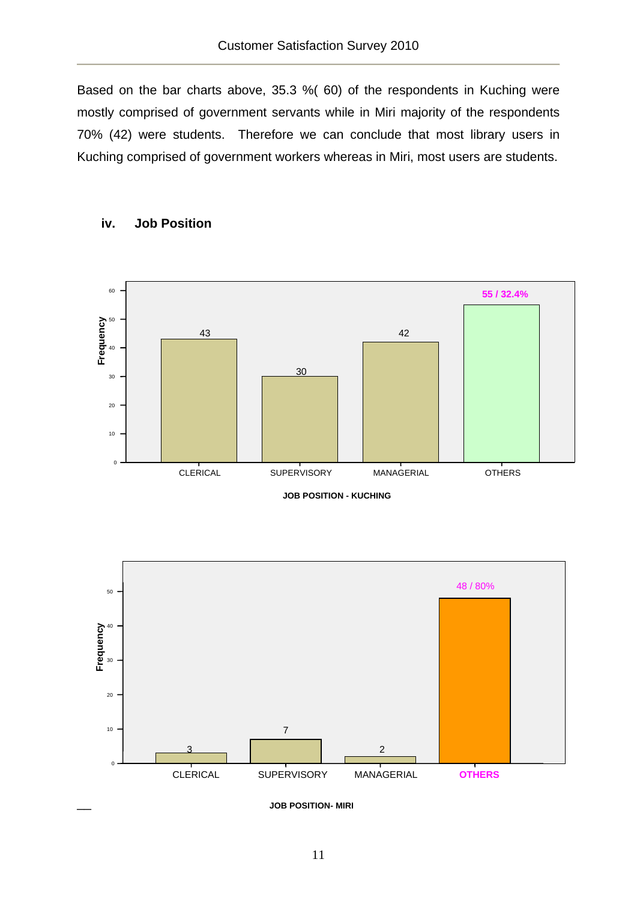Based on the bar charts above, 35.3 %( 60) of the respondents in Kuching were mostly comprised of government servants while in Miri majority of the respondents 70% (42) were students. Therefore we can conclude that most library users in Kuching comprised of government workers whereas in Miri, most users are students.

### iv. Job Position

| JOB POSITION - KUCHING | Frequency |
|---|---|
| CLERICAL | 43 |
| SUPERVISORY | 30 |
| MANAGERIAL | 42 |
| OTHERS | 55 / 32.4% |

JOB POSITION - KUCHING

| JOB POSITION- MIRI | Frequency |
|---|---|
| CLERICAL | 3 |
| SUPERVISORY | 7 |
| MANAGERIAL | 2 |
| OTHERS | 48 / 80% |

JOB POSITION- MIRI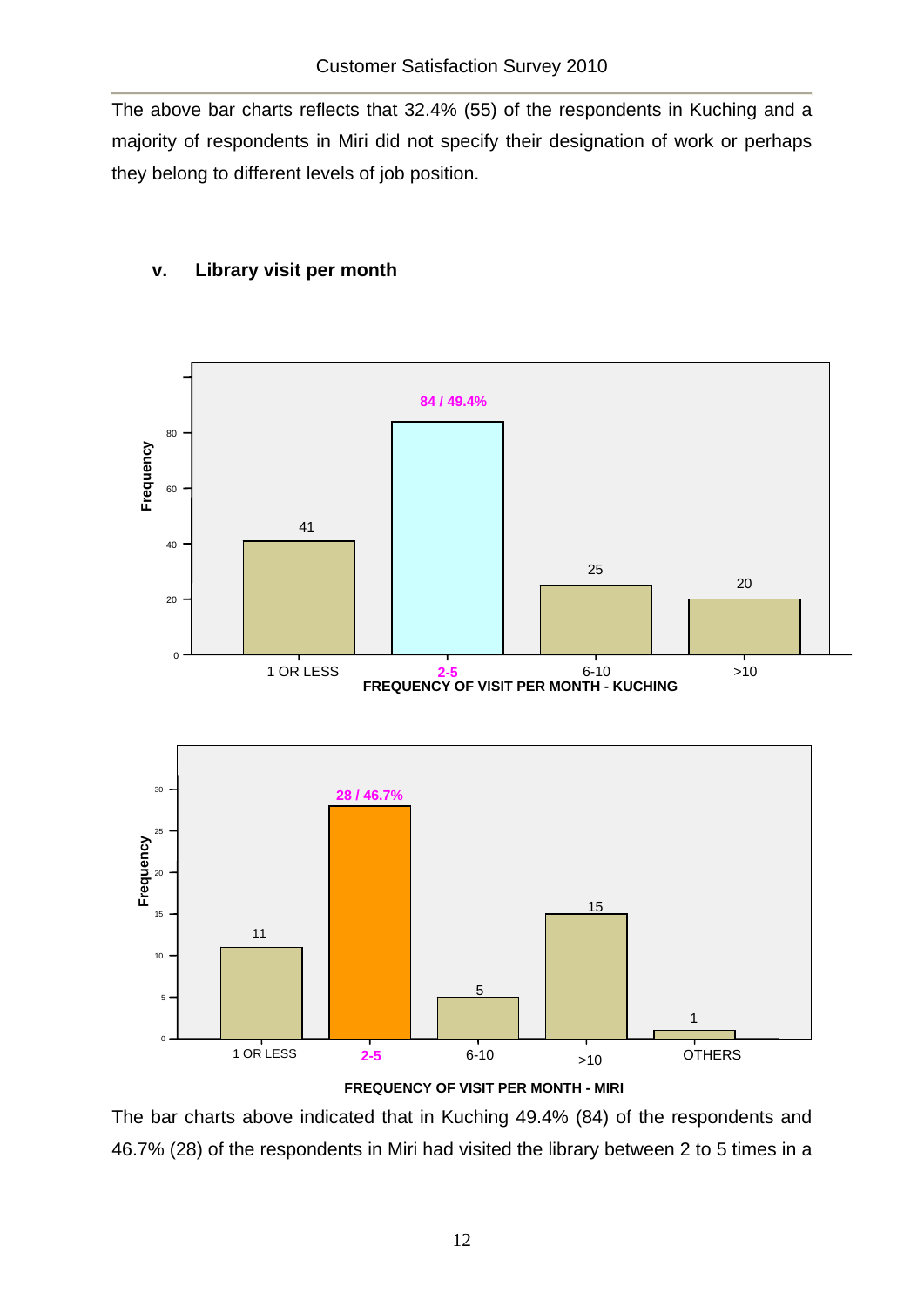The above bar charts reflects that 32.4% (55) of the respondents in Kuching and a majority of respondents in Miri did not specify their designation of work or perhaps they belong to different levels of job position.

### v. Library visit per month

| FREQUENCY OF VISIT PER MONTH - KUCHING | Frequency |
|---|---|
| 1 OR LESS | 41 |
| 2-5 | 84 / 49.4% |
| 6-10 | 25 |
| >10 | 20 |

| FREQUENCY OF VISIT PER MONTH - MIRI | Frequency |
|---|---|
| 1 OR LESS | 11 |
| 2-5 | 28 / 46.7% |
| 6-10 | 5 |
| >10 | 15 |
| OTHERS | 1 |

The bar charts above indicated that in Kuching 49.4% (84) of the respondents and 46.7% (28) of the respondents in Miri had visited the library between 2 to 5 times in a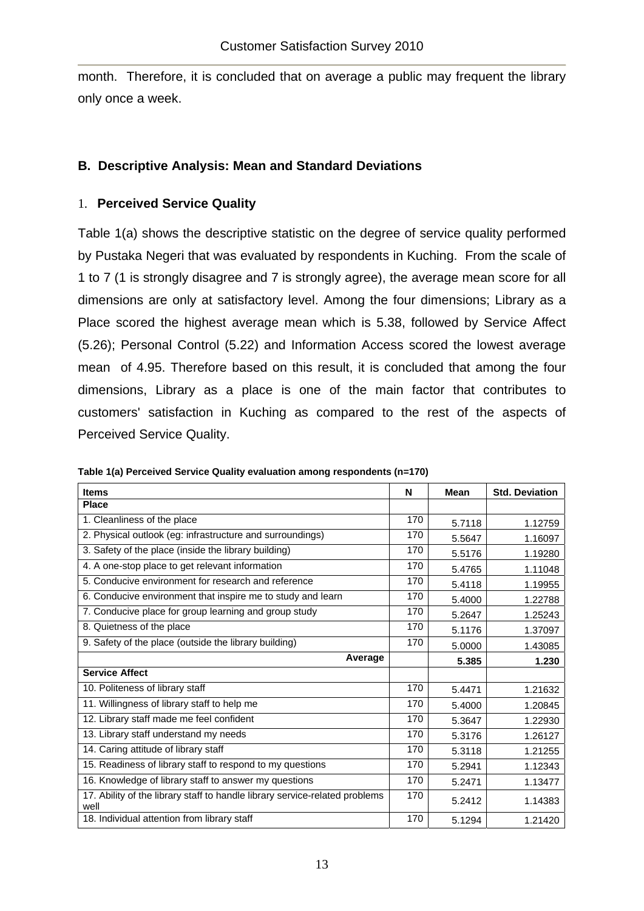month. Therefore, it is concluded that on average a public may frequent the library only once a week.

## B. Descriptive Analysis: Mean and Standard Deviations

### 1. Perceived Service Quality

Table 1(a) shows the descriptive statistic on the degree of service quality performed by Pustaka Negeri that was evaluated by respondents in Kuching. From the scale of 1 to 7 (1 is strongly disagree and 7 is strongly agree), the average mean score for all dimensions are only at satisfactory level. Among the four dimensions; Library as a Place scored the highest average mean which is 5.38, followed by Service Affect (5.26); Personal Control (5.22) and Information Access scored the lowest average mean of 4.95. Therefore based on this result, it is concluded that among the four dimensions, Library as a place is one of the main factor that contributes to customers' satisfaction in Kuching as compared to the rest of the aspects of Perceived Service Quality.

**Table 1(a) Perceived Service Quality evaluation among respondents (n=170)**

| Items | N | Mean | Std. Deviation |
|---|---|---|---|
| **Place** | | | |
| 1. Cleanliness of the place | 170 | 5.7118 | 1.12759 |
| 2. Physical outlook (eg: infrastructure and surroundings) | 170 | 5.5647 | 1.16097 |
| 3. Safety of the place (inside the library building) | 170 | 5.5176 | 1.19280 |
| 4. A one-stop place to get relevant information | 170 | 5.4765 | 1.11048 |
| 5. Conducive environment for research and reference | 170 | 5.4118 | 1.19955 |
| 6. Conducive environment that inspire me to study and learn | 170 | 5.4000 | 1.22788 |
| 7. Conducive place for group learning and group study | 170 | 5.2647 | 1.25243 |
| 8. Quietness of the place | 170 | 5.1176 | 1.37097 |
| 9. Safety of the place (outside the library building) | 170 | 5.0000 | 1.43085 |
| **Average** | | **5.385** | **1.230** |
| **Service Affect** | | | |
| 10. Politeness of library staff | 170 | 5.4471 | 1.21632 |
| 11. Willingness of library staff to help me | 170 | 5.4000 | 1.20845 |
| 12. Library staff made me feel confident | 170 | 5.3647 | 1.22930 |
| 13. Library staff understand my needs | 170 | 5.3176 | 1.26127 |
| 14. Caring attitude of library staff | 170 | 5.3118 | 1.21255 |
| 15. Readiness of library staff to respond to my questions | 170 | 5.2941 | 1.12343 |
| 16. Knowledge of library staff to answer my questions | 170 | 5.2471 | 1.13477 |
| 17. Ability of the library staff to handle library service-related problems well | 170 | 5.2412 | 1.14383 |
| 18. Individual attention from library staff | 170 | 5.1294 | 1.21420 |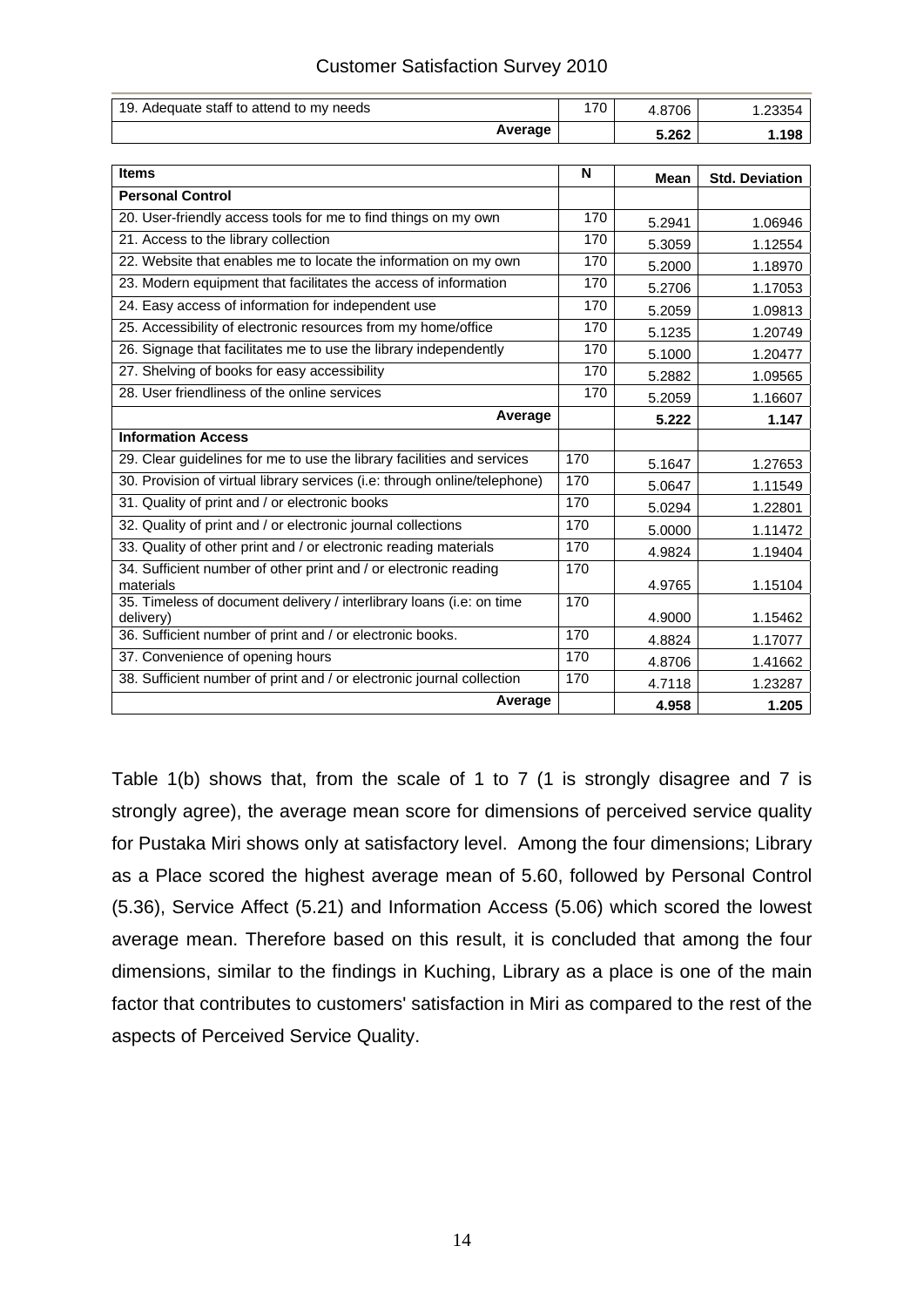| | | | |
|---|---|---|---|
| 19. Adequate staff to attend to my needs | 170 | 4.8706 | 1.23354 |
| **Average** | | **5.262** | **1.198** |

| **Items** | **N** | **Mean** | **Std. Deviation** |
|---|---|---|---|
| **Personal Control** | | | |
| 20. User-friendly access tools for me to find things on my own | 170 | 5.2941 | 1.06946 |
| 21. Access to the library collection | 170 | 5.3059 | 1.12554 |
| 22. Website that enables me to locate the information on my own | 170 | 5.2000 | 1.18970 |
| 23. Modern equipment that facilitates the access of information | 170 | 5.2706 | 1.17053 |
| 24. Easy access of information for independent use | 170 | 5.2059 | 1.09813 |
| 25. Accessibility of electronic resources from my home/office | 170 | 5.1235 | 1.20749 |
| 26. Signage that facilitates me to use the library independently | 170 | 5.1000 | 1.20477 |
| 27. Shelving of books for easy accessibility | 170 | 5.2882 | 1.09565 |
| 28. User friendliness of the online services | 170 | 5.2059 | 1.16607 |
| **Average** | | **5.222** | **1.147** |
| **Information Access** | | | |
| 29. Clear guidelines for me to use the library facilities and services | 170 | 5.1647 | 1.27653 |
| 30. Provision of virtual library services (i.e: through online/telephone) | 170 | 5.0647 | 1.11549 |
| 31. Quality of print and / or electronic books | 170 | 5.0294 | 1.22801 |
| 32. Quality of print and / or electronic journal collections | 170 | 5.0000 | 1.11472 |
| 33. Quality of other print and / or electronic reading materials | 170 | 4.9824 | 1.19404 |
| 34. Sufficient number of other print and / or electronic reading materials | 170 | 4.9765 | 1.15104 |
| 35. Timeless of document delivery / interlibrary loans (i.e: on time delivery) | 170 | 4.9000 | 1.15462 |
| 36. Sufficient number of print and / or electronic books. | 170 | 4.8824 | 1.17077 |
| 37. Convenience of opening hours | 170 | 4.8706 | 1.41662 |
| 38. Sufficient number of print and / or electronic journal collection | 170 | 4.7118 | 1.23287 |
| **Average** | | **4.958** | **1.205** |

Table 1(b) shows that, from the scale of 1 to 7 (1 is strongly disagree and 7 is strongly agree), the average mean score for dimensions of perceived service quality for Pustaka Miri shows only at satisfactory level. Among the four dimensions; Library as a Place scored the highest average mean of 5.60, followed by Personal Control (5.36), Service Affect (5.21) and Information Access (5.06) which scored the lowest average mean. Therefore based on this result, it is concluded that among the four dimensions, similar to the findings in Kuching, Library as a place is one of the main factor that contributes to customers' satisfaction in Miri as compared to the rest of the aspects of Perceived Service Quality.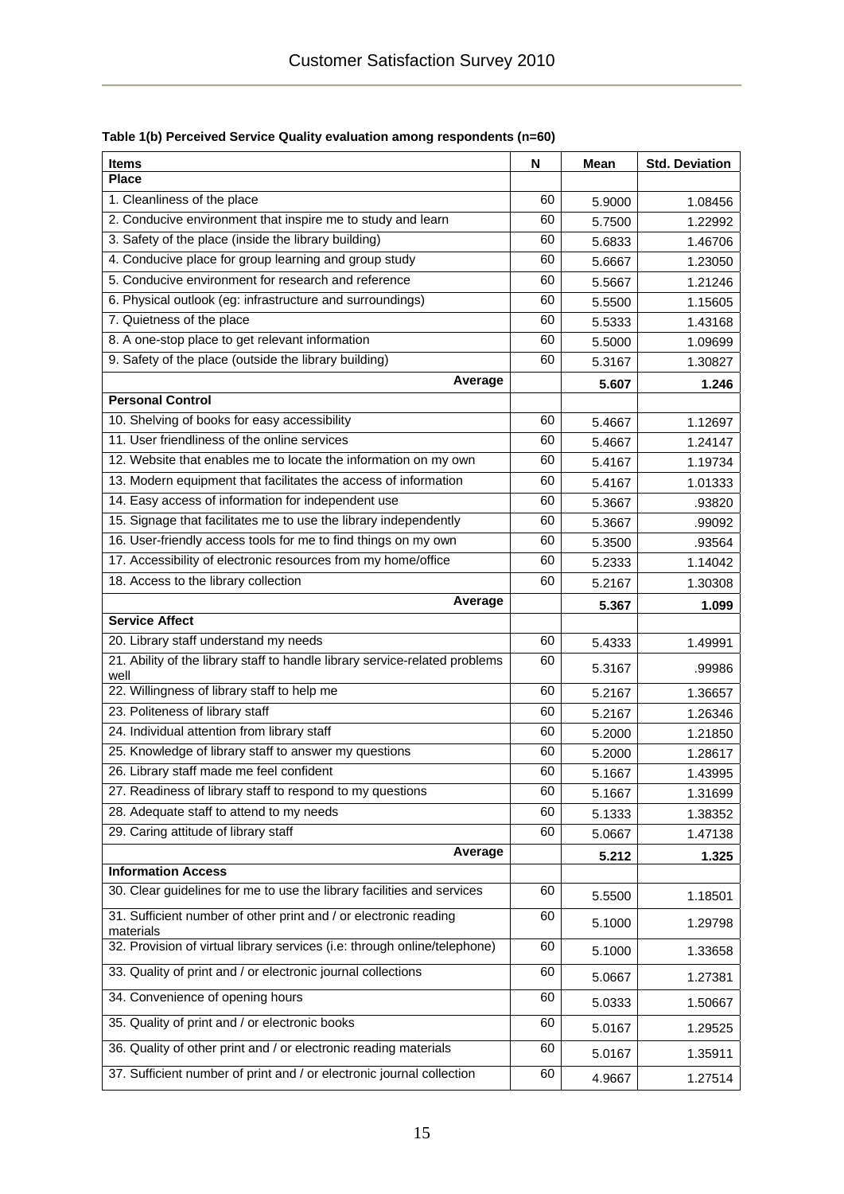**Table 1(b) Perceived Service Quality evaluation among respondents (n=60)**

| Items | N | Mean | Std. Deviation |
|---|---|---|---|
| **Place** | | | |
| 1. Cleanliness of the place | 60 | 5.9000 | 1.08456 |
| 2. Conducive environment that inspire me to study and learn | 60 | 5.7500 | 1.22992 |
| 3. Safety of the place (inside the library building) | 60 | 5.6833 | 1.46706 |
| 4. Conducive place for group learning and group study | 60 | 5.6667 | 1.23050 |
| 5. Conducive environment for research and reference | 60 | 5.5667 | 1.21246 |
| 6. Physical outlook (eg: infrastructure and surroundings) | 60 | 5.5500 | 1.15605 |
| 7. Quietness of the place | 60 | 5.5333 | 1.43168 |
| 8. A one-stop place to get relevant information | 60 | 5.5000 | 1.09699 |
| 9. Safety of the place (outside the library building) | 60 | 5.3167 | 1.30827 |
| **Average** | | **5.607** | **1.246** |
| **Personal Control** | | | |
| 10. Shelving of books for easy accessibility | 60 | 5.4667 | 1.12697 |
| 11. User friendliness of the online services | 60 | 5.4667 | 1.24147 |
| 12. Website that enables me to locate the information on my own | 60 | 5.4167 | 1.19734 |
| 13. Modern equipment that facilitates the access of information | 60 | 5.4167 | 1.01333 |
| 14. Easy access of information for independent use | 60 | 5.3667 | .93820 |
| 15. Signage that facilitates me to use the library independently | 60 | 5.3667 | .99092 |
| 16. User-friendly access tools for me to find things on my own | 60 | 5.3500 | .93564 |
| 17. Accessibility of electronic resources from my home/office | 60 | 5.2333 | 1.14042 |
| 18. Access to the library collection | 60 | 5.2167 | 1.30308 |
| **Average** | | **5.367** | **1.099** |
| **Service Affect** | | | |
| 20. Library staff understand my needs | 60 | 5.4333 | 1.49991 |
| 21. Ability of the library staff to handle library service-related problems well | 60 | 5.3167 | .99986 |
| 22. Willingness of library staff to help me | 60 | 5.2167 | 1.36657 |
| 23. Politeness of library staff | 60 | 5.2167 | 1.26346 |
| 24. Individual attention from library staff | 60 | 5.2000 | 1.21850 |
| 25. Knowledge of library staff to answer my questions | 60 | 5.2000 | 1.28617 |
| 26. Library staff made me feel confident | 60 | 5.1667 | 1.43995 |
| 27. Readiness of library staff to respond to my questions | 60 | 5.1667 | 1.31699 |
| 28. Adequate staff to attend to my needs | 60 | 5.1333 | 1.38352 |
| 29. Caring attitude of library staff | 60 | 5.0667 | 1.47138 |
| **Average** | | **5.212** | **1.325** |
| **Information Access** | | | |
| 30. Clear guidelines for me to use the library facilities and services | 60 | 5.5500 | 1.18501 |
| 31. Sufficient number of other print and / or electronic reading materials | 60 | 5.1000 | 1.29798 |
| 32. Provision of virtual library services (i.e: through online/telephone) | 60 | 5.1000 | 1.33658 |
| 33. Quality of print and / or electronic journal collections | 60 | 5.0667 | 1.27381 |
| 34. Convenience of opening hours | 60 | 5.0333 | 1.50667 |
| 35. Quality of print and / or electronic books | 60 | 5.0167 | 1.29525 |
| 36. Quality of other print and / or electronic reading materials | 60 | 5.0167 | 1.35911 |
| 37. Sufficient number of print and / or electronic journal collection | 60 | 4.9667 | 1.27514 |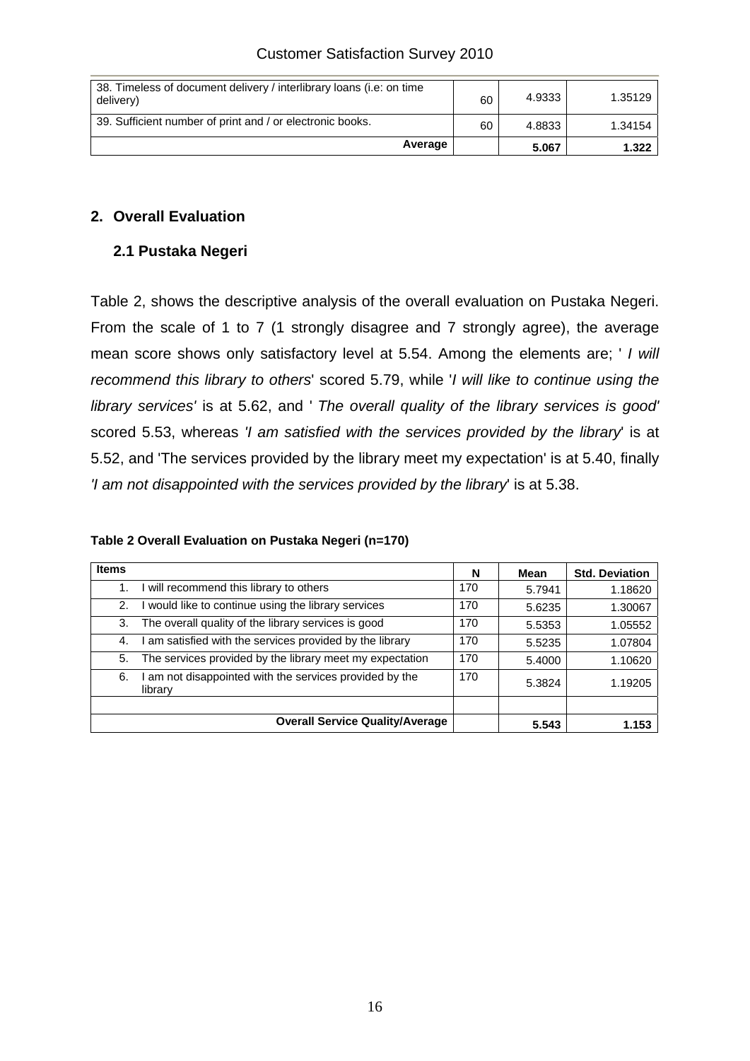| | | | |
|---|---|---|---|
| 38. Timeless of document delivery / interlibrary loans (i.e: on time delivery) | 60 | 4.9333 | 1.35129 |
| 39. Sufficient number of print and / or electronic books. | 60 | 4.8833 | 1.34154 |
| **Average** | | **5.067** | **1.322** |

## 2. Overall Evaluation

### 2.1 Pustaka Negeri

Table 2, shows the descriptive analysis of the overall evaluation on Pustaka Negeri. From the scale of 1 to 7 (1 strongly disagree and 7 strongly agree), the average mean score shows only satisfactory level at 5.54. Among the elements are; ' *I will recommend this library to others*' scored 5.79, while '*I will like to continue using the library services'* is at 5.62, and ' *The overall quality of the library services is good'* scored 5.53, whereas *'I am satisfied with the services provided by the library*' is at 5.52, and 'The services provided by the library meet my expectation' is at 5.40, finally *'I am not disappointed with the services provided by the library*' is at 5.38.

**Table 2 Overall Evaluation on Pustaka Negeri (n=170)**

| Items | N | Mean | Std. Deviation |
|---|---|---|---|
| 1. I will recommend this library to others | 170 | 5.7941 | 1.18620 |
| 2. I would like to continue using the library services | 170 | 5.6235 | 1.30067 |
| 3. The overall quality of the library services is good | 170 | 5.5353 | 1.05552 |
| 4. I am satisfied with the services provided by the library | 170 | 5.5235 | 1.07804 |
| 5. The services provided by the library meet my expectation | 170 | 5.4000 | 1.10620 |
| 6. I am not disappointed with the services provided by the library | 170 | 5.3824 | 1.19205 |
| | | | |
| **Overall Service Quality/Average** | | **5.543** | **1.153** |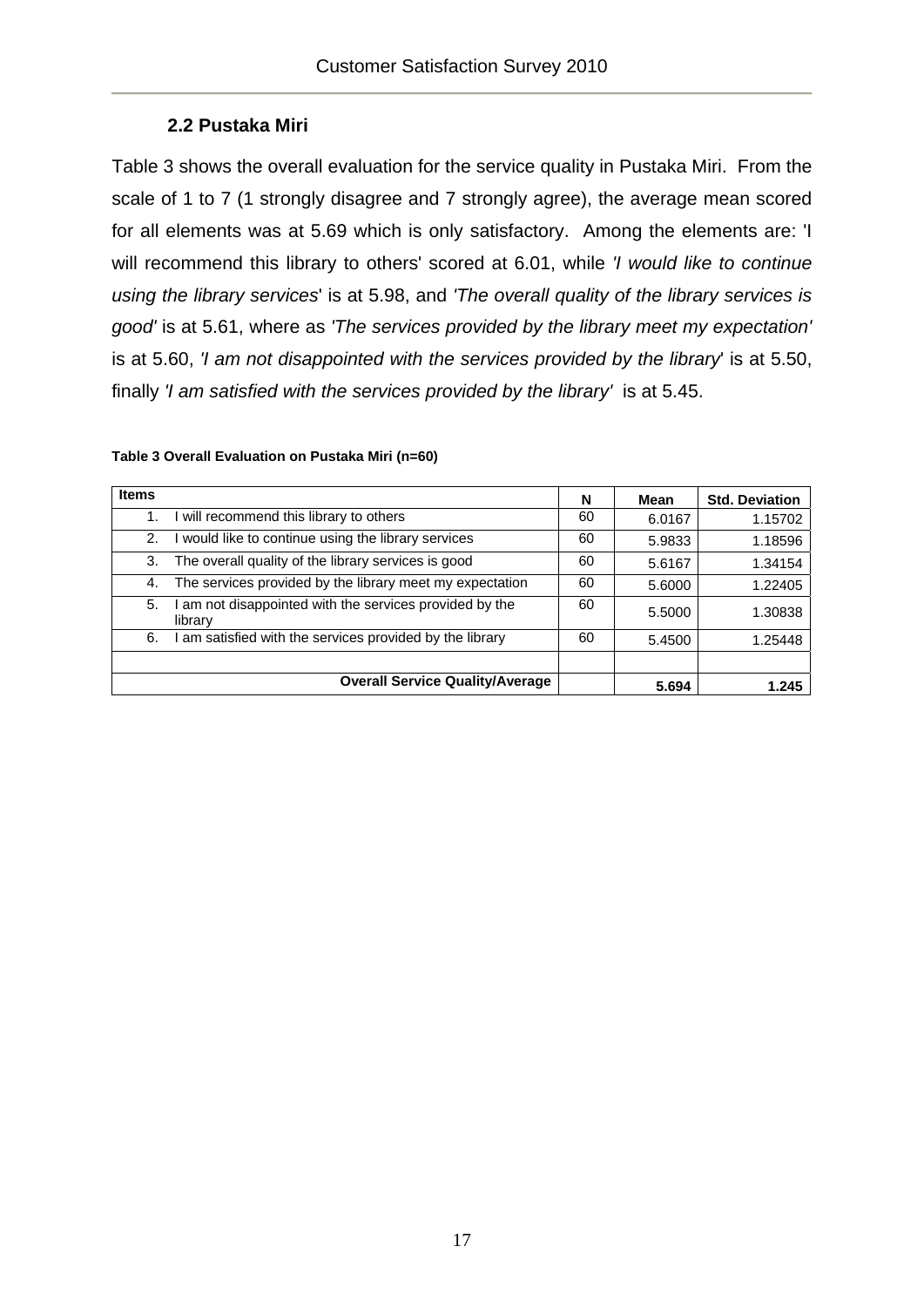### 2.2 Pustaka Miri

Table 3 shows the overall evaluation for the service quality in Pustaka Miri. From the scale of 1 to 7 (1 strongly disagree and 7 strongly agree), the average mean scored for all elements was at 5.69 which is only satisfactory. Among the elements are: 'I will recommend this library to others' scored at 6.01, while *'I would like to continue using the library services*' is at 5.98, and *'The overall quality of the library services is good'* is at 5.61, where as *'The services provided by the library meet my expectation'* is at 5.60, *'I am not disappointed with the services provided by the library*' is at 5.50, finally *'I am satisfied with the services provided by the library'* is at 5.45.

**Table 3 Overall Evaluation on Pustaka Miri (n=60)**

| Items | N | Mean | Std. Deviation |
|---|---|---|---|
| 1. I will recommend this library to others | 60 | 6.0167 | 1.15702 |
| 2. I would like to continue using the library services | 60 | 5.9833 | 1.18596 |
| 3. The overall quality of the library services is good | 60 | 5.6167 | 1.34154 |
| 4. The services provided by the library meet my expectation | 60 | 5.6000 | 1.22405 |
| 5. I am not disappointed with the services provided by the library | 60 | 5.5000 | 1.30838 |
| 6. I am satisfied with the services provided by the library | 60 | 5.4500 | 1.25448 |
| | | | |
| **Overall Service Quality/Average** | | **5.694** | **1.245** |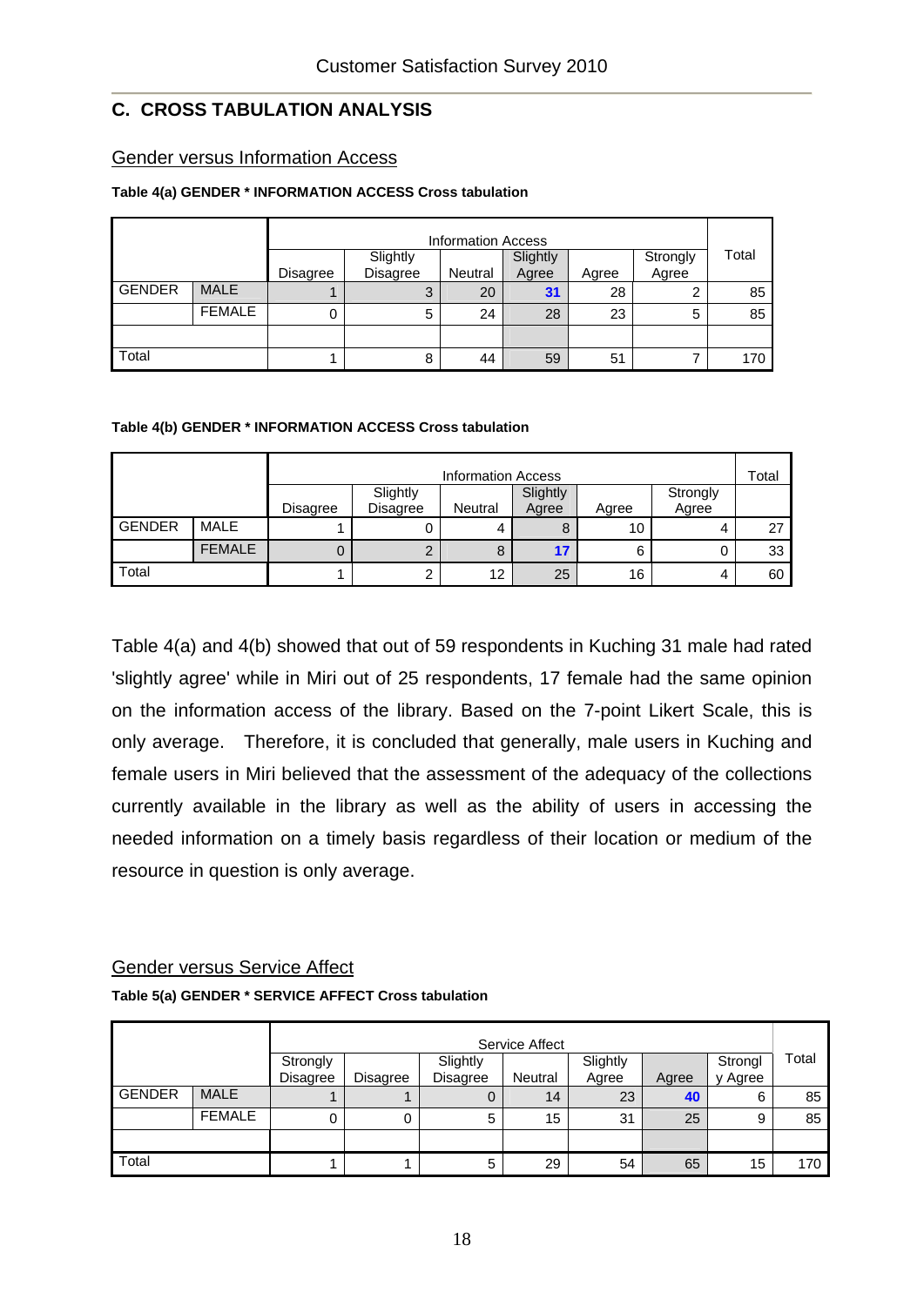## C. CROSS TABULATION ANALYSIS

### Gender versus Information Access

**Table 4(a) GENDER * INFORMATION ACCESS Cross tabulation**

| | | Information Access | | | | | | Total |
|---|---|---|---|---|---|---|---|---|
| | | Disagree | Slightly Disagree | Neutral | Slightly Agree | Agree | Strongly Agree | |
| GENDER | MALE | 1 | 3 | 20 | **31** | 28 | 2 | 85 |
| | FEMALE | 0 | 5 | 24 | 28 | 23 | 5 | 85 |
| | | | | | | | | |
| Total | | 1 | 8 | 44 | 59 | 51 | 7 | 170 |

**Table 4(b) GENDER * INFORMATION ACCESS Cross tabulation**

| | | Information Access | | | | | | Total |
|---|---|---|---|---|---|---|---|---|
| | | Disagree | Slightly Disagree | Neutral | Slightly Agree | Agree | Strongly Agree | |
| GENDER | MALE | 1 | 0 | 4 | 8 | 10 | 4 | 27 |
| | FEMALE | 0 | 2 | 8 | **17** | 6 | 0 | 33 |
| Total | | 1 | 2 | 12 | 25 | 16 | 4 | 60 |

Table 4(a) and 4(b) showed that out of 59 respondents in Kuching 31 male had rated 'slightly agree' while in Miri out of 25 respondents, 17 female had the same opinion on the information access of the library. Based on the 7-point Likert Scale, this is only average. Therefore, it is concluded that generally, male users in Kuching and female users in Miri believed that the assessment of the adequacy of the collections currently available in the library as well as the ability of users in accessing the needed information on a timely basis regardless of their location or medium of the resource in question is only average.

### Gender versus Service Affect

**Table 5(a) GENDER * SERVICE AFFECT Cross tabulation**

| | | Service Affect | | | | | | | Total |
|---|---|---|---|---|---|---|---|---|---|
| | | Strongly Disagree | Disagree | Slightly Disagree | Neutral | Slightly Agree | Agree | Strongly Agree | |
| GENDER | MALE | 1 | 1 | 0 | 14 | 23 | **40** | 6 | 85 |
| | FEMALE | 0 | 0 | 5 | 15 | 31 | 25 | 9 | 85 |
| | | | | | | | | | |
| Total | | 1 | 1 | 5 | 29 | 54 | 65 | 15 | 170 |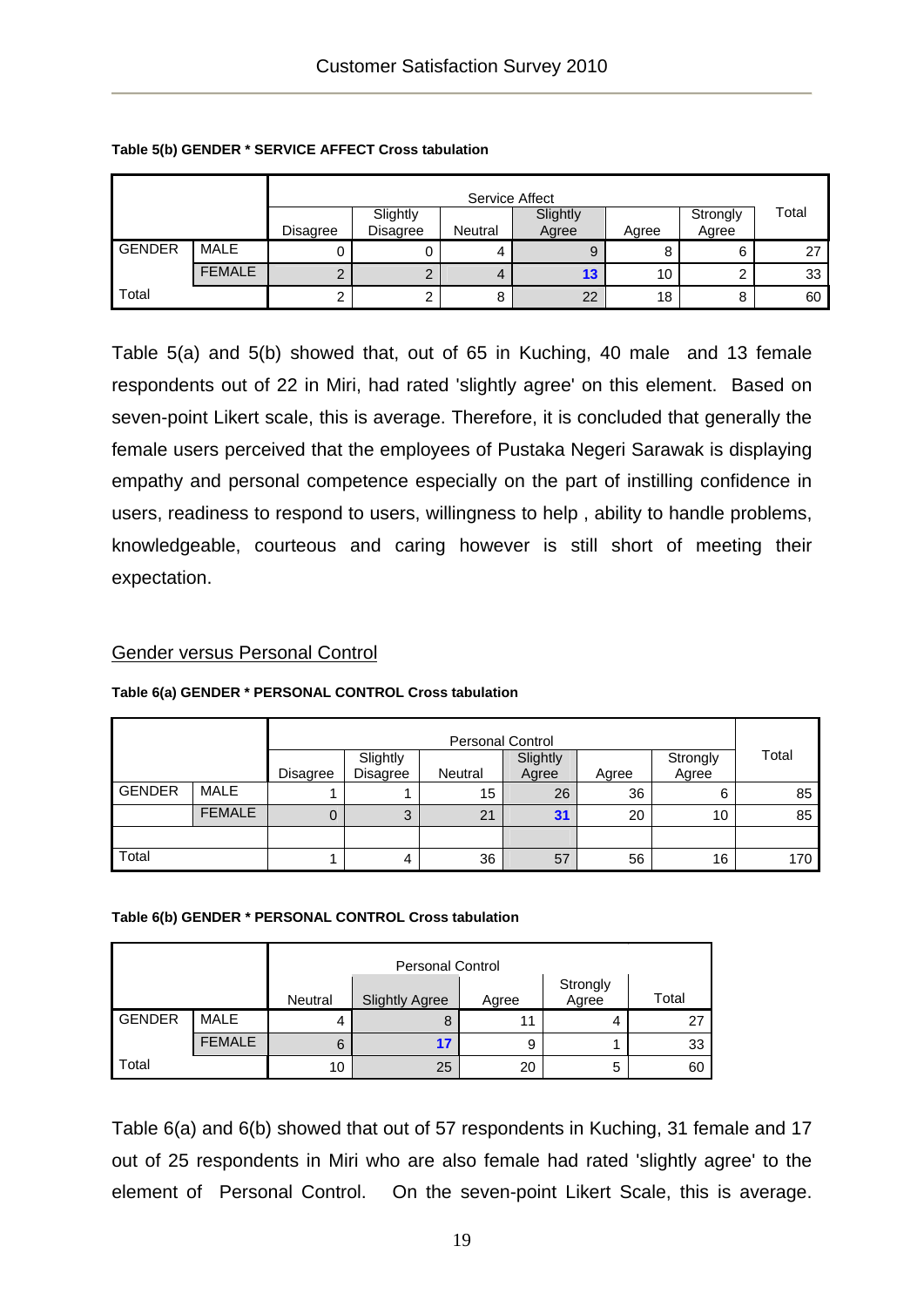**Table 5(b) GENDER * SERVICE AFFECT Cross tabulation**

| | | Service Affect | | | | | | Total |
|---|---|---|---|---|---|---|---|---|
| | | Disagree | Slightly Disagree | Neutral | Slightly Agree | Agree | Strongly Agree | |
| GENDER | MALE | 0 | 0 | 4 | 9 | 8 | 6 | 27 |
| | FEMALE | 2 | 2 | 4 | **13** | 10 | 2 | 33 |
| Total | | 2 | 2 | 8 | 22 | 18 | 8 | 60 |

Table 5(a) and 5(b) showed that, out of 65 in Kuching, 40 male and 13 female respondents out of 22 in Miri, had rated 'slightly agree' on this element. Based on seven-point Likert scale, this is average. Therefore, it is concluded that generally the female users perceived that the employees of Pustaka Negeri Sarawak is displaying empathy and personal competence especially on the part of instilling confidence in users, readiness to respond to users, willingness to help , ability to handle problems, knowledgeable, courteous and caring however is still short of meeting their expectation.

## Gender versus Personal Control

**Table 6(a) GENDER * PERSONAL CONTROL Cross tabulation**

| | | Personal Control | | | | | | Total |
|---|---|---|---|---|---|---|---|---|
| | | Disagree | Slightly Disagree | Neutral | Slightly Agree | Agree | Strongly Agree | |
| GENDER | MALE | 1 | 1 | 15 | 26 | 36 | 6 | 85 |
| | FEMALE | 0 | 3 | 21 | **31** | 20 | 10 | 85 |
| | | | | | | | | |
| Total | | 1 | 4 | 36 | 57 | 56 | 16 | 170 |

**Table 6(b) GENDER * PERSONAL CONTROL Cross tabulation**

| | | Personal Control | | | | Total |
|---|---|---|---|---|---|---|
| | | Neutral | Slightly Agree | Agree | Strongly Agree | |
| GENDER | MALE | 4 | 8 | 11 | 4 | 27 |
| | FEMALE | 6 | **17** | 9 | 1 | 33 |
| Total | | 10 | 25 | 20 | 5 | 60 |

Table 6(a) and 6(b) showed that out of 57 respondents in Kuching, 31 female and 17 out of 25 respondents in Miri who are also female had rated 'slightly agree' to the element of Personal Control. On the seven-point Likert Scale, this is average.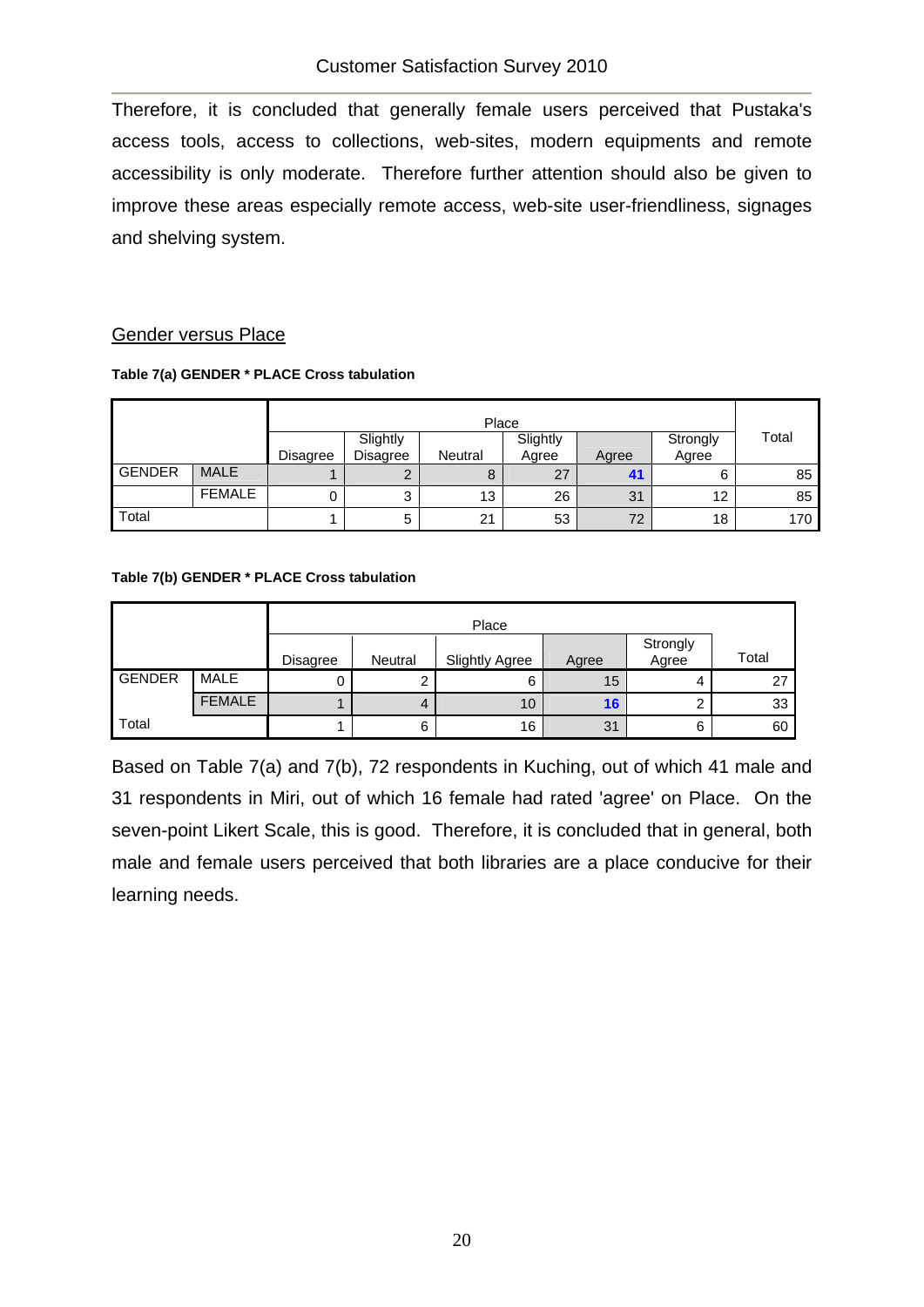Therefore, it is concluded that generally female users perceived that Pustaka's access tools, access to collections, web-sites, modern equipments and remote accessibility is only moderate. Therefore further attention should also be given to improve these areas especially remote access, web-site user-friendliness, signages and shelving system.

## Gender versus Place

**Table 7(a) GENDER * PLACE Cross tabulation**

| | | Place | | | | | | Total |
|---|---|---|---|---|---|---|---|---|
| | | Disagree | Slightly Disagree | Neutral | Slightly Agree | Agree | Strongly Agree | |
| GENDER | MALE | 1 | 2 | 8 | 27 | **41** | 6 | 85 |
| | FEMALE | 0 | 3 | 13 | 26 | 31 | 12 | 85 |
| Total | | 1 | 5 | 21 | 53 | 72 | 18 | 170 |

**Table 7(b) GENDER * PLACE Cross tabulation**

| | | Place | | | | | Total |
|---|---|---|---|---|---|---|---|
| | | Disagree | Neutral | Slightly Agree | Agree | Strongly Agree | |
| GENDER | MALE | 0 | 2 | 6 | 15 | 4 | 27 |
| | FEMALE | 1 | 4 | 10 | **16** | 2 | 33 |
| Total | | 1 | 6 | 16 | 31 | 6 | 60 |

Based on Table 7(a) and 7(b), 72 respondents in Kuching, out of which 41 male and 31 respondents in Miri, out of which 16 female had rated 'agree' on Place. On the seven-point Likert Scale, this is good. Therefore, it is concluded that in general, both male and female users perceived that both libraries are a place conducive for their learning needs.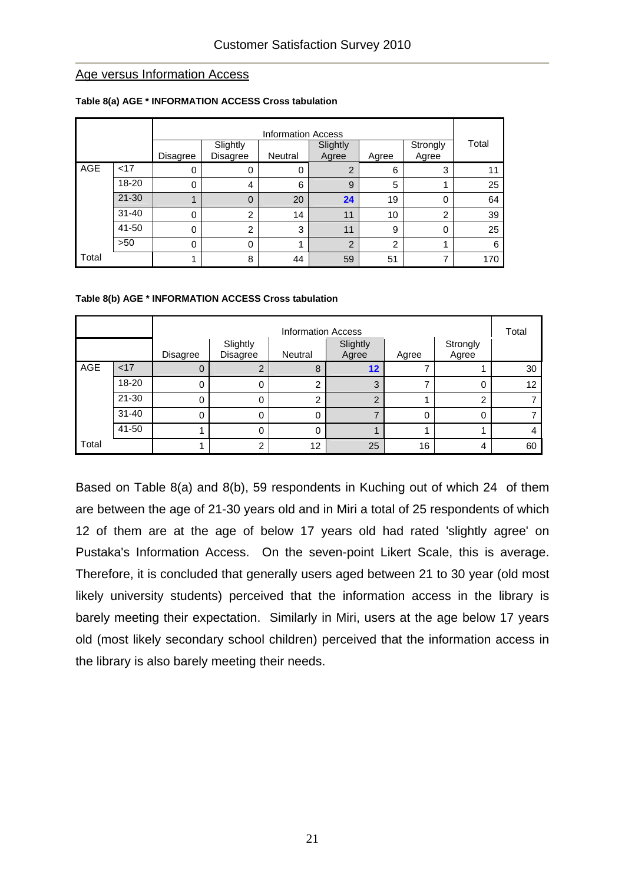Age versus Information Access

**Table 8(a) AGE * INFORMATION ACCESS Cross tabulation**

| | | Information Access | | | | | | Total |
|---|---|---|---|---|---|---|---|---|
| | | Disagree | Slightly Disagree | Neutral | Slightly Agree | Agree | Strongly Agree | |
| AGE | <17 | 0 | 0 | 0 | 2 | 6 | 3 | 11 |
| | 18-20 | 0 | 4 | 6 | 9 | 5 | 1 | 25 |
| | 21-30 | 1 | 0 | 20 | **24** | 19 | 0 | 64 |
| | 31-40 | 0 | 2 | 14 | 11 | 10 | 2 | 39 |
| | 41-50 | 0 | 2 | 3 | 11 | 9 | 0 | 25 |
| | >50 | 0 | 0 | 1 | 2 | 2 | 1 | 6 |
| Total | | 1 | 8 | 44 | 59 | 51 | 7 | 170 |

**Table 8(b) AGE * INFORMATION ACCESS Cross tabulation**

| | | Information Access | | | | | | Total |
|---|---|---|---|---|---|---|---|---|
| | | Disagree | Slightly Disagree | Neutral | Slightly Agree | Agree | Strongly Agree | |
| AGE | <17 | 0 | 2 | 8 | **12** | 7 | 1 | 30 |
| | 18-20 | 0 | 0 | 2 | 3 | 7 | 0 | 12 |
| | 21-30 | 0 | 0 | 2 | 2 | 1 | 2 | 7 |
| | 31-40 | 0 | 0 | 0 | 7 | 0 | 0 | 7 |
| | 41-50 | 1 | 0 | 0 | 1 | 1 | 1 | 4 |
| Total | | 1 | 2 | 12 | 25 | 16 | 4 | 60 |

Based on Table 8(a) and 8(b), 59 respondents in Kuching out of which 24 of them are between the age of 21-30 years old and in Miri a total of 25 respondents of which 12 of them are at the age of below 17 years old had rated 'slightly agree' on Pustaka's Information Access. On the seven-point Likert Scale, this is average. Therefore, it is concluded that generally users aged between 21 to 30 year (old most likely university students) perceived that the information access in the library is barely meeting their expectation. Similarly in Miri, users at the age below 17 years old (most likely secondary school children) perceived that the information access in the library is also barely meeting their needs.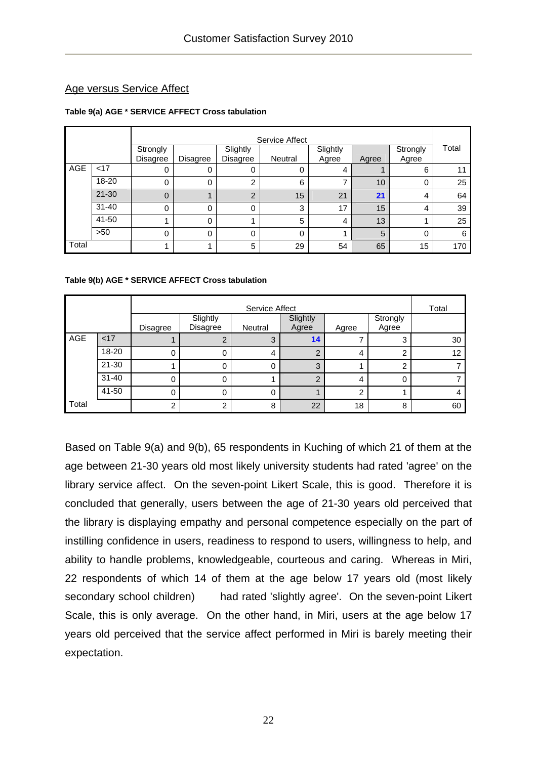## Age versus Service Affect

**Table 9(a) AGE * SERVICE AFFECT Cross tabulation**

| | | Service Affect | | | | | | | Total |
|---|---|---|---|---|---|---|---|---|---|
| | | Strongly Disagree | Disagree | Slightly Disagree | Neutral | Slightly Agree | Agree | Strongly Agree | |
| AGE | <17 | 0 | 0 | 0 | 0 | 4 | 1 | 6 | 11 |
| | 18-20 | 0 | 0 | 2 | 6 | 7 | 10 | 0 | 25 |
| | 21-30 | 0 | 1 | 2 | 15 | 21 | **21** | 4 | 64 |
| | 31-40 | 0 | 0 | 0 | 3 | 17 | 15 | 4 | 39 |
| | 41-50 | 1 | 0 | 1 | 5 | 4 | 13 | 1 | 25 |
| | >50 | 0 | 0 | 0 | 0 | 1 | 5 | 0 | 6 |
| Total | | 1 | 1 | 5 | 29 | 54 | 65 | 15 | 170 |

**Table 9(b) AGE * SERVICE AFFECT Cross tabulation**

| | | Service Affect | | | | | | Total |
|---|---|---|---|---|---|---|---|---|
| | | Disagree | Slightly Disagree | Neutral | Slightly Agree | Agree | Strongly Agree | |
| AGE | <17 | 1 | 2 | 3 | **14** | 7 | 3 | 30 |
| | 18-20 | 0 | 0 | 4 | 2 | 4 | 2 | 12 |
| | 21-30 | 1 | 0 | 0 | 3 | 1 | 2 | 7 |
| | 31-40 | 0 | 0 | 1 | 2 | 4 | 0 | 7 |
| | 41-50 | 0 | 0 | 0 | 1 | 2 | 1 | 4 |
| Total | | 2 | 2 | 8 | 22 | 18 | 8 | 60 |

Based on Table 9(a) and 9(b), 65 respondents in Kuching of which 21 of them at the age between 21-30 years old most likely university students had rated 'agree' on the library service affect. On the seven-point Likert Scale, this is good. Therefore it is concluded that generally, users between the age of 21-30 years old perceived that the library is displaying empathy and personal competence especially on the part of instilling confidence in users, readiness to respond to users, willingness to help, and ability to handle problems, knowledgeable, courteous and caring. Whereas in Miri, 22 respondents of which 14 of them at the age below 17 years old (most likely secondary school children) had rated 'slightly agree'. On the seven-point Likert Scale, this is only average. On the other hand, in Miri, users at the age below 17 years old perceived that the service affect performed in Miri is barely meeting their expectation.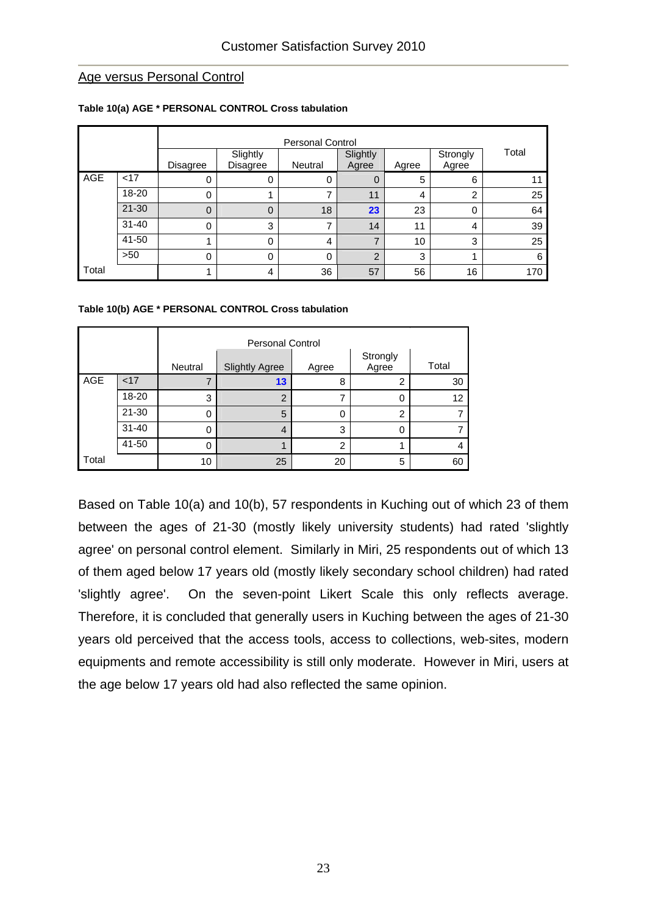## Age versus Personal Control

**Table 10(a) AGE * PERSONAL CONTROL Cross tabulation**

| | | Personal Control | | | | | | Total |
|---|---|---|---|---|---|---|---|---|
| | | Disagree | Slightly Disagree | Neutral | Slightly Agree | Agree | Strongly Agree | |
| AGE | <17 | 0 | 0 | 0 | 0 | 5 | 6 | 11 |
| | 18-20 | 0 | 1 | 7 | 11 | 4 | 2 | 25 |
| | 21-30 | 0 | 0 | 18 | **23** | 23 | 0 | 64 |
| | 31-40 | 0 | 3 | 7 | 14 | 11 | 4 | 39 |
| | 41-50 | 1 | 0 | 4 | 7 | 10 | 3 | 25 |
| | >50 | 0 | 0 | 0 | 2 | 3 | 1 | 6 |
| Total | | 1 | 4 | 36 | 57 | 56 | 16 | 170 |

**Table 10(b) AGE * PERSONAL CONTROL Cross tabulation**

| | | Personal Control | | | | Total |
|---|---|---|---|---|---|---|
| | | Neutral | Slightly Agree | Agree | Strongly Agree | |
| AGE | <17 | 7 | **13** | 8 | 2 | 30 |
| | 18-20 | 3 | 2 | 7 | 0 | 12 |
| | 21-30 | 0 | 5 | 0 | 2 | 7 |
| | 31-40 | 0 | 4 | 3 | 0 | 7 |
| | 41-50 | 0 | 1 | 2 | 1 | 4 |
| Total | | 10 | 25 | 20 | 5 | 60 |

Based on Table 10(a) and 10(b), 57 respondents in Kuching out of which 23 of them between the ages of 21-30 (mostly likely university students) had rated 'slightly agree' on personal control element. Similarly in Miri, 25 respondents out of which 13 of them aged below 17 years old (mostly likely secondary school children) had rated 'slightly agree'. On the seven-point Likert Scale this only reflects average. Therefore, it is concluded that generally users in Kuching between the ages of 21-30 years old perceived that the access tools, access to collections, web-sites, modern equipments and remote accessibility is still only moderate. However in Miri, users at the age below 17 years old had also reflected the same opinion.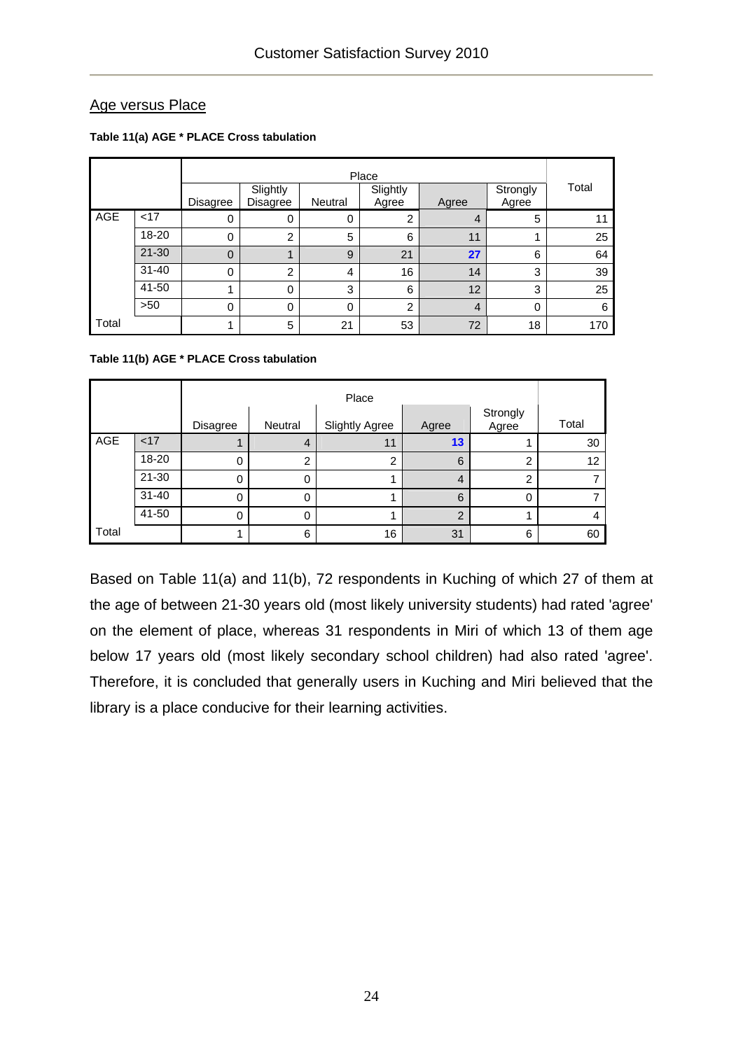## Age versus Place

**Table 11(a) AGE * PLACE Cross tabulation**

| | | Place | | | | | | Total |
|---|---|---|---|---|---|---|---|---|
| | | Disagree | Slightly Disagree | Neutral | Slightly Agree | Agree | Strongly Agree | |
| AGE | <17 | 0 | 0 | 0 | 2 | 4 | 5 | 11 |
| | 18-20 | 0 | 2 | 5 | 6 | 11 | 1 | 25 |
| | 21-30 | 0 | 1 | 9 | 21 | **27** | 6 | 64 |
| | 31-40 | 0 | 2 | 4 | 16 | 14 | 3 | 39 |
| | 41-50 | 1 | 0 | 3 | 6 | 12 | 3 | 25 |
| | >50 | 0 | 0 | 0 | 2 | 4 | 0 | 6 |
| Total | | 1 | 5 | 21 | 53 | 72 | 18 | 170 |

**Table 11(b) AGE * PLACE Cross tabulation**

| | | Place | | | | | Total |
|---|---|---|---|---|---|---|---|
| | | Disagree | Neutral | Slightly Agree | Agree | Strongly Agree | |
| AGE | <17 | 1 | 4 | 11 | **13** | 1 | 30 |
| | 18-20 | 0 | 2 | 2 | 6 | 2 | 12 |
| | 21-30 | 0 | 0 | 1 | 4 | 2 | 7 |
| | 31-40 | 0 | 0 | 1 | 6 | 0 | 7 |
| | 41-50 | 0 | 0 | 1 | 2 | 1 | 4 |
| Total | | 1 | 6 | 16 | 31 | 6 | 60 |

Based on Table 11(a) and 11(b), 72 respondents in Kuching of which 27 of them at the age of between 21-30 years old (most likely university students) had rated 'agree' on the element of place, whereas 31 respondents in Miri of which 13 of them age below 17 years old (most likely secondary school children) had also rated 'agree'. Therefore, it is concluded that generally users in Kuching and Miri believed that the library is a place conducive for their learning activities.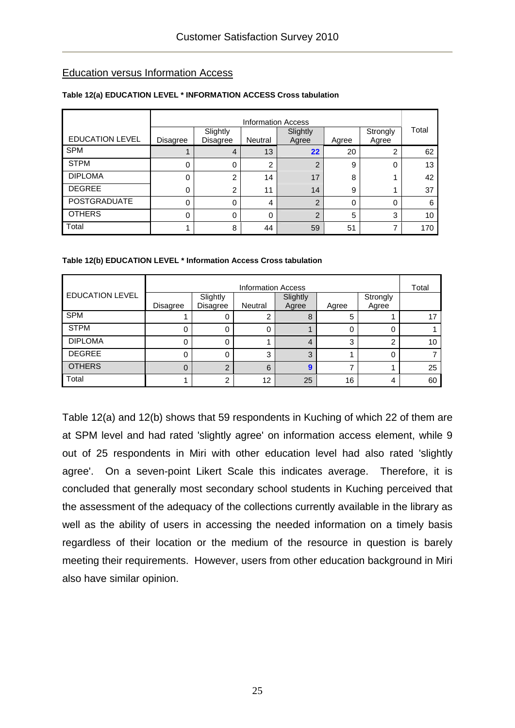## Education versus Information Access

**Table 12(a) EDUCATION LEVEL * INFORMATION ACCESS Cross tabulation**

| EDUCATION LEVEL | Information Access | | | | | | Total |
|---|---|---|---|---|---|---|---|
| | Disagree | Slightly Disagree | Neutral | Slightly Agree | Agree | Strongly Agree | |
| SPM | 1 | 4 | 13 | **22** | 20 | 2 | 62 |
| STPM | 0 | 0 | 2 | 2 | 9 | 0 | 13 |
| DIPLOMA | 0 | 2 | 14 | 17 | 8 | 1 | 42 |
| DEGREE | 0 | 2 | 11 | 14 | 9 | 1 | 37 |
| POSTGRADUATE | 0 | 0 | 4 | 2 | 0 | 0 | 6 |
| OTHERS | 0 | 0 | 0 | 2 | 5 | 3 | 10 |
| Total | 1 | 8 | 44 | 59 | 51 | 7 | 170 |

**Table 12(b) EDUCATION LEVEL * Information Access Cross tabulation**

| EDUCATION LEVEL | Information Access | | | | | | Total |
|---|---|---|---|---|---|---|---|
| | Disagree | Slightly Disagree | Neutral | Slightly Agree | Agree | Strongly Agree | |
| SPM | 1 | 0 | 2 | 8 | 5 | 1 | 17 |
| STPM | 0 | 0 | 0 | 1 | 0 | 0 | 1 |
| DIPLOMA | 0 | 0 | 1 | 4 | 3 | 2 | 10 |
| DEGREE | 0 | 0 | 3 | 3 | 1 | 0 | 7 |
| OTHERS | 0 | 2 | 6 | **9** | 7 | 1 | 25 |
| Total | 1 | 2 | 12 | 25 | 16 | 4 | 60 |

Table 12(a) and 12(b) shows that 59 respondents in Kuching of which 22 of them are at SPM level and had rated 'slightly agree' on information access element, while 9 out of 25 respondents in Miri with other education level had also rated 'slightly agree'. On a seven-point Likert Scale this indicates average. Therefore, it is concluded that generally most secondary school students in Kuching perceived that the assessment of the adequacy of the collections currently available in the library as well as the ability of users in accessing the needed information on a timely basis regardless of their location or the medium of the resource in question is barely meeting their requirements. However, users from other education background in Miri also have similar opinion.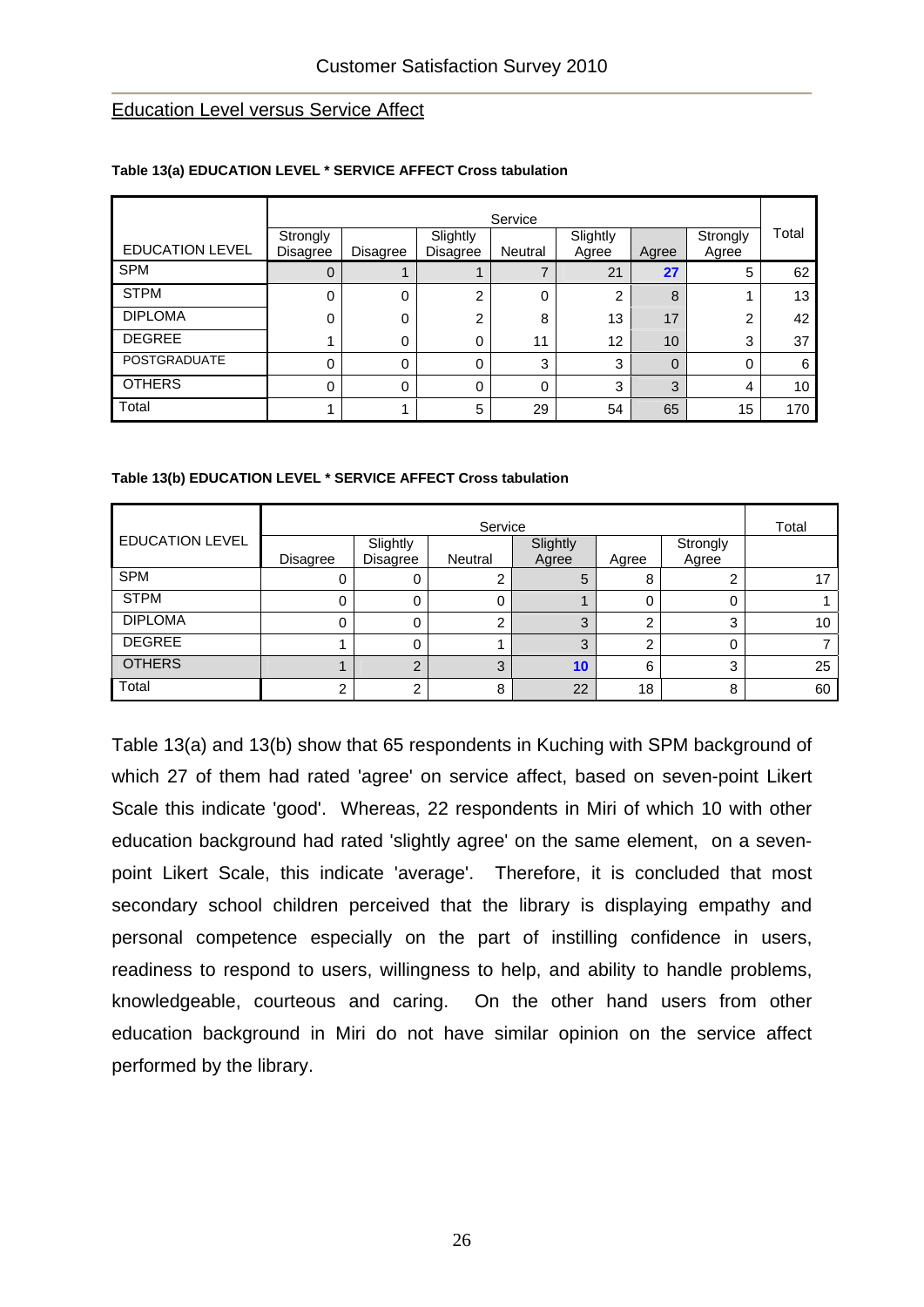## Education Level versus Service Affect

**Table 13(a) EDUCATION LEVEL * SERVICE AFFECT Cross tabulation**

| EDUCATION LEVEL | Service | | | | | | | Total |
|---|---|---|---|---|---|---|---|---|
| | Strongly Disagree | Disagree | Slightly Disagree | Neutral | Slightly Agree | Agree | Strongly Agree | |
| SPM | 0 | 1 | 1 | 7 | 21 | **27** | 5 | 62 |
| STPM | 0 | 0 | 2 | 0 | 2 | 8 | 1 | 13 |
| DIPLOMA | 0 | 0 | 2 | 8 | 13 | 17 | 2 | 42 |
| DEGREE | 1 | 0 | 0 | 11 | 12 | 10 | 3 | 37 |
| POSTGRADUATE | 0 | 0 | 0 | 3 | 3 | 0 | 0 | 6 |
| OTHERS | 0 | 0 | 0 | 0 | 3 | 3 | 4 | 10 |
| Total | 1 | 1 | 5 | 29 | 54 | 65 | 15 | 170 |

**Table 13(b) EDUCATION LEVEL * SERVICE AFFECT Cross tabulation**

| EDUCATION LEVEL | Service | | | | | | Total |
|---|---|---|---|---|---|---|---|
| | Disagree | Slightly Disagree | Neutral | Slightly Agree | Agree | Strongly Agree | |
| SPM | 0 | 0 | 2 | 5 | 8 | 2 | 17 |
| STPM | 0 | 0 | 0 | 1 | 0 | 0 | 1 |
| DIPLOMA | 0 | 0 | 2 | 3 | 2 | 3 | 10 |
| DEGREE | 1 | 0 | 1 | 3 | 2 | 0 | 7 |
| OTHERS | 1 | 2 | 3 | **10** | 6 | 3 | 25 |
| Total | 2 | 2 | 8 | 22 | 18 | 8 | 60 |

Table 13(a) and 13(b) show that 65 respondents in Kuching with SPM background of which 27 of them had rated 'agree' on service affect, based on seven-point Likert Scale this indicate 'good'. Whereas, 22 respondents in Miri of which 10 with other education background had rated 'slightly agree' on the same element, on a seven-point Likert Scale, this indicate 'average'. Therefore, it is concluded that most secondary school children perceived that the library is displaying empathy and personal competence especially on the part of instilling confidence in users, readiness to respond to users, willingness to help, and ability to handle problems, knowledgeable, courteous and caring. On the other hand users from other education background in Miri do not have similar opinion on the service affect performed by the library.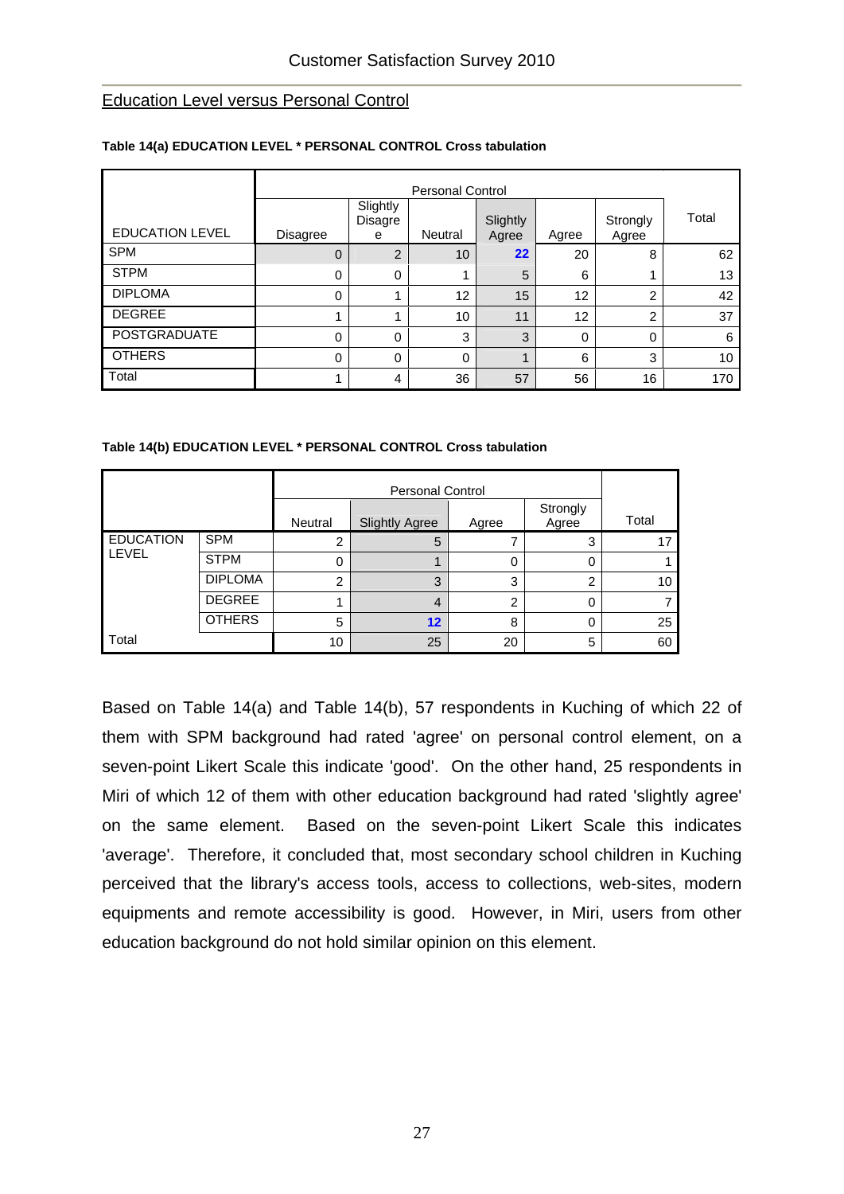Education Level versus Personal Control

**Table 14(a) EDUCATION LEVEL * PERSONAL CONTROL Cross tabulation**

| EDUCATION LEVEL | Personal Control | | | | | | Total |
|---|---|---|---|---|---|---|---|
| | Disagree | Slightly Disagree | Neutral | Slightly Agree | Agree | Strongly Agree | |
| SPM | 0 | 2 | 10 | **22** | 20 | 8 | 62 |
| STPM | 0 | 0 | 1 | 5 | 6 | 1 | 13 |
| DIPLOMA | 0 | 1 | 12 | 15 | 12 | 2 | 42 |
| DEGREE | 1 | 1 | 10 | 11 | 12 | 2 | 37 |
| POSTGRADUATE | 0 | 0 | 3 | 3 | 0 | 0 | 6 |
| OTHERS | 0 | 0 | 0 | 1 | 6 | 3 | 10 |
| Total | 1 | 4 | 36 | 57 | 56 | 16 | 170 |

**Table 14(b) EDUCATION LEVEL * PERSONAL CONTROL Cross tabulation**

| | | Personal Control | | | | Total |
|---|---|---|---|---|---|---|
| | | Neutral | Slightly Agree | Agree | Strongly Agree | |
| EDUCATION LEVEL | SPM | 2 | 5 | 7 | 3 | 17 |
| | STPM | 0 | 1 | 0 | 0 | 1 |
| | DIPLOMA | 2 | 3 | 3 | 2 | 10 |
| | DEGREE | 1 | 4 | 2 | 0 | 7 |
| | OTHERS | 5 | **12** | 8 | 0 | 25 |
| Total | | 10 | 25 | 20 | 5 | 60 |

Based on Table 14(a) and Table 14(b), 57 respondents in Kuching of which 22 of them with SPM background had rated 'agree' on personal control element, on a seven-point Likert Scale this indicate 'good'. On the other hand, 25 respondents in Miri of which 12 of them with other education background had rated 'slightly agree' on the same element. Based on the seven-point Likert Scale this indicates 'average'. Therefore, it concluded that, most secondary school children in Kuching perceived that the library's access tools, access to collections, web-sites, modern equipments and remote accessibility is good. However, in Miri, users from other education background do not hold similar opinion on this element.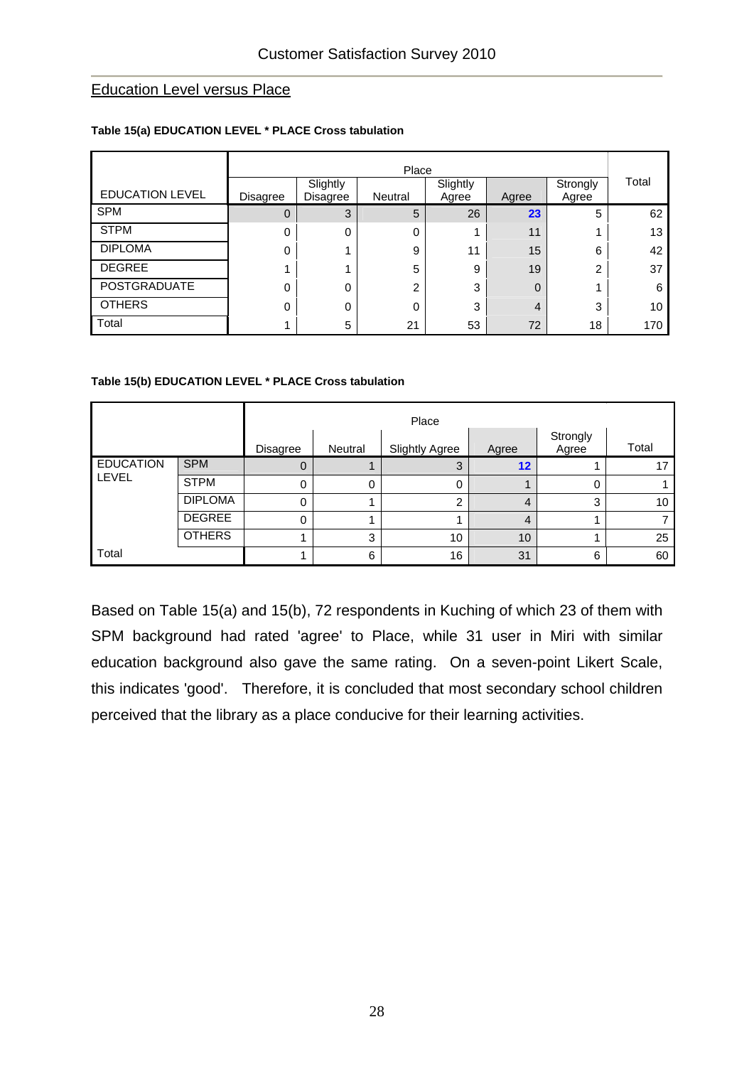## Education Level versus Place

**Table 15(a) EDUCATION LEVEL * PLACE Cross tabulation**

| EDUCATION LEVEL | Place | | | | | | Total |
|---|---|---|---|---|---|---|---|
| | Disagree | Slightly Disagree | Neutral | Slightly Agree | Agree | Strongly Agree | |
| SPM | 0 | 3 | 5 | 26 | **23** | 5 | 62 |
| STPM | 0 | 0 | 0 | 1 | 11 | 1 | 13 |
| DIPLOMA | 0 | 1 | 9 | 11 | 15 | 6 | 42 |
| DEGREE | 1 | 1 | 5 | 9 | 19 | 2 | 37 |
| POSTGRADUATE | 0 | 0 | 2 | 3 | 0 | 1 | 6 |
| OTHERS | 0 | 0 | 0 | 3 | 4 | 3 | 10 |
| Total | 1 | 5 | 21 | 53 | 72 | 18 | 170 |

**Table 15(b) EDUCATION LEVEL * PLACE Cross tabulation**

| | | Place | | | | | |
|---|---|---|---|---|---|---|---|
| | | Disagree | Neutral | Slightly Agree | Agree | Strongly Agree | Total |
| EDUCATION LEVEL | SPM | 0 | 1 | 3 | **12** | 1 | 17 |
| | STPM | 0 | 0 | 0 | 1 | 0 | 1 |
| | DIPLOMA | 0 | 1 | 2 | 4 | 3 | 10 |
| | DEGREE | 0 | 1 | 1 | 4 | 1 | 7 |
| | OTHERS | 1 | 3 | 10 | 10 | 1 | 25 |
| Total | | 1 | 6 | 16 | 31 | 6 | 60 |

Based on Table 15(a) and 15(b), 72 respondents in Kuching of which 23 of them with SPM background had rated 'agree' to Place, while 31 user in Miri with similar education background also gave the same rating. On a seven-point Likert Scale, this indicates 'good'. Therefore, it is concluded that most secondary school children perceived that the library as a place conducive for their learning activities.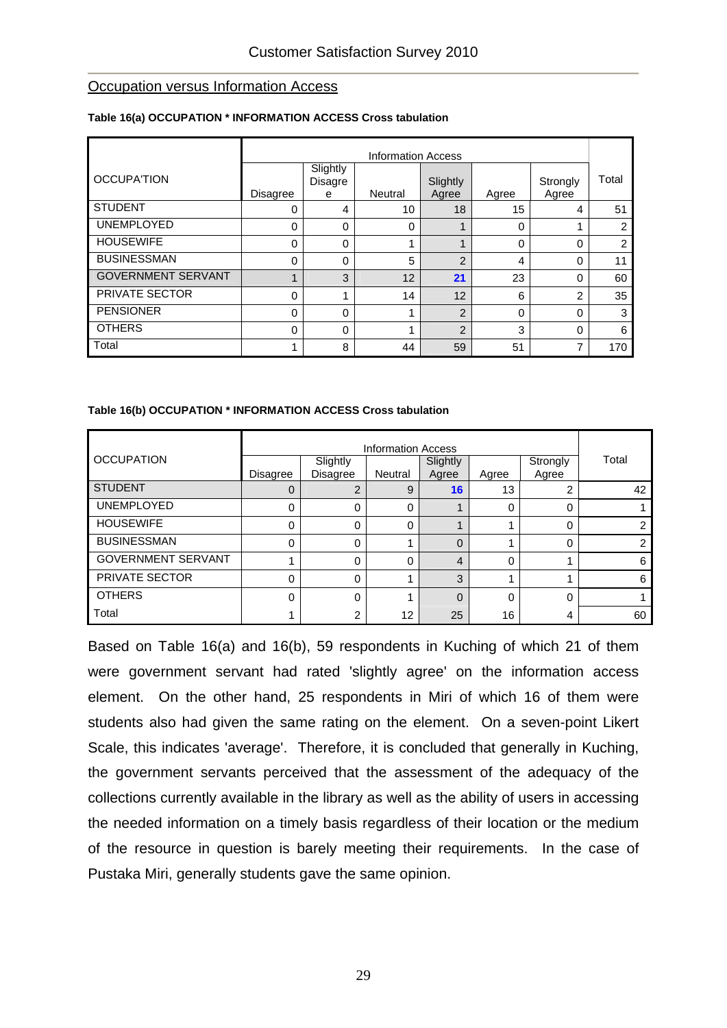Occupation versus Information Access

**Table 16(a) OCCUPATION * INFORMATION ACCESS Cross tabulation**

| OCCUPA'TION | Information Access | | | | | | Total |
|---|---|---|---|---|---|---|---|
| | Disagree | Slightly Disagree | Neutral | Slightly Agree | Agree | Strongly Agree | |
| STUDENT | 0 | 4 | 10 | 18 | 15 | 4 | 51 |
| UNEMPLOYED | 0 | 0 | 0 | 1 | 0 | 1 | 2 |
| HOUSEWIFE | 0 | 0 | 1 | 1 | 0 | 0 | 2 |
| BUSINESSMAN | 0 | 0 | 5 | 2 | 4 | 0 | 11 |
| GOVERNMENT SERVANT | 1 | 3 | 12 | **21** | 23 | 0 | 60 |
| PRIVATE SECTOR | 0 | 1 | 14 | 12 | 6 | 2 | 35 |
| PENSIONER | 0 | 0 | 1 | 2 | 0 | 0 | 3 |
| OTHERS | 0 | 0 | 1 | 2 | 3 | 0 | 6 |
| Total | 1 | 8 | 44 | 59 | 51 | 7 | 170 |

**Table 16(b) OCCUPATION * INFORMATION ACCESS Cross tabulation**

| OCCUPATION | Information Access | | | | | | Total |
|---|---|---|---|---|---|---|---|
| | Disagree | Slightly Disagree | Neutral | Slightly Agree | Agree | Strongly Agree | |
| STUDENT | 0 | 2 | 9 | **16** | 13 | 2 | 42 |
| UNEMPLOYED | 0 | 0 | 0 | 1 | 0 | 0 | 1 |
| HOUSEWIFE | 0 | 0 | 0 | 1 | 1 | 0 | 2 |
| BUSINESSMAN | 0 | 0 | 1 | 0 | 1 | 0 | 2 |
| GOVERNMENT SERVANT | 1 | 0 | 0 | 4 | 0 | 1 | 6 |
| PRIVATE SECTOR | 0 | 0 | 1 | 3 | 1 | 1 | 6 |
| OTHERS | 0 | 0 | 1 | 0 | 0 | 0 | 1 |
| Total | 1 | 2 | 12 | 25 | 16 | 4 | 60 |

Based on Table 16(a) and 16(b), 59 respondents in Kuching of which 21 of them were government servant had rated 'slightly agree' on the information access element. On the other hand, 25 respondents in Miri of which 16 of them were students also had given the same rating on the element. On a seven-point Likert Scale, this indicates 'average'. Therefore, it is concluded that generally in Kuching, the government servants perceived that the assessment of the adequacy of the collections currently available in the library as well as the ability of users in accessing the needed information on a timely basis regardless of their location or the medium of the resource in question is barely meeting their requirements. In the case of Pustaka Miri, generally students gave the same opinion.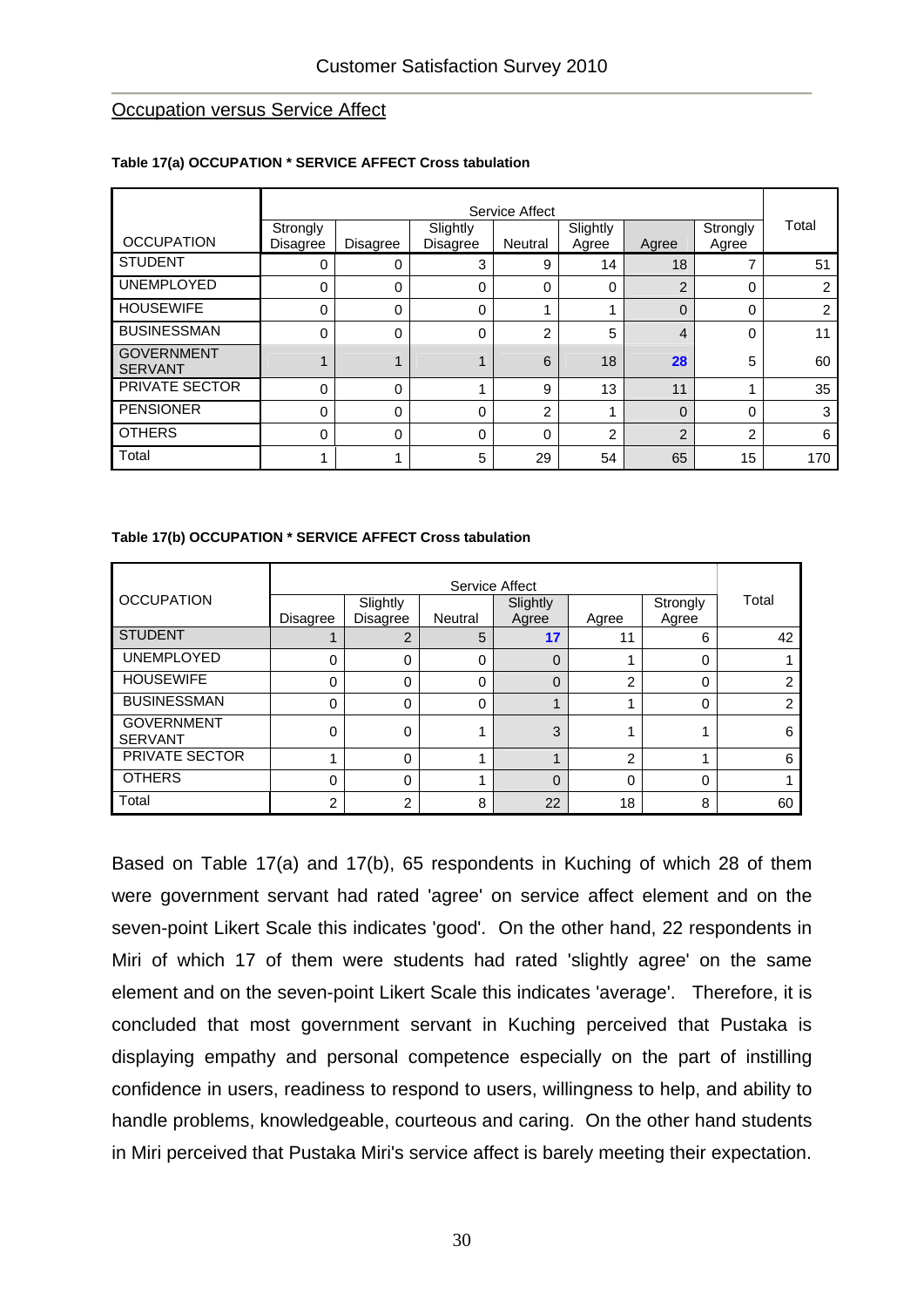## Occupation versus Service Affect

**Table 17(a) OCCUPATION * SERVICE AFFECT Cross tabulation**

| OCCUPATION | Service Affect | | | | | | | Total |
|---|---|---|---|---|---|---|---|---|
| | Strongly Disagree | Disagree | Slightly Disagree | Neutral | Slightly Agree | Agree | Strongly Agree | |
| STUDENT | 0 | 0 | 3 | 9 | 14 | 18 | 7 | 51 |
| UNEMPLOYED | 0 | 0 | 0 | 0 | 0 | 2 | 0 | 2 |
| HOUSEWIFE | 0 | 0 | 0 | 1 | 1 | 0 | 0 | 2 |
| BUSINESSMAN | 0 | 0 | 0 | 2 | 5 | 4 | 0 | 11 |
| GOVERNMENT SERVANT | 1 | 1 | 1 | 6 | 18 | **28** | 5 | 60 |
| PRIVATE SECTOR | 0 | 0 | 1 | 9 | 13 | 11 | 1 | 35 |
| PENSIONER | 0 | 0 | 0 | 2 | 1 | 0 | 0 | 3 |
| OTHERS | 0 | 0 | 0 | 0 | 2 | 2 | 2 | 6 |
| Total | 1 | 1 | 5 | 29 | 54 | 65 | 15 | 170 |

**Table 17(b) OCCUPATION * SERVICE AFFECT Cross tabulation**

| OCCUPATION | Service Affect | | | | | | Total |
|---|---|---|---|---|---|---|---|
| | Disagree | Slightly Disagree | Neutral | Slightly Agree | Agree | Strongly Agree | |
| STUDENT | 1 | 2 | 5 | **17** | 11 | 6 | 42 |
| UNEMPLOYED | 0 | 0 | 0 | 0 | 1 | 0 | 1 |
| HOUSEWIFE | 0 | 0 | 0 | 0 | 2 | 0 | 2 |
| BUSINESSMAN | 0 | 0 | 0 | 1 | 1 | 0 | 2 |
| GOVERNMENT SERVANT | 0 | 0 | 1 | 3 | 1 | 1 | 6 |
| PRIVATE SECTOR | 1 | 0 | 1 | 1 | 2 | 1 | 6 |
| OTHERS | 0 | 0 | 1 | 0 | 0 | 0 | 1 |
| Total | 2 | 2 | 8 | 22 | 18 | 8 | 60 |

Based on Table 17(a) and 17(b), 65 respondents in Kuching of which 28 of them were government servant had rated 'agree' on service affect element and on the seven-point Likert Scale this indicates 'good'. On the other hand, 22 respondents in Miri of which 17 of them were students had rated 'slightly agree' on the same element and on the seven-point Likert Scale this indicates 'average'. Therefore, it is concluded that most government servant in Kuching perceived that Pustaka is displaying empathy and personal competence especially on the part of instilling confidence in users, readiness to respond to users, willingness to help, and ability to handle problems, knowledgeable, courteous and caring. On the other hand students in Miri perceived that Pustaka Miri's service affect is barely meeting their expectation.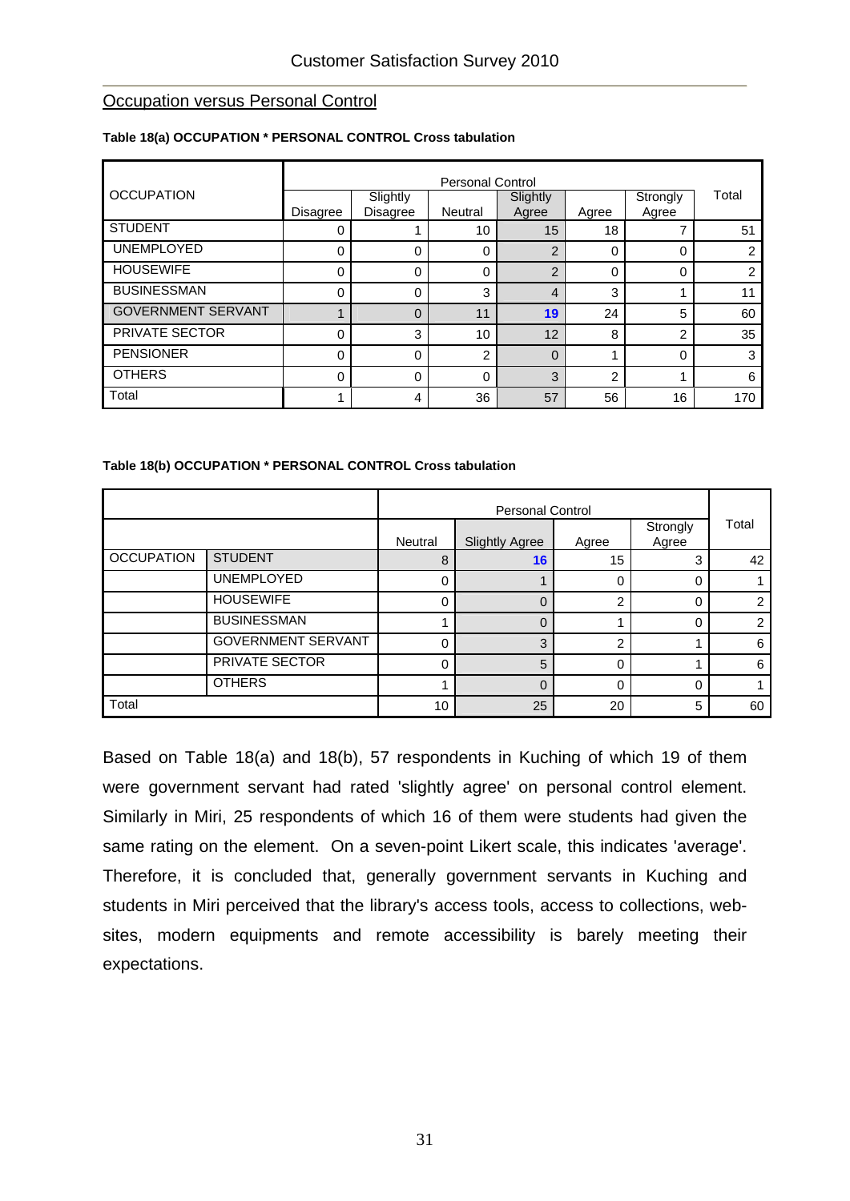## Occupation versus Personal Control

**Table 18(a) OCCUPATION * PERSONAL CONTROL Cross tabulation**

| OCCUPATION | Personal Control | | | | | | Total |
|---|---|---|---|---|---|---|---|
| | Disagree | Slightly Disagree | Neutral | Slightly Agree | Agree | Strongly Agree | |
| STUDENT | 0 | 1 | 10 | 15 | 18 | 7 | 51 |
| UNEMPLOYED | 0 | 0 | 0 | 2 | 0 | 0 | 2 |
| HOUSEWIFE | 0 | 0 | 0 | 2 | 0 | 0 | 2 |
| BUSINESSMAN | 0 | 0 | 3 | 4 | 3 | 1 | 11 |
| GOVERNMENT SERVANT | 1 | 0 | 11 | 19 | 24 | 5 | 60 |
| PRIVATE SECTOR | 0 | 3 | 10 | 12 | 8 | 2 | 35 |
| PENSIONER | 0 | 0 | 2 | 0 | 1 | 0 | 3 |
| OTHERS | 0 | 0 | 0 | 3 | 2 | 1 | 6 |
| Total | 1 | 4 | 36 | 57 | 56 | 16 | 170 |

**Table 18(b) OCCUPATION * PERSONAL CONTROL Cross tabulation**

| | | Personal Control | | | | Total |
|---|---|---|---|---|---|---|
| | | Neutral | Slightly Agree | Agree | Strongly Agree | |
| OCCUPATION | STUDENT | 8 | 16 | 15 | 3 | 42 |
| | UNEMPLOYED | 0 | 1 | 0 | 0 | 1 |
| | HOUSEWIFE | 0 | 0 | 2 | 0 | 2 |
| | BUSINESSMAN | 1 | 0 | 1 | 0 | 2 |
| | GOVERNMENT SERVANT | 0 | 3 | 2 | 1 | 6 |
| | PRIVATE SECTOR | 0 | 5 | 0 | 1 | 6 |
| | OTHERS | 1 | 0 | 0 | 0 | 1 |
| Total | | 10 | 25 | 20 | 5 | 60 |

Based on Table 18(a) and 18(b), 57 respondents in Kuching of which 19 of them were government servant had rated 'slightly agree' on personal control element. Similarly in Miri, 25 respondents of which 16 of them were students had given the same rating on the element. On a seven-point Likert scale, this indicates 'average'. Therefore, it is concluded that, generally government servants in Kuching and students in Miri perceived that the library's access tools, access to collections, web-sites, modern equipments and remote accessibility is barely meeting their expectations.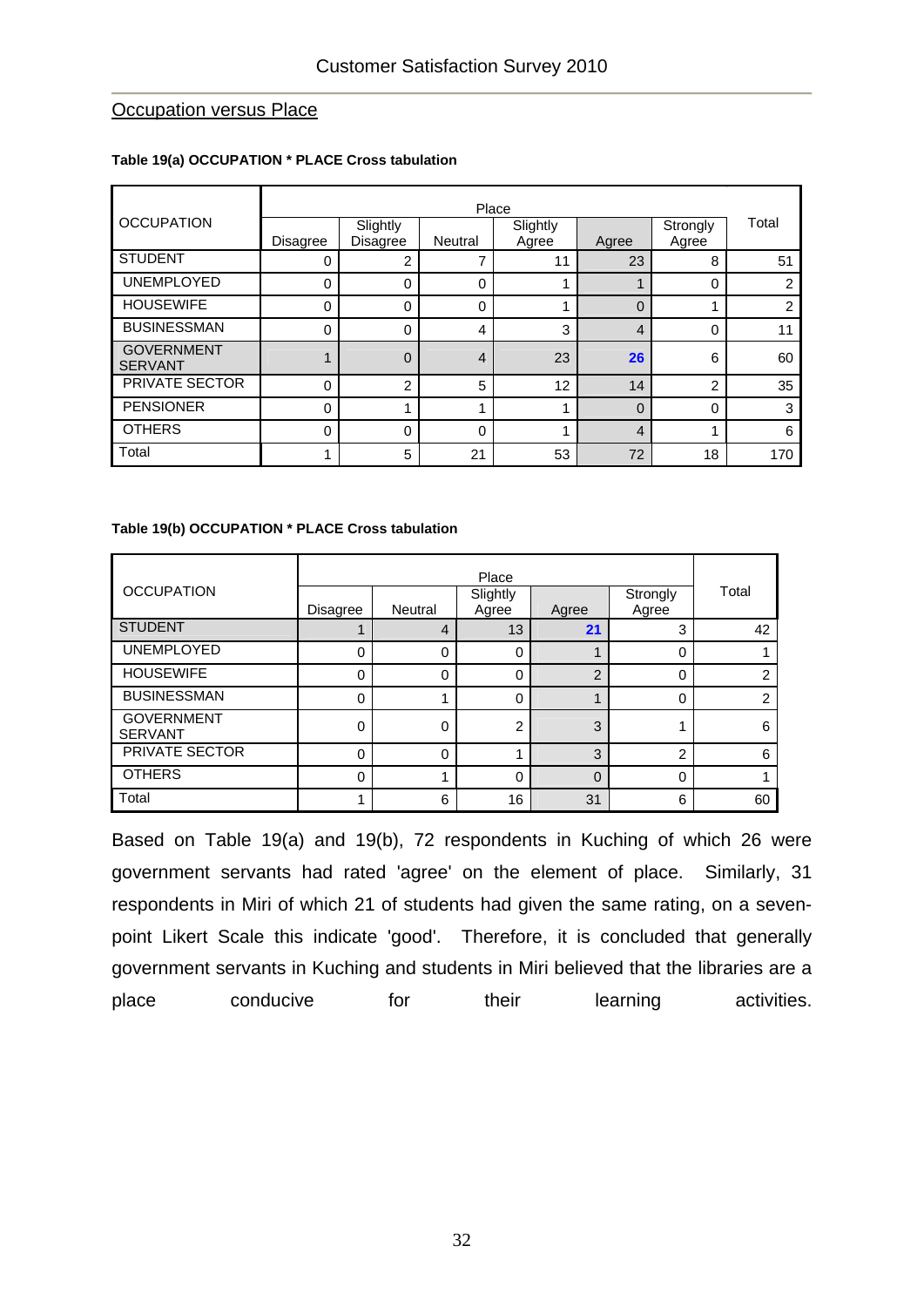## Occupation versus Place

**Table 19(a) OCCUPATION * PLACE Cross tabulation**

| OCCUPATION | Place | | | | | | Total |
|---|---|---|---|---|---|---|---|
| | Disagree | Slightly Disagree | Neutral | Slightly Agree | Agree | Strongly Agree | |
| STUDENT | 0 | 2 | 7 | 11 | 23 | 8 | 51 |
| UNEMPLOYED | 0 | 0 | 0 | 1 | 1 | 0 | 2 |
| HOUSEWIFE | 0 | 0 | 0 | 1 | 0 | 1 | 2 |
| BUSINESSMAN | 0 | 0 | 4 | 3 | 4 | 0 | 11 |
| GOVERNMENT SERVANT | 1 | 0 | 4 | 23 | **26** | 6 | 60 |
| PRIVATE SECTOR | 0 | 2 | 5 | 12 | 14 | 2 | 35 |
| PENSIONER | 0 | 1 | 1 | 1 | 0 | 0 | 3 |
| OTHERS | 0 | 0 | 0 | 1 | 4 | 1 | 6 |
| Total | 1 | 5 | 21 | 53 | 72 | 18 | 170 |

**Table 19(b) OCCUPATION * PLACE Cross tabulation**

| OCCUPATION | Place | | | | | Total |
|---|---|---|---|---|---|---|
| | Disagree | Neutral | Slightly Agree | Agree | Strongly Agree | |
| STUDENT | 1 | 4 | 13 | **21** | 3 | 42 |
| UNEMPLOYED | 0 | 0 | 0 | 1 | 0 | 1 |
| HOUSEWIFE | 0 | 0 | 0 | 2 | 0 | 2 |
| BUSINESSMAN | 0 | 1 | 0 | 1 | 0 | 2 |
| GOVERNMENT SERVANT | 0 | 0 | 2 | 3 | 1 | 6 |
| PRIVATE SECTOR | 0 | 0 | 1 | 3 | 2 | 6 |
| OTHERS | 0 | 1 | 0 | 0 | 0 | 1 |
| Total | 1 | 6 | 16 | 31 | 6 | 60 |

Based on Table 19(a) and 19(b), 72 respondents in Kuching of which 26 were government servants had rated 'agree' on the element of place. Similarly, 31 respondents in Miri of which 21 of students had given the same rating, on a seven-point Likert Scale this indicate 'good'. Therefore, it is concluded that generally government servants in Kuching and students in Miri believed that the libraries are a place conducive for their learning activities.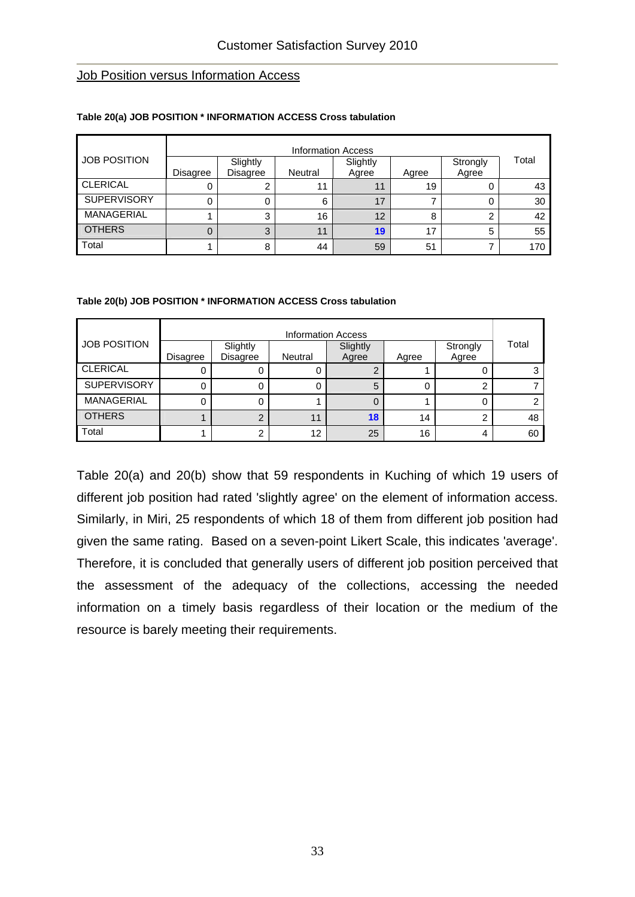Job Position versus Information Access

**Table 20(a) JOB POSITION * INFORMATION ACCESS Cross tabulation**

| JOB POSITION | Information Access | | | | | | Total |
|---|---|---|---|---|---|---|---|
| | Disagree | Slightly Disagree | Neutral | Slightly Agree | Agree | Strongly Agree | |
| CLERICAL | 0 | 2 | 11 | 11 | 19 | 0 | 43 |
| SUPERVISORY | 0 | 0 | 6 | 17 | 7 | 0 | 30 |
| MANAGERIAL | 1 | 3 | 16 | 12 | 8 | 2 | 42 |
| OTHERS | 0 | 3 | 11 | **19** | 17 | 5 | 55 |
| Total | 1 | 8 | 44 | 59 | 51 | 7 | 170 |

**Table 20(b) JOB POSITION * INFORMATION ACCESS Cross tabulation**

| JOB POSITION | Information Access | | | | | | Total |
|---|---|---|---|---|---|---|---|
| | Disagree | Slightly Disagree | Neutral | Slightly Agree | Agree | Strongly Agree | |
| CLERICAL | 0 | 0 | 0 | 2 | 1 | 0 | 3 |
| SUPERVISORY | 0 | 0 | 0 | 5 | 0 | 2 | 7 |
| MANAGERIAL | 0 | 0 | 1 | 0 | 1 | 0 | 2 |
| OTHERS | 1 | 2 | 11 | **18** | 14 | 2 | 48 |
| Total | 1 | 2 | 12 | 25 | 16 | 4 | 60 |

Table 20(a) and 20(b) show that 59 respondents in Kuching of which 19 users of different job position had rated 'slightly agree' on the element of information access. Similarly, in Miri, 25 respondents of which 18 of them from different job position had given the same rating. Based on a seven-point Likert Scale, this indicates 'average'. Therefore, it is concluded that generally users of different job position perceived that the assessment of the adequacy of the collections, accessing the needed information on a timely basis regardless of their location or the medium of the resource is barely meeting their requirements.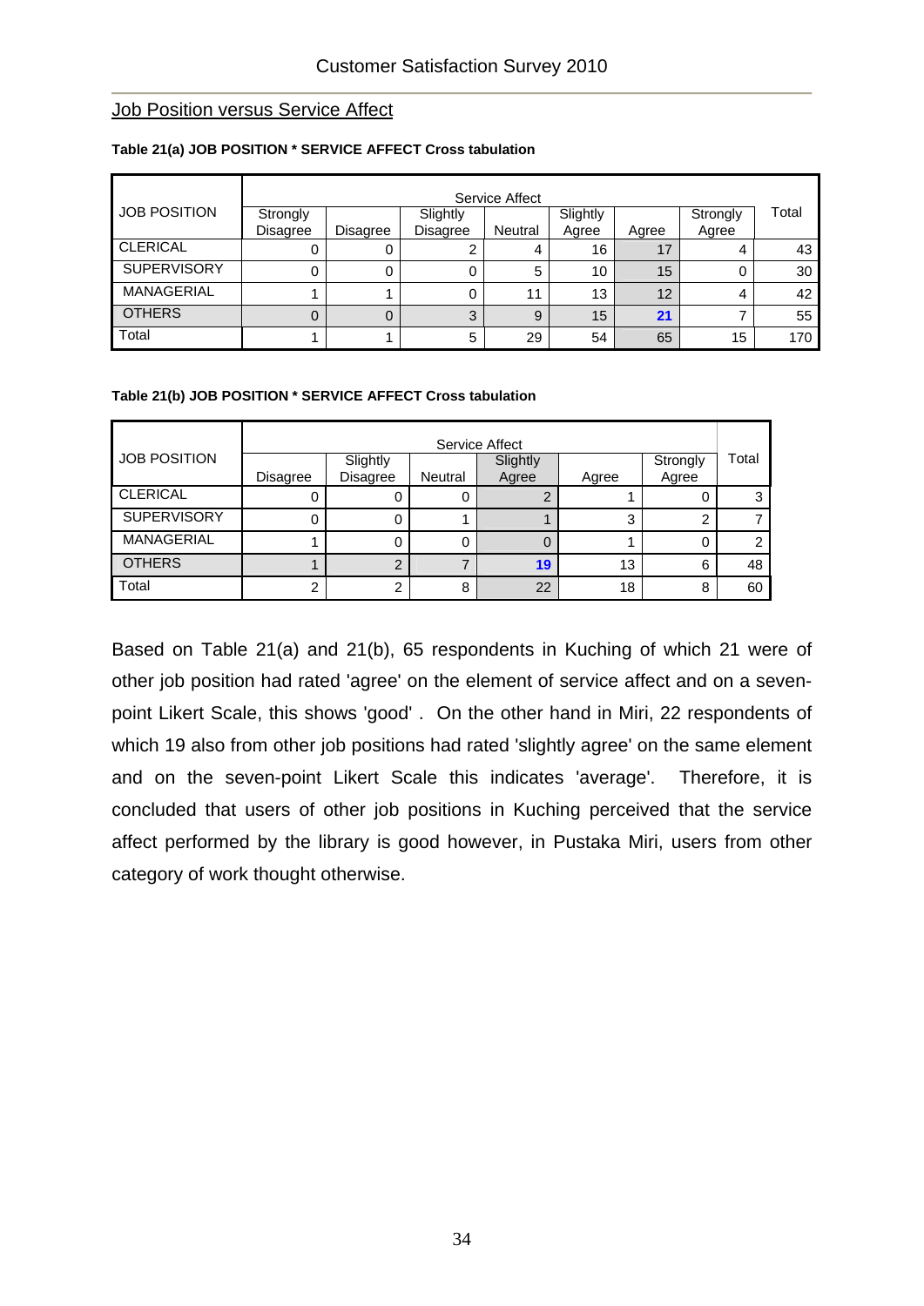## Job Position versus Service Affect

**Table 21(a) JOB POSITION * SERVICE AFFECT Cross tabulation**

| JOB POSITION | Service Affect | | | | | | | Total |
|---|---|---|---|---|---|---|---|---|
| | Strongly Disagree | Disagree | Slightly Disagree | Neutral | Slightly Agree | Agree | Strongly Agree | |
| CLERICAL | 0 | 0 | 2 | 4 | 16 | 17 | 4 | 43 |
| SUPERVISORY | 0 | 0 | 0 | 5 | 10 | 15 | 0 | 30 |
| MANAGERIAL | 1 | 1 | 0 | 11 | 13 | 12 | 4 | 42 |
| OTHERS | 0 | 0 | 3 | 9 | 15 | **21** | 7 | 55 |
| Total | 1 | 1 | 5 | 29 | 54 | 65 | 15 | 170 |

**Table 21(b) JOB POSITION * SERVICE AFFECT Cross tabulation**

| JOB POSITION | Service Affect | | | | | | Total |
|---|---|---|---|---|---|---|---|
| | Disagree | Slightly Disagree | Neutral | Slightly Agree | Agree | Strongly Agree | |
| CLERICAL | 0 | 0 | 0 | 2 | 1 | 0 | 3 |
| SUPERVISORY | 0 | 0 | 1 | 1 | 3 | 2 | 7 |
| MANAGERIAL | 1 | 0 | 0 | 0 | 1 | 0 | 2 |
| OTHERS | 1 | 2 | 7 | **19** | 13 | 6 | 48 |
| Total | 2 | 2 | 8 | 22 | 18 | 8 | 60 |

Based on Table 21(a) and 21(b), 65 respondents in Kuching of which 21 were of other job position had rated 'agree' on the element of service affect and on a seven-point Likert Scale, this shows 'good' . On the other hand in Miri, 22 respondents of which 19 also from other job positions had rated 'slightly agree' on the same element and on the seven-point Likert Scale this indicates 'average'. Therefore, it is concluded that users of other job positions in Kuching perceived that the service affect performed by the library is good however, in Pustaka Miri, users from other category of work thought otherwise.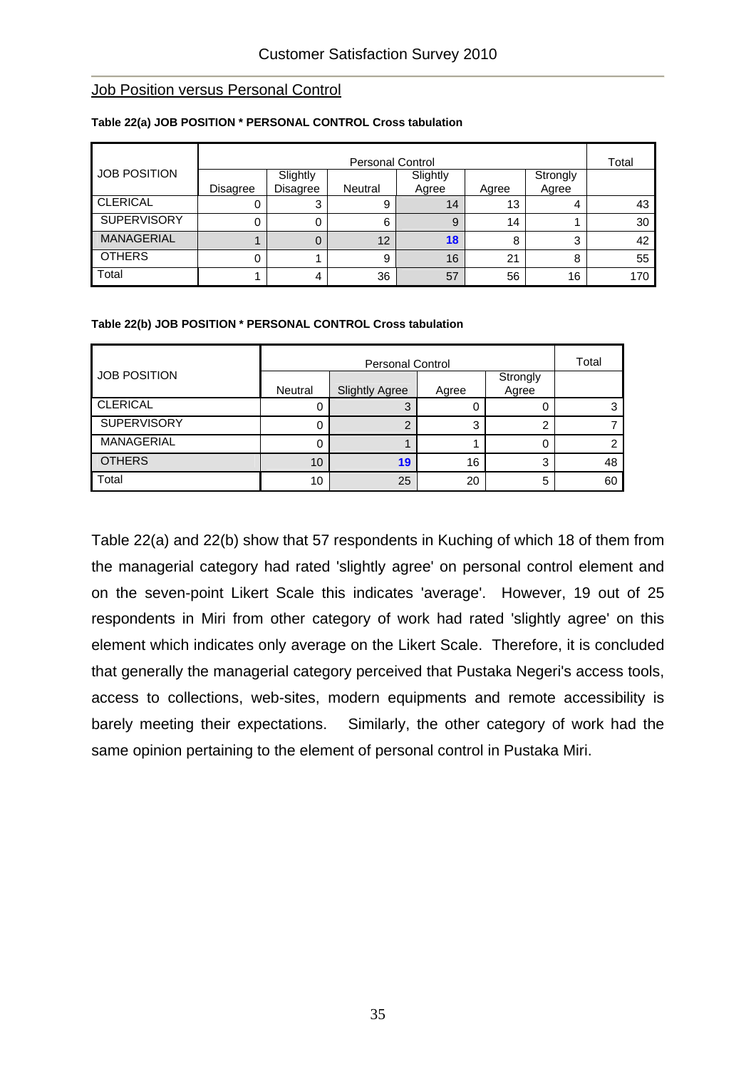## Job Position versus Personal Control

**Table 22(a) JOB POSITION * PERSONAL CONTROL Cross tabulation**

| JOB POSITION | Personal Control | | | | | | Total |
|---|---|---|---|---|---|---|---|
| | Disagree | Slightly Disagree | Neutral | Slightly Agree | Agree | Strongly Agree | |
| CLERICAL | 0 | 3 | 9 | 14 | 13 | 4 | 43 |
| SUPERVISORY | 0 | 0 | 6 | 9 | 14 | 1 | 30 |
| MANAGERIAL | 1 | 0 | 12 | **18** | 8 | 3 | 42 |
| OTHERS | 0 | 1 | 9 | 16 | 21 | 8 | 55 |
| Total | 1 | 4 | 36 | 57 | 56 | 16 | 170 |

**Table 22(b) JOB POSITION * PERSONAL CONTROL Cross tabulation**

| JOB POSITION | Personal Control | | | | Total |
|---|---|---|---|---|---|
| | Neutral | Slightly Agree | Agree | Strongly Agree | |
| CLERICAL | 0 | 3 | 0 | 0 | 3 |
| SUPERVISORY | 0 | 2 | 3 | 2 | 7 |
| MANAGERIAL | 0 | 1 | 1 | 0 | 2 |
| OTHERS | 10 | **19** | 16 | 3 | 48 |
| Total | 10 | 25 | 20 | 5 | 60 |

Table 22(a) and 22(b) show that 57 respondents in Kuching of which 18 of them from the managerial category had rated 'slightly agree' on personal control element and on the seven-point Likert Scale this indicates 'average'. However, 19 out of 25 respondents in Miri from other category of work had rated 'slightly agree' on this element which indicates only average on the Likert Scale. Therefore, it is concluded that generally the managerial category perceived that Pustaka Negeri's access tools, access to collections, web-sites, modern equipments and remote accessibility is barely meeting their expectations. Similarly, the other category of work had the same opinion pertaining to the element of personal control in Pustaka Miri.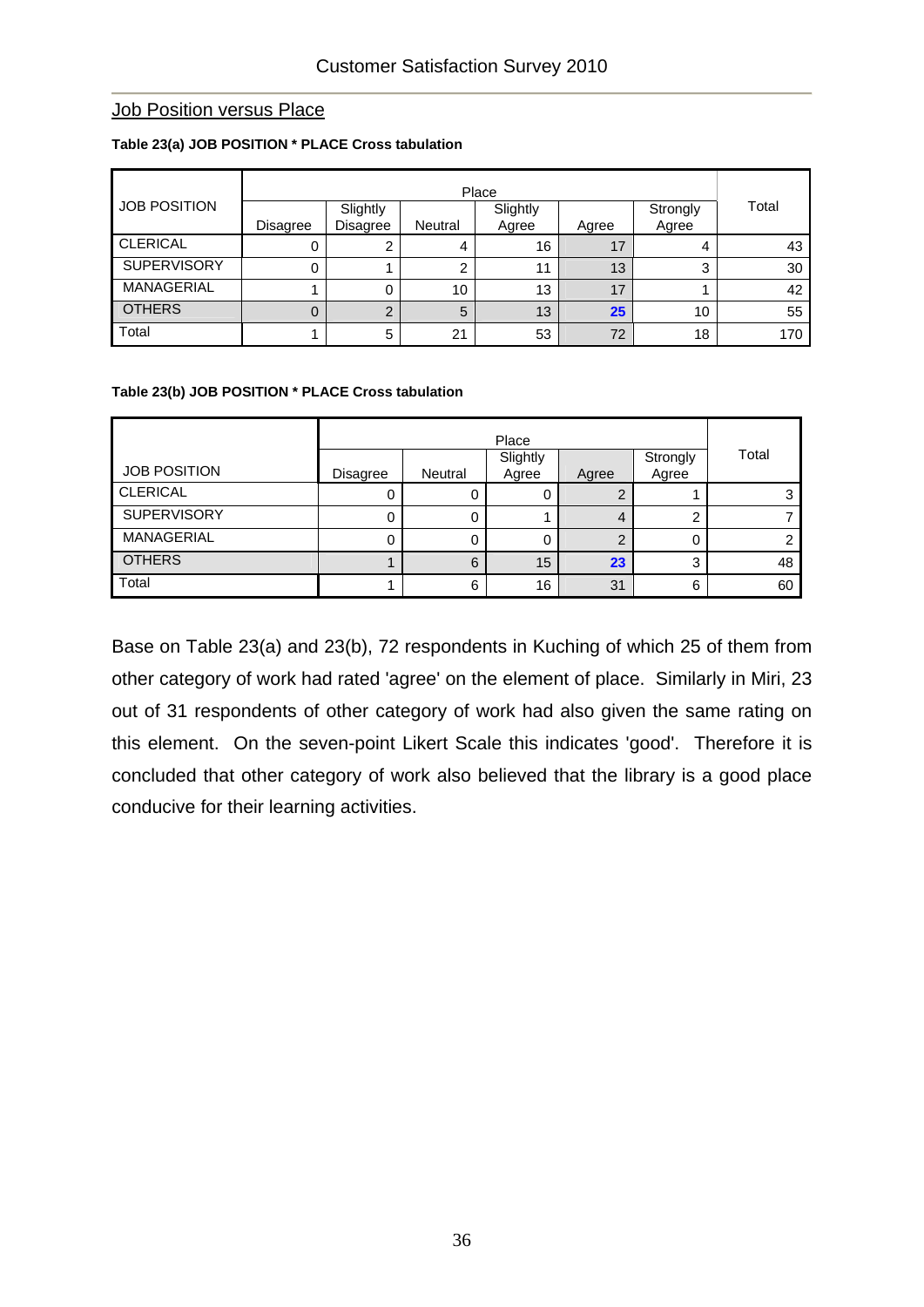## Job Position versus Place

**Table 23(a) JOB POSITION * PLACE Cross tabulation**

| JOB POSITION | Place | | | | | | Total |
|---|---|---|---|---|---|---|---|
| | Disagree | Slightly Disagree | Neutral | Slightly Agree | Agree | Strongly Agree | |
| CLERICAL | 0 | 2 | 4 | 16 | 17 | 4 | 43 |
| SUPERVISORY | 0 | 1 | 2 | 11 | 13 | 3 | 30 |
| MANAGERIAL | 1 | 0 | 10 | 13 | 17 | 1 | 42 |
| OTHERS | 0 | 2 | 5 | 13 | **25** | 10 | 55 |
| Total | 1 | 5 | 21 | 53 | 72 | 18 | 170 |

**Table 23(b) JOB POSITION * PLACE Cross tabulation**

| JOB POSITION | Place | | | | | Total |
|---|---|---|---|---|---|---|
| | Disagree | Neutral | Slightly Agree | Agree | Strongly Agree | |
| CLERICAL | 0 | 0 | 0 | 2 | 1 | 3 |
| SUPERVISORY | 0 | 0 | 1 | 4 | 2 | 7 |
| MANAGERIAL | 0 | 0 | 0 | 2 | 0 | 2 |
| OTHERS | 1 | 6 | 15 | **23** | 3 | 48 |
| Total | 1 | 6 | 16 | 31 | 6 | 60 |

Base on Table 23(a) and 23(b), 72 respondents in Kuching of which 25 of them from other category of work had rated 'agree' on the element of place. Similarly in Miri, 23 out of 31 respondents of other category of work had also given the same rating on this element. On the seven-point Likert Scale this indicates 'good'. Therefore it is concluded that other category of work also believed that the library is a good place conducive for their learning activities.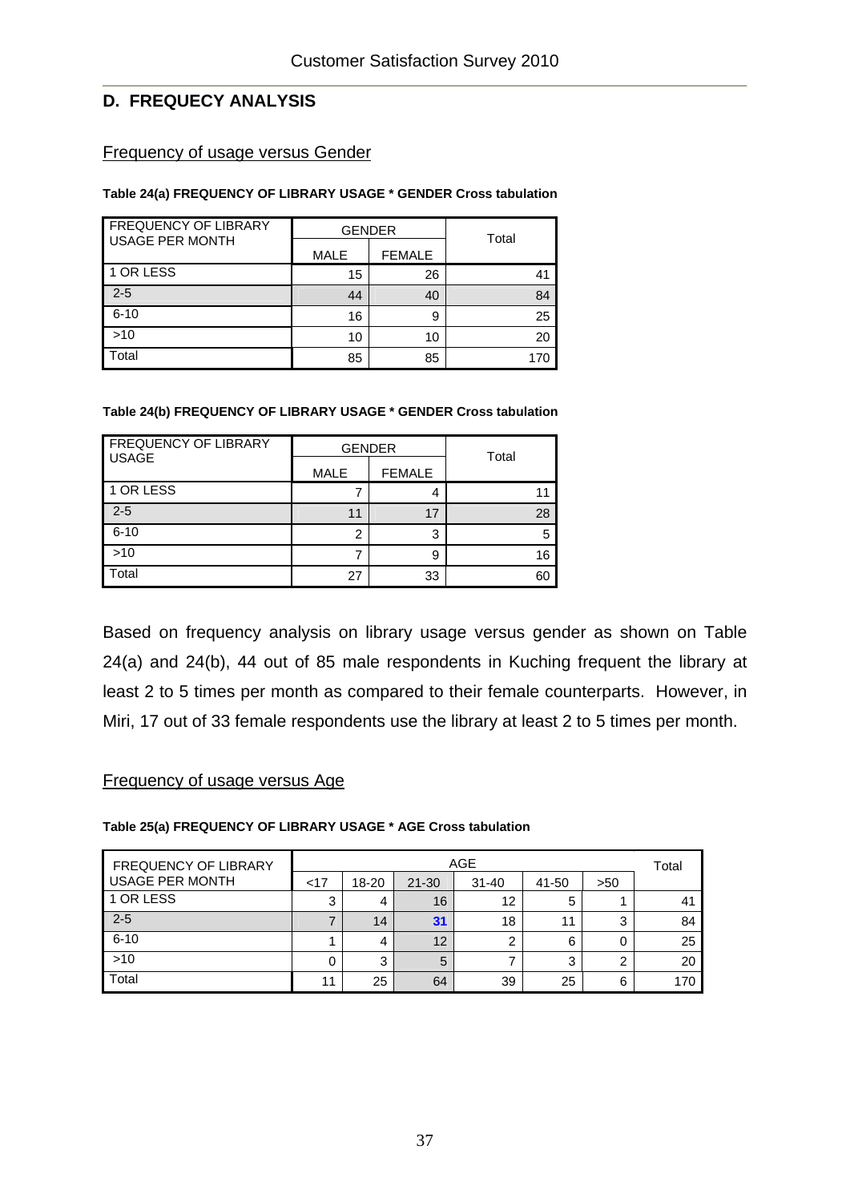## D. FREQUECY ANALYSIS

Frequency of usage versus Gender

**Table 24(a) FREQUENCY OF LIBRARY USAGE * GENDER Cross tabulation**

| FREQUENCY OF LIBRARY USAGE PER MONTH | GENDER | | Total |
|---|---|---|---|
| | MALE | FEMALE | |
| 1 OR LESS | 15 | 26 | 41 |
| 2-5 | 44 | 40 | 84 |
| 6-10 | 16 | 9 | 25 |
| >10 | 10 | 10 | 20 |
| Total | 85 | 85 | 170 |

**Table 24(b) FREQUENCY OF LIBRARY USAGE * GENDER Cross tabulation**

| FREQUENCY OF LIBRARY USAGE | GENDER | | Total |
|---|---|---|---|
| | MALE | FEMALE | |
| 1 OR LESS | 7 | 4 | 11 |
| 2-5 | 11 | 17 | 28 |
| 6-10 | 2 | 3 | 5 |
| >10 | 7 | 9 | 16 |
| Total | 27 | 33 | 60 |

Based on frequency analysis on library usage versus gender as shown on Table 24(a) and 24(b), 44 out of 85 male respondents in Kuching frequent the library at least 2 to 5 times per month as compared to their female counterparts. However, in Miri, 17 out of 33 female respondents use the library at least 2 to 5 times per month.

Frequency of usage versus Age

**Table 25(a) FREQUENCY OF LIBRARY USAGE * AGE Cross tabulation**

| FREQUENCY OF LIBRARY USAGE PER MONTH | AGE | | | | | | Total |
|---|---|---|---|---|---|---|---|
| | <17 | 18-20 | 21-30 | 31-40 | 41-50 | >50 | |
| 1 OR LESS | 3 | 4 | 16 | 12 | 5 | 1 | 41 |
| 2-5 | 7 | 14 | **31** | 18 | 11 | 3 | 84 |
| 6-10 | 1 | 4 | 12 | 2 | 6 | 0 | 25 |
| >10 | 0 | 3 | 5 | 7 | 3 | 2 | 20 |
| Total | 11 | 25 | 64 | 39 | 25 | 6 | 170 |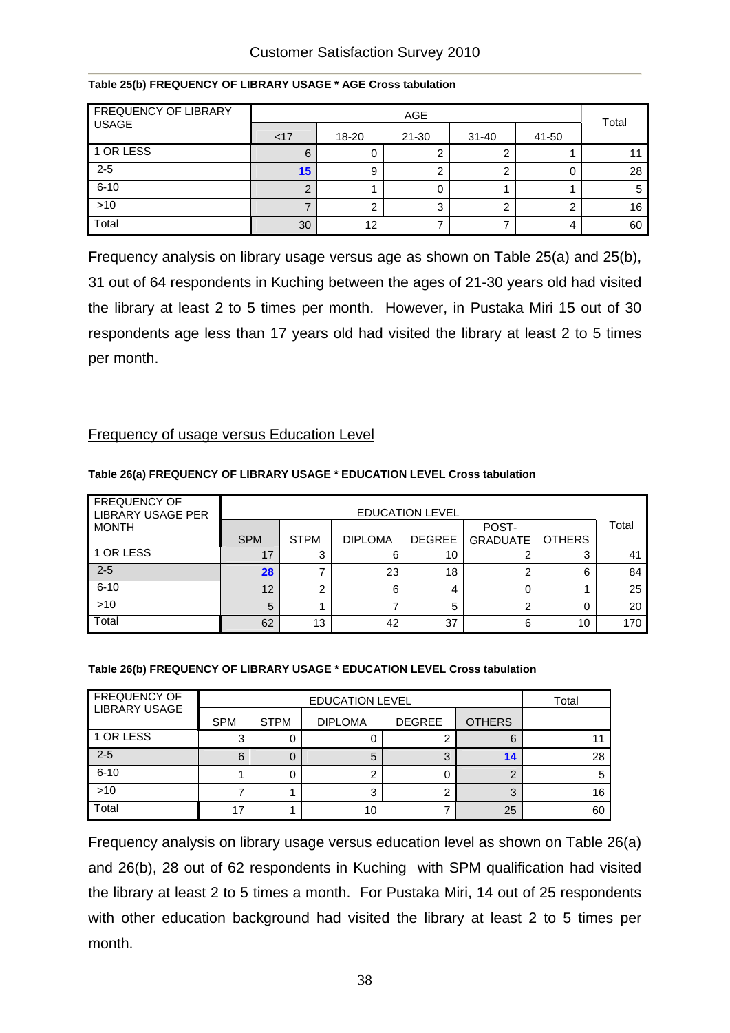**Table 25(b) FREQUENCY OF LIBRARY USAGE * AGE Cross tabulation**

| FREQUENCY OF LIBRARY USAGE | AGE | | | | | Total |
|---|---|---|---|---|---|---|
| | <17 | 18-20 | 21-30 | 31-40 | 41-50 | |
| 1 OR LESS | 6 | 0 | 2 | 2 | 1 | 11 |
| 2-5 | **15** | 9 | 2 | 2 | 0 | 28 |
| 6-10 | 2 | 1 | 0 | 1 | 1 | 5 |
| >10 | 7 | 2 | 3 | 2 | 2 | 16 |
| Total | 30 | 12 | 7 | 7 | 4 | 60 |

Frequency analysis on library usage versus age as shown on Table 25(a) and 25(b), 31 out of 64 respondents in Kuching between the ages of 21-30 years old had visited the library at least 2 to 5 times per month. However, in Pustaka Miri 15 out of 30 respondents age less than 17 years old had visited the library at least 2 to 5 times per month.

## Frequency of usage versus Education Level

**Table 26(a) FREQUENCY OF LIBRARY USAGE * EDUCATION LEVEL Cross tabulation**

| FREQUENCY OF LIBRARY USAGE PER MONTH | EDUCATION LEVEL | | | | | | Total |
|---|---|---|---|---|---|---|---|
| | SPM | STPM | DIPLOMA | DEGREE | POST-GRADUATE | OTHERS | |
| 1 OR LESS | 17 | 3 | 6 | 10 | 2 | 3 | 41 |
| 2-5 | **28** | 7 | 23 | 18 | 2 | 6 | 84 |
| 6-10 | 12 | 2 | 6 | 4 | 0 | 1 | 25 |
| >10 | 5 | 1 | 7 | 5 | 2 | 0 | 20 |
| Total | 62 | 13 | 42 | 37 | 6 | 10 | 170 |

**Table 26(b) FREQUENCY OF LIBRARY USAGE * EDUCATION LEVEL Cross tabulation**

| FREQUENCY OF LIBRARY USAGE | EDUCATION LEVEL | | | | | Total |
|---|---|---|---|---|---|---|
| | SPM | STPM | DIPLOMA | DEGREE | OTHERS | |
| 1 OR LESS | 3 | 0 | 0 | 2 | 6 | 11 |
| 2-5 | 6 | 0 | 5 | 3 | **14** | 28 |
| 6-10 | 1 | 0 | 2 | 0 | 2 | 5 |
| >10 | 7 | 1 | 3 | 2 | 3 | 16 |
| Total | 17 | 1 | 10 | 7 | 25 | 60 |

Frequency analysis on library usage versus education level as shown on Table 26(a) and 26(b), 28 out of 62 respondents in Kuching with SPM qualification had visited the library at least 2 to 5 times a month. For Pustaka Miri, 14 out of 25 respondents with other education background had visited the library at least 2 to 5 times per month.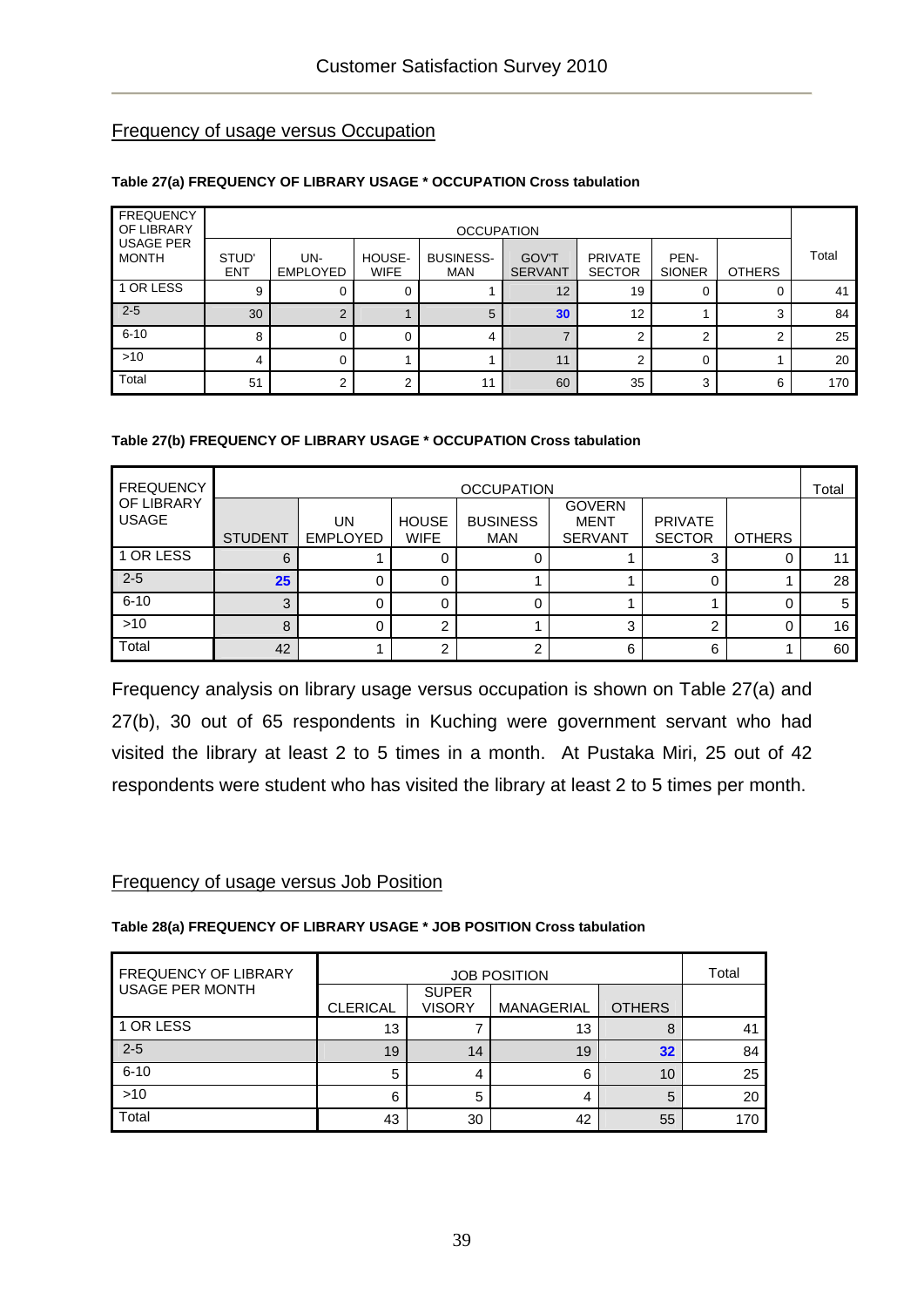Frequency of usage versus Occupation

**Table 27(a) FREQUENCY OF LIBRARY USAGE * OCCUPATION Cross tabulation**

| FREQUENCY OF LIBRARY USAGE PER MONTH | OCCUPATION | | | | | | | | Total |
|---|---|---|---|---|---|---|---|---|---|
| | STUD' ENT | UN-EMPLOYED | HOUSE-WIFE | BUSINESS-MAN | GOV'T SERVANT | PRIVATE SECTOR | PEN-SIONER | OTHERS | |
| 1 OR LESS | 9 | 0 | 0 | 1 | 12 | 19 | 0 | 0 | 41 |
| 2-5 | 30 | 2 | 1 | 5 | **30** | 12 | 1 | 3 | 84 |
| 6-10 | 8 | 0 | 0 | 4 | 7 | 2 | 2 | 2 | 25 |
| >10 | 4 | 0 | 1 | 1 | 11 | 2 | 0 | 1 | 20 |
| Total | 51 | 2 | 2 | 11 | 60 | 35 | 3 | 6 | 170 |

**Table 27(b) FREQUENCY OF LIBRARY USAGE * OCCUPATION Cross tabulation**

| FREQUENCY OF LIBRARY USAGE | OCCUPATION | | | | | | | Total |
|---|---|---|---|---|---|---|---|---|
| | STUDENT | UN EMPLOYED | HOUSE WIFE | BUSINESS MAN | GOVERN MENT SERVANT | PRIVATE SECTOR | OTHERS | |
| 1 OR LESS | 6 | 1 | 0 | 0 | 1 | 3 | 0 | 11 |
| 2-5 | **25** | 0 | 0 | 1 | 1 | 0 | 1 | 28 |
| 6-10 | 3 | 0 | 0 | 0 | 1 | 1 | 0 | 5 |
| >10 | 8 | 0 | 2 | 1 | 3 | 2 | 0 | 16 |
| Total | 42 | 1 | 2 | 2 | 6 | 6 | 1 | 60 |

Frequency analysis on library usage versus occupation is shown on Table 27(a) and 27(b), 30 out of 65 respondents in Kuching were government servant who had visited the library at least 2 to 5 times in a month. At Pustaka Miri, 25 out of 42 respondents were student who has visited the library at least 2 to 5 times per month.

Frequency of usage versus Job Position

**Table 28(a) FREQUENCY OF LIBRARY USAGE * JOB POSITION Cross tabulation**

| FREQUENCY OF LIBRARY USAGE PER MONTH | JOB POSITION | | | | Total |
|---|---|---|---|---|---|
| | CLERICAL | SUPER VISORY | MANAGERIAL | OTHERS | |
| 1 OR LESS | 13 | 7 | 13 | 8 | 41 |
| 2-5 | 19 | 14 | 19 | **32** | 84 |
| 6-10 | 5 | 4 | 6 | 10 | 25 |
| >10 | 6 | 5 | 4 | 5 | 20 |
| Total | 43 | 30 | 42 | 55 | 170 |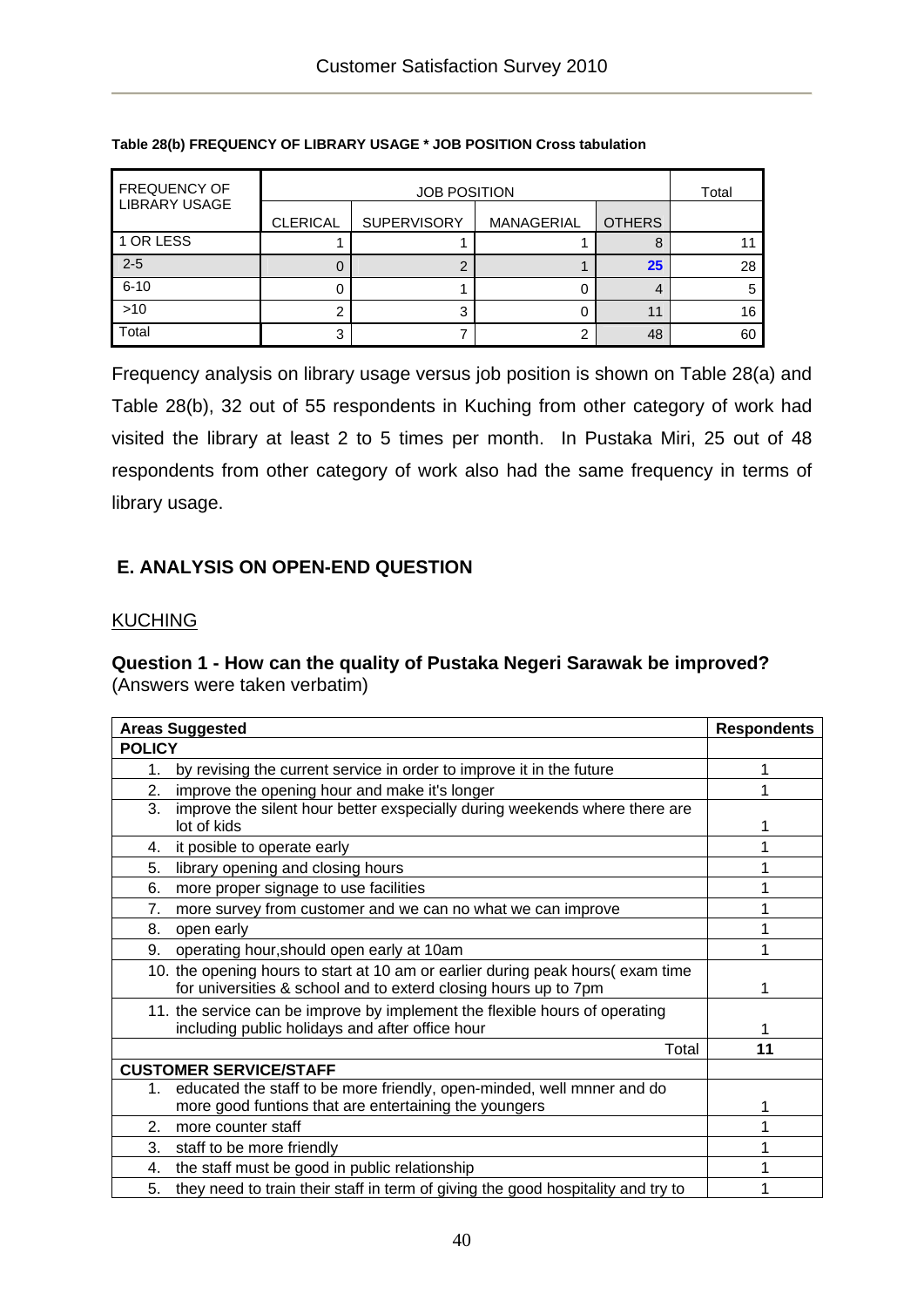**Table 28(b) FREQUENCY OF LIBRARY USAGE * JOB POSITION Cross tabulation**

| FREQUENCY OF LIBRARY USAGE | JOB POSITION | | | | Total |
|---|---|---|---|---|---|
| | CLERICAL | SUPERVISORY | MANAGERIAL | OTHERS | |
| 1 OR LESS | 1 | 1 | 1 | 8 | 11 |
| 2-5 | 0 | 2 | 1 | **25** | 28 |
| 6-10 | 0 | 1 | 0 | 4 | 5 |
| >10 | 2 | 3 | 0 | 11 | 16 |
| Total | 3 | 7 | 2 | 48 | 60 |

Frequency analysis on library usage versus job position is shown on Table 28(a) and Table 28(b), 32 out of 55 respondents in Kuching from other category of work had visited the library at least 2 to 5 times per month. In Pustaka Miri, 25 out of 48 respondents from other category of work also had the same frequency in terms of library usage.

## E. ANALYSIS ON OPEN-END QUESTION

KUCHING

**Question 1 - How can the quality of Pustaka Negeri Sarawak be improved?**
(Answers were taken verbatim)

| Areas Suggested | Respondents |
|---|---|
| **POLICY** | |
| 1. by revising the current service in order to improve it in the future | 1 |
| 2. improve the opening hour and make it's longer | 1 |
| 3. improve the silent hour better exspecially during weekends where there are lot of kids | 1 |
| 4. it posible to operate early | 1 |
| 5. library opening and closing hours | 1 |
| 6. more proper signage to use facilities | 1 |
| 7. more survey from customer and we can no what we can improve | 1 |
| 8. open early | 1 |
| 9. operating hour,should open early at 10am | 1 |
| 10. the opening hours to start at 10 am or earlier during peak hours( exam time for universities & school and to exterd closing hours up to 7pm | 1 |
| 11. the service can be improve by implement the flexible hours of operating including public holidays and after office hour | 1 |
| Total | **11** |
| **CUSTOMER SERVICE/STAFF** | |
| 1. educated the staff to be more friendly, open-minded, well mnner and do more good funtions that are entertaining the youngers | 1 |
| 2. more counter staff | 1 |
| 3. staff to be more friendly | 1 |
| 4. the staff must be good in public relationship | 1 |
| 5. they need to train their staff in term of giving the good hospitality and try to | 1 |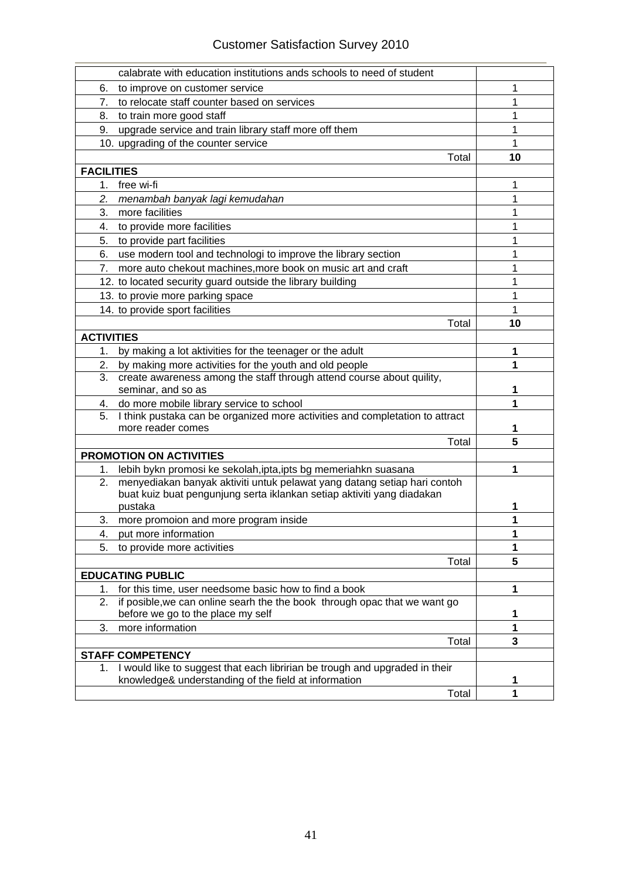| | |
|---|---|
| calabrate with education institutions ands schools to need of student | |
| 6. to improve on customer service | 1 |
| 7. to relocate staff counter based on services | 1 |
| 8. to train more good staff | 1 |
| 9. upgrade service and train library staff more off them | 1 |
| 10. upgrading of the counter service | 1 |
| Total | **10** |
| **FACILITIES** | |
| 1. free wi-fi | 1 |
| 2. *menambah banyak lagi kemudahan* | 1 |
| 3. more facilities | 1 |
| 4. to provide more facilities | 1 |
| 5. to provide part facilities | 1 |
| 6. use modern tool and technologi to improve the library section | 1 |
| 7. more auto chekout machines,more book on music art and craft | 1 |
| 12. to located security guard outside the library building | 1 |
| 13. to provie more parking space | 1 |
| 14. to provide sport facilities | 1 |
| Total | **10** |
| **ACTIVITIES** | |
| 1. by making a lot aktivities for the teenager or the adult | **1** |
| 2. by making more activities for the youth and old people | **1** |
| 3. create awareness among the staff through attend course about quility, seminar, and so as | **1** |
| 4. do more mobile library service to school | **1** |
| 5. I think pustaka can be organized more activities and completation to attract more reader comes | **1** |
| Total | **5** |
| **PROMOTION ON ACTIVITIES** | |
| 1. lebih bykn promosi ke sekolah,ipta,ipts bg memeriahkn suasana | **1** |
| 2. menyediakan banyak aktiviti untuk pelawat yang datang setiap hari contoh buat kuiz buat pengunjung serta iklankan setiap aktiviti yang diadakan pustaka | **1** |
| 3. more promoion and more program inside | **1** |
| 4. put more information | **1** |
| 5. to provide more activities | **1** |
| Total | **5** |
| **EDUCATING PUBLIC** | |
| 1. for this time, user needsome basic how to find a book | **1** |
| 2. if posible,we can online searh the the book through opac that we want go before we go to the place my self | **1** |
| 3. more information | **1** |
| Total | **3** |
| **STAFF COMPETENCY** | |
| 1. I would like to suggest that each libririan be trough and upgraded in their knowledge& understanding of the field at information | **1** |
| Total | **1** |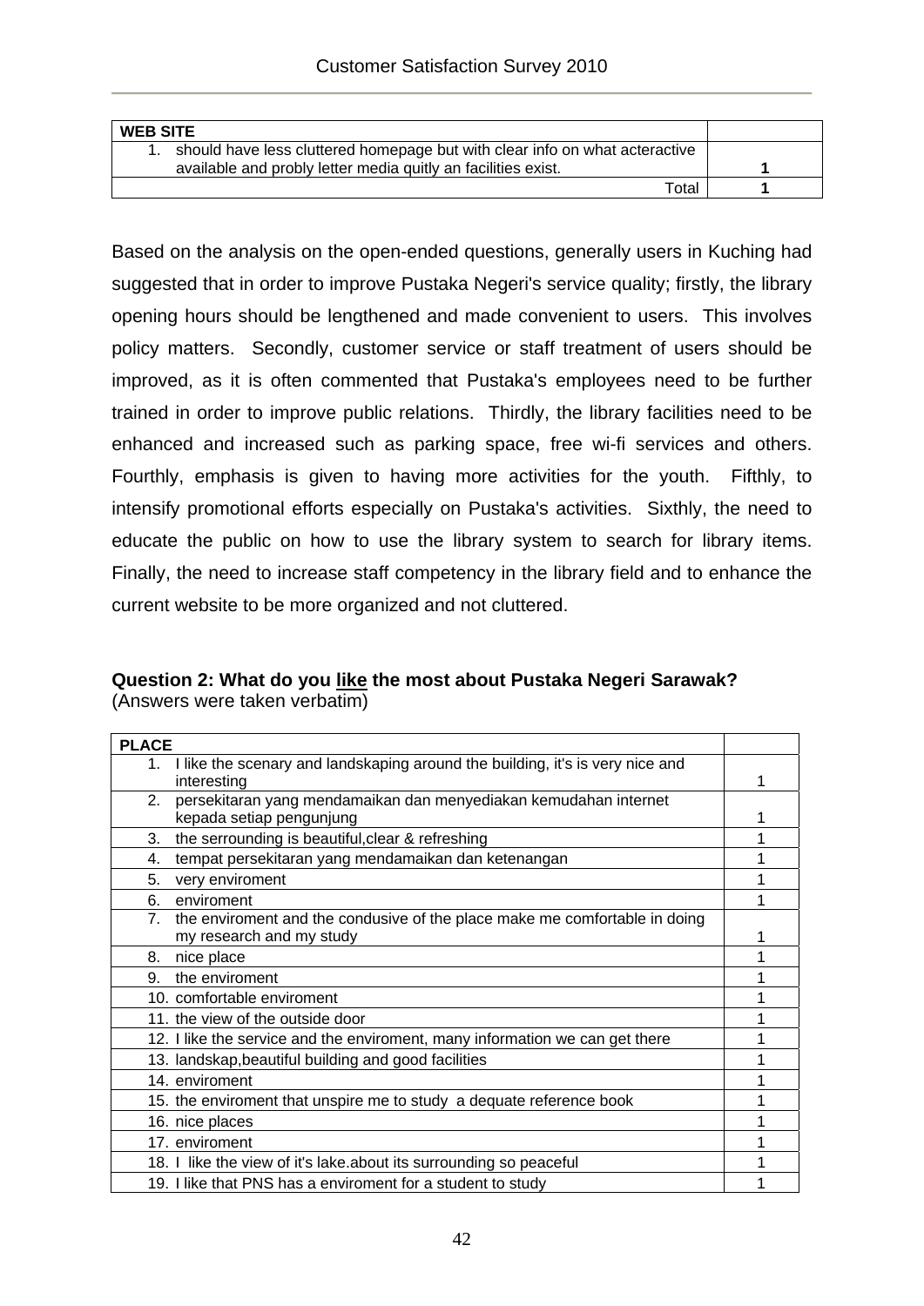| WEB SITE | |
|---|---|
| 1. should have less cluttered homepage but with clear info on what acteractive available and probly letter media quitly an facilities exist. | 1 |
| Total | 1 |

Based on the analysis on the open-ended questions, generally users in Kuching had suggested that in order to improve Pustaka Negeri's service quality; firstly, the library opening hours should be lengthened and made convenient to users. This involves policy matters. Secondly, customer service or staff treatment of users should be improved, as it is often commented that Pustaka's employees need to be further trained in order to improve public relations. Thirdly, the library facilities need to be enhanced and increased such as parking space, free wi-fi services and others. Fourthly, emphasis is given to having more activities for the youth. Fifthly, to intensify promotional efforts especially on Pustaka's activities. Sixthly, the need to educate the public on how to use the library system to search for library items. Finally, the need to increase staff competency in the library field and to enhance the current website to be more organized and not cluttered.

**Question 2: What do you <u>like</u> the most about Pustaka Negeri Sarawak?**
(Answers were taken verbatim)

| PLACE | |
|---|---|
| 1. I like the scenary and landskaping around the building, it's is very nice and interesting | 1 |
| 2. persekitaran yang mendamaikan dan menyediakan kemudahan internet kepada setiap pengunjung | 1 |
| 3. the serrounding is beautiful,clear & refreshing | 1 |
| 4. tempat persekitaran yang mendamaikan dan ketenangan | 1 |
| 5. very enviroment | 1 |
| 6. enviroment | 1 |
| 7. the enviroment and the condusive of the place make me comfortable in doing my research and my study | 1 |
| 8. nice place | 1 |
| 9. the enviroment | 1 |
| 10. comfortable enviroment | 1 |
| 11. the view of the outside door | 1 |
| 12. I like the service and the enviroment, many information we can get there | 1 |
| 13. landskap,beautiful building and good facilities | 1 |
| 14. enviroment | 1 |
| 15. the enviroment that unspire me to study a dequate reference book | 1 |
| 16. nice places | 1 |
| 17. enviroment | 1 |
| 18. I like the view of it's lake.about its surrounding so peaceful | 1 |
| 19. I like that PNS has a enviroment for a student to study | 1 |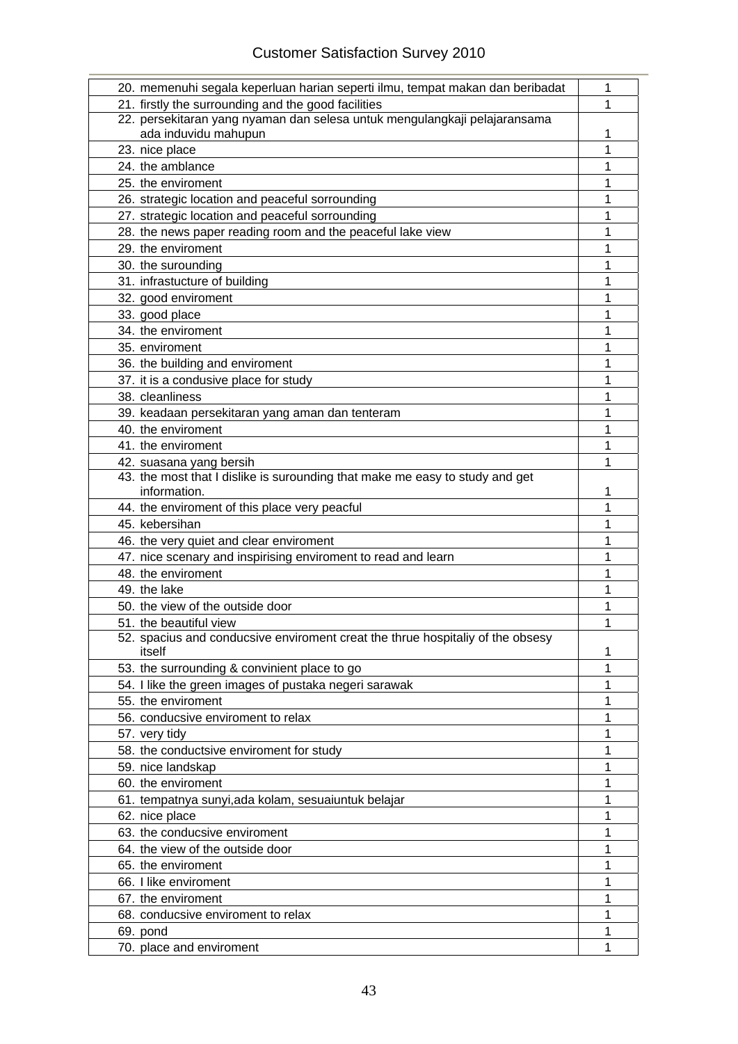| | |
|---|---|
| 20. memenuhi segala keperluan harian seperti ilmu, tempat makan dan beribadat | 1 |
| 21. firstly the surrounding and the good facilities | 1 |
| 22. persekitaran yang nyaman dan selesa untuk mengulangkaji pelajaransama ada induvidu mahupun | 1 |
| 23. nice place | 1 |
| 24. the amblance | 1 |
| 25. the enviroment | 1 |
| 26. strategic location and peaceful sorrounding | 1 |
| 27. strategic location and peaceful sorrounding | 1 |
| 28. the news paper reading room and the peaceful lake view | 1 |
| 29. the enviroment | 1 |
| 30. the surounding | 1 |
| 31. infrastucture of building | 1 |
| 32. good enviroment | 1 |
| 33. good place | 1 |
| 34. the enviroment | 1 |
| 35. enviroment | 1 |
| 36. the building and enviroment | 1 |
| 37. it is a condusive place for study | 1 |
| 38. cleanliness | 1 |
| 39. keadaan persekitaran yang aman dan tenteram | 1 |
| 40. the enviroment | 1 |
| 41. the enviroment | 1 |
| 42. suasana yang bersih | 1 |
| 43. the most that I dislike is surounding that make me easy to study and get information. | 1 |
| 44. the enviroment of this place very peacful | 1 |
| 45. kebersihan | 1 |
| 46. the very quiet and clear enviroment | 1 |
| 47. nice scenary and inspirising enviroment to read and learn | 1 |
| 48. the enviroment | 1 |
| 49. the lake | 1 |
| 50. the view of the outside door | 1 |
| 51. the beautiful view | 1 |
| 52. spacius and conducsive enviroment creat the thrue hospitaliy of the obsesy itself | 1 |
| 53. the surrounding & convinient place to go | 1 |
| 54. I like the green images of pustaka negeri sarawak | 1 |
| 55. the enviroment | 1 |
| 56. conducsive enviroment to relax | 1 |
| 57. very tidy | 1 |
| 58. the conductsive enviroment for study | 1 |
| 59. nice landskap | 1 |
| 60. the enviroment | 1 |
| 61. tempatnya sunyi,ada kolam, sesuaiuntuk belajar | 1 |
| 62. nice place | 1 |
| 63. the conducsive enviroment | 1 |
| 64. the view of the outside door | 1 |
| 65. the enviroment | 1 |
| 66. I like enviroment | 1 |
| 67. the enviroment | 1 |
| 68. conducsive enviroment to relax | 1 |
| 69. pond | 1 |
| 70. place and enviroment | 1 |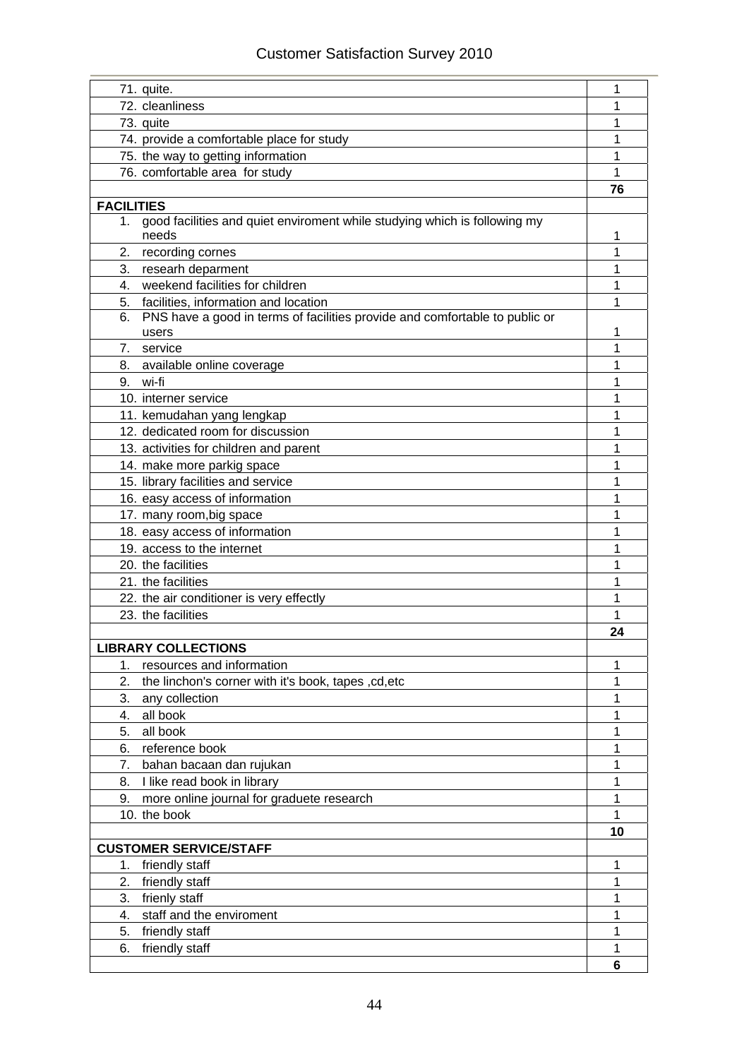| | |
|---|---|
| 71. quite. | 1 |
| 72. cleanliness | 1 |
| 73. quite | 1 |
| 74. provide a comfortable place for study | 1 |
| 75. the way to getting information | 1 |
| 76. comfortable area for study | 1 |
| | **76** |
| **FACILITIES** | |
| 1. good facilities and quiet enviroment while studying which is following my needs | 1 |
| 2. recording cornes | 1 |
| 3. researh deparment | 1 |
| 4. weekend facilities for children | 1 |
| 5. facilities, information and location | 1 |
| 6. PNS have a good in terms of facilities provide and comfortable to public or users | 1 |
| 7. service | 1 |
| 8. available online coverage | 1 |
| 9. wi-fi | 1 |
| 10. interner service | 1 |
| 11. kemudahan yang lengkap | 1 |
| 12. dedicated room for discussion | 1 |
| 13. activities for children and parent | 1 |
| 14. make more parkig space | 1 |
| 15. library facilities and service | 1 |
| 16. easy access of information | 1 |
| 17. many room,big space | 1 |
| 18. easy access of information | 1 |
| 19. access to the internet | 1 |
| 20. the facilities | 1 |
| 21. the facilities | 1 |
| 22. the air conditioner is very effectly | 1 |
| 23. the facilities | 1 |
| | **24** |
| **LIBRARY COLLECTIONS** | |
| 1. resources and information | 1 |
| 2. the linchon's corner with it's book, tapes ,cd,etc | 1 |
| 3. any collection | 1 |
| 4. all book | 1 |
| 5. all book | 1 |
| 6. reference book | 1 |
| 7. bahan bacaan dan rujukan | 1 |
| 8. I like read book in library | 1 |
| 9. more online journal for graduete research | 1 |
| 10. the book | 1 |
| | **10** |
| **CUSTOMER SERVICE/STAFF** | |
| 1. friendly staff | 1 |
| 2. friendly staff | 1 |
| 3. frienly staff | 1 |
| 4. staff and the enviroment | 1 |
| 5. friendly staff | 1 |
| 6. friendly staff | 1 |
| | **6** |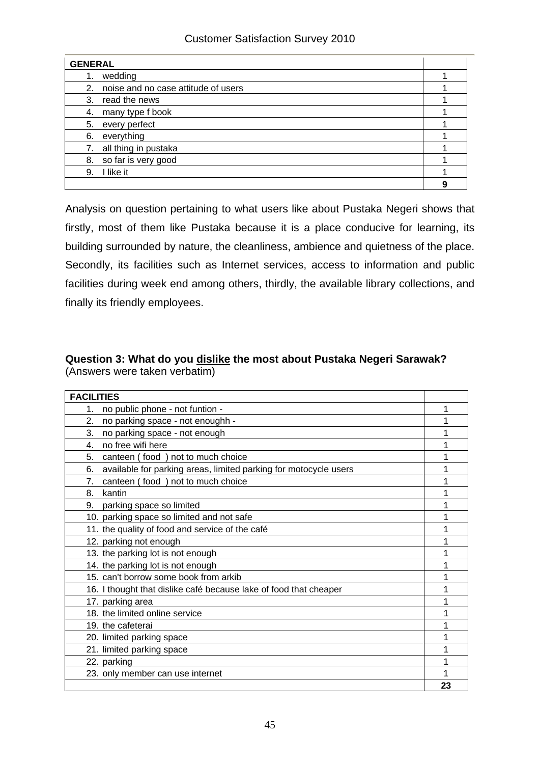| GENERAL | |
|---|---|
| 1. wedding | 1 |
| 2. noise and no case attitude of users | 1 |
| 3. read the news | 1 |
| 4. many type f book | 1 |
| 5. every perfect | 1 |
| 6. everything | 1 |
| 7. all thing in pustaka | 1 |
| 8. so far is very good | 1 |
| 9. I like it | 1 |
| | **9** |

Analysis on question pertaining to what users like about Pustaka Negeri shows that firstly, most of them like Pustaka because it is a place conducive for learning, its building surrounded by nature, the cleanliness, ambience and quietness of the place. Secondly, its facilities such as Internet services, access to information and public facilities during week end among others, thirdly, the available library collections, and finally its friendly employees.

**Question 3: What do you <u>dislike</u> the most about Pustaka Negeri Sarawak?**
(Answers were taken verbatim)

| FACILITIES | |
|---|---|
| 1. no public phone - not funtion - | 1 |
| 2. no parking space - not enoughh - | 1 |
| 3. no parking space - not enough | 1 |
| 4. no free wifi here | 1 |
| 5. canteen ( food ) not to much choice | 1 |
| 6. available for parking areas, limited parking for motocycle users | 1 |
| 7. canteen ( food ) not to much choice | 1 |
| 8. kantin | 1 |
| 9. parking space so limited | 1 |
| 10. parking space so limited and not safe | 1 |
| 11. the quality of food and service of the café | 1 |
| 12. parking not enough | 1 |
| 13. the parking lot is not enough | 1 |
| 14. the parking lot is not enough | 1 |
| 15. can't borrow some book from arkib | 1 |
| 16. I thought that dislike café because lake of food that cheaper | 1 |
| 17. parking area | 1 |
| 18. the limited online service | 1 |
| 19. the cafeterai | 1 |
| 20. limited parking space | 1 |
| 21. limited parking space | 1 |
| 22. parking | 1 |
| 23. only member can use internet | 1 |
| | **23** |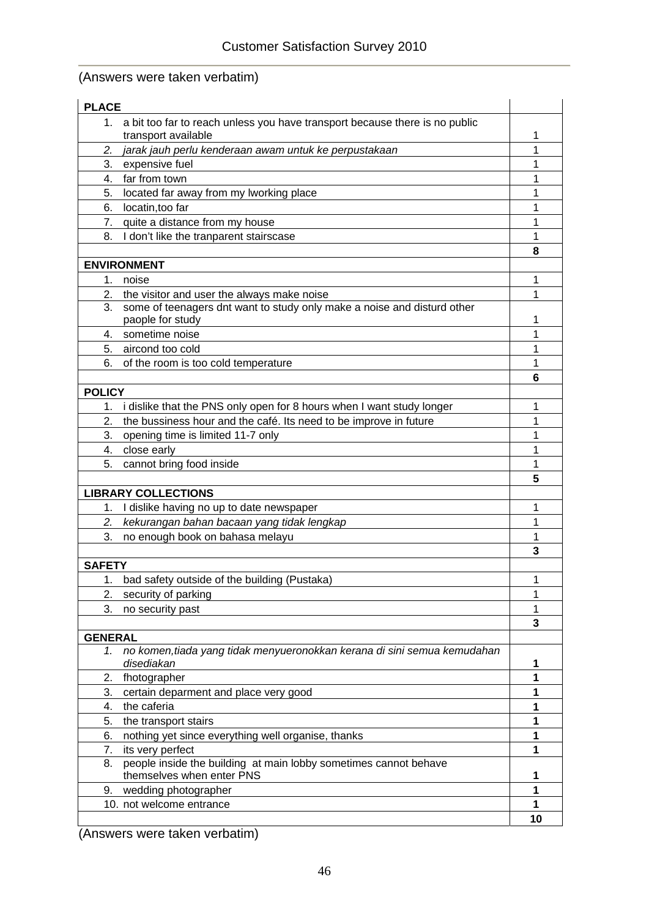(Answers were taken verbatim)

| PLACE | |
|---|---|
| 1. a bit too far to reach unless you have transport because there is no public transport available | 1 |
| *2. jarak jauh perlu kenderaan awam untuk ke perpustakaan* | 1 |
| 3. expensive fuel | 1 |
| 4. far from town | 1 |
| 5. located far away from my lworking place | 1 |
| 6. locatin,too far | 1 |
| 7. quite a distance from my house | 1 |
| 8. I don't like the tranparent stairscase | 1 |
| | **8** |
| **ENVIRONMENT** | |
| 1. noise | 1 |
| 2. the visitor and user the always make noise | 1 |
| 3. some of teenagers dnt want to study only make a noise and disturd other paople for study | 1 |
| 4. sometime noise | 1 |
| 5. aircond too cold | 1 |
| 6. of the room is too cold temperature | 1 |
| | **6** |
| **POLICY** | |
| 1. i dislike that the PNS only open for 8 hours when I want study longer | 1 |
| 2. the bussiness hour and the café. Its need to be improve in future | 1 |
| 3. opening time is limited 11-7 only | 1 |
| 4. close early | 1 |
| 5. cannot bring food inside | 1 |
| | **5** |
| **LIBRARY COLLECTIONS** | |
| 1. I dislike having no up to date newspaper | 1 |
| *2. kekurangan bahan bacaan yang tidak lengkap* | 1 |
| 3. no enough book on bahasa melayu | 1 |
| | **3** |
| **SAFETY** | |
| 1. bad safety outside of the building (Pustaka) | 1 |
| 2. security of parking | 1 |
| 3. no security past | 1 |
| | **3** |
| **GENERAL** | |
| *1. no komen,tiada yang tidak menyueronokkan kerana di sini semua kemudahan disediakan* | **1** |
| 2. fhotographer | **1** |
| 3. certain deparment and place very good | **1** |
| 4. the caferia | **1** |
| 5. the transport stairs | **1** |
| 6. nothing yet since everything well organise, thanks | **1** |
| 7. its very perfect | **1** |
| 8. people inside the building at main lobby sometimes cannot behave themselves when enter PNS | **1** |
| 9. wedding photographer | **1** |
| 10. not welcome entrance | **1** |
| | **10** |

(Answers were taken verbatim)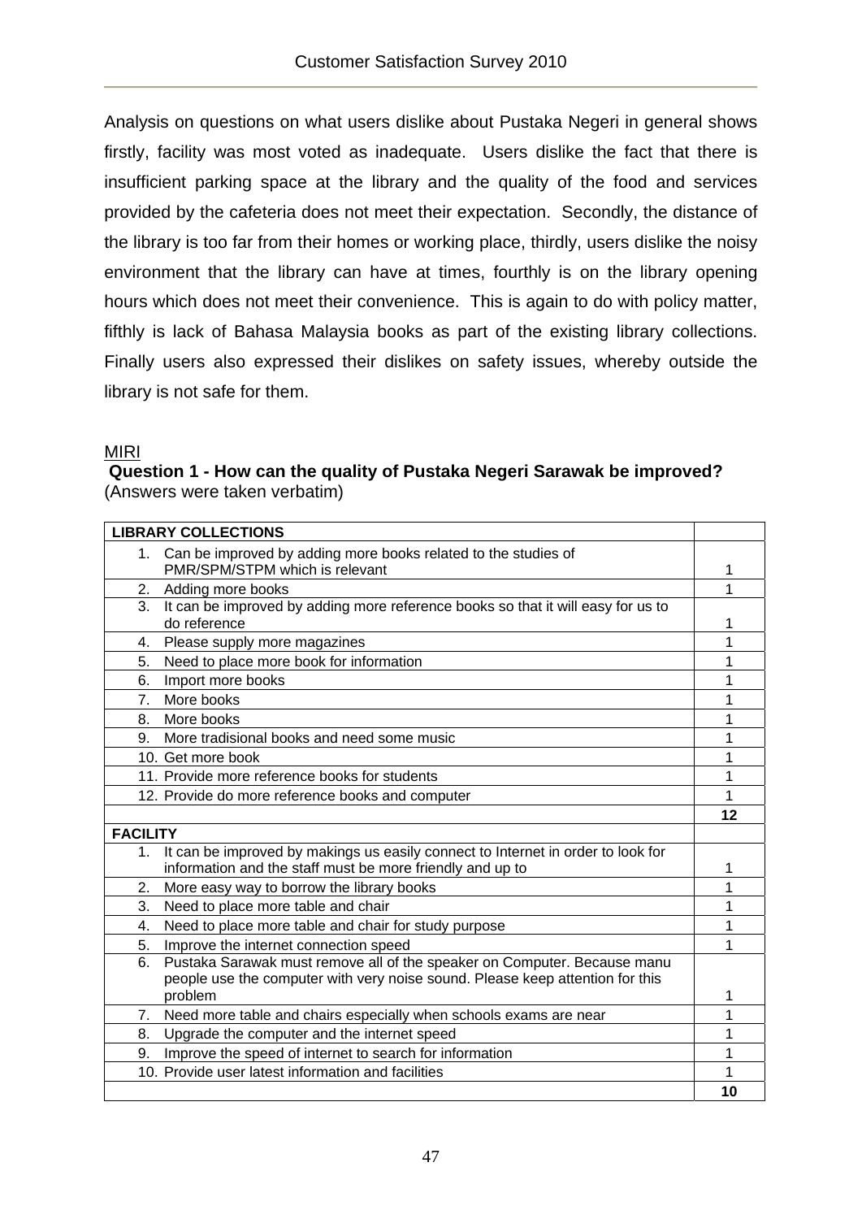Analysis on questions on what users dislike about Pustaka Negeri in general shows firstly, facility was most voted as inadequate. Users dislike the fact that there is insufficient parking space at the library and the quality of the food and services provided by the cafeteria does not meet their expectation. Secondly, the distance of the library is too far from their homes or working place, thirdly, users dislike the noisy environment that the library can have at times, fourthly is on the library opening hours which does not meet their convenience. This is again to do with policy matter, fifthly is lack of Bahasa Malaysia books as part of the existing library collections. Finally users also expressed their dislikes on safety issues, whereby outside the library is not safe for them.

MIRI

**Question 1 - How can the quality of Pustaka Negeri Sarawak be improved?**
(Answers were taken verbatim)

| **LIBRARY COLLECTIONS** | |
|---|---|
| 1. Can be improved by adding more books related to the studies of PMR/SPM/STPM which is relevant | 1 |
| 2. Adding more books | 1 |
| 3. It can be improved by adding more reference books so that it will easy for us to do reference | 1 |
| 4. Please supply more magazines | 1 |
| 5. Need to place more book for information | 1 |
| 6. Import more books | 1 |
| 7. More books | 1 |
| 8. More books | 1 |
| 9. More tradisional books and need some music | 1 |
| 10. Get more book | 1 |
| 11. Provide more reference books for students | 1 |
| 12. Provide do more reference books and computer | 1 |
| | **12** |
| **FACILITY** | |
| 1. It can be improved by makings us easily connect to Internet in order to look for information and the staff must be more friendly and up to | 1 |
| 2. More easy way to borrow the library books | 1 |
| 3. Need to place more table and chair | 1 |
| 4. Need to place more table and chair for study purpose | 1 |
| 5. Improve the internet connection speed | 1 |
| 6. Pustaka Sarawak must remove all of the speaker on Computer. Because manu people use the computer with very noise sound. Please keep attention for this problem | 1 |
| 7. Need more table and chairs especially when schools exams are near | 1 |
| 8. Upgrade the computer and the internet speed | 1 |
| 9. Improve the speed of internet to search for information | 1 |
| 10. Provide user latest information and facilities | 1 |
| | **10** |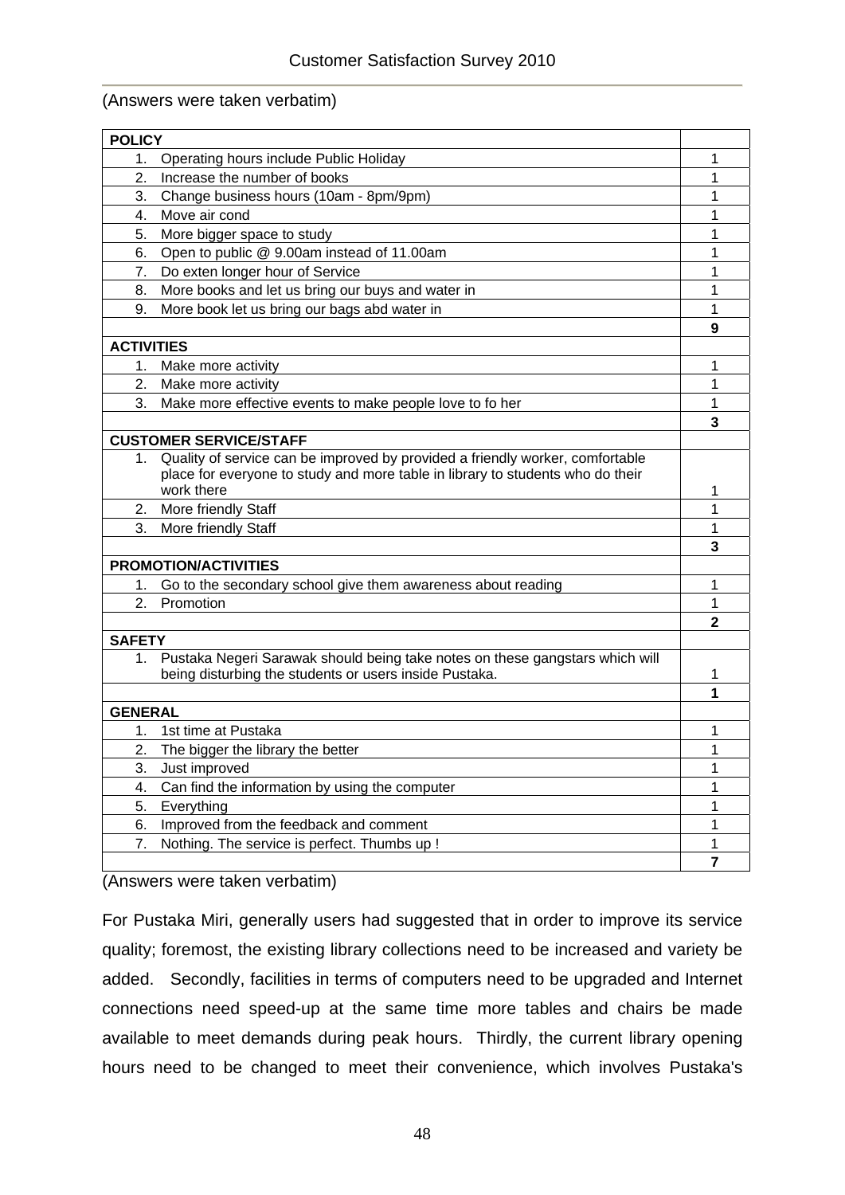(Answers were taken verbatim)

| POLICY | |
|---|---|
| 1. Operating hours include Public Holiday | 1 |
| 2. Increase the number of books | 1 |
| 3. Change business hours (10am - 8pm/9pm) | 1 |
| 4. Move air cond | 1 |
| 5. More bigger space to study | 1 |
| 6. Open to public @ 9.00am instead of 11.00am | 1 |
| 7. Do exten longer hour of Service | 1 |
| 8. More books and let us bring our buys and water in | 1 |
| 9. More book let us bring our bags abd water in | 1 |
| | **9** |
| **ACTIVITIES** | |
| 1. Make more activity | 1 |
| 2. Make more activity | 1 |
| 3. Make more effective events to make people love to fo her | 1 |
| | **3** |
| **CUSTOMER SERVICE/STAFF** | |
| 1. Quality of service can be improved by provided a friendly worker, comfortable place for everyone to study and more table in library to students who do their work there | 1 |
| 2. More friendly Staff | 1 |
| 3. More friendly Staff | 1 |
| | **3** |
| **PROMOTION/ACTIVITIES** | |
| 1. Go to the secondary school give them awareness about reading | 1 |
| 2. Promotion | 1 |
| | **2** |
| **SAFETY** | |
| 1. Pustaka Negeri Sarawak should being take notes on these gangstars which will being disturbing the students or users inside Pustaka. | 1 |
| | **1** |
| **GENERAL** | |
| 1. 1st time at Pustaka | 1 |
| 2. The bigger the library the better | 1 |
| 3. Just improved | 1 |
| 4. Can find the information by using the computer | 1 |
| 5. Everything | 1 |
| 6. Improved from the feedback and comment | 1 |
| 7. Nothing. The service is perfect. Thumbs up ! | 1 |
| | **7** |

(Answers were taken verbatim)

For Pustaka Miri, generally users had suggested that in order to improve its service quality; foremost, the existing library collections need to be increased and variety be added. Secondly, facilities in terms of computers need to be upgraded and Internet connections need speed-up at the same time more tables and chairs be made available to meet demands during peak hours. Thirdly, the current library opening hours need to be changed to meet their convenience, which involves Pustaka's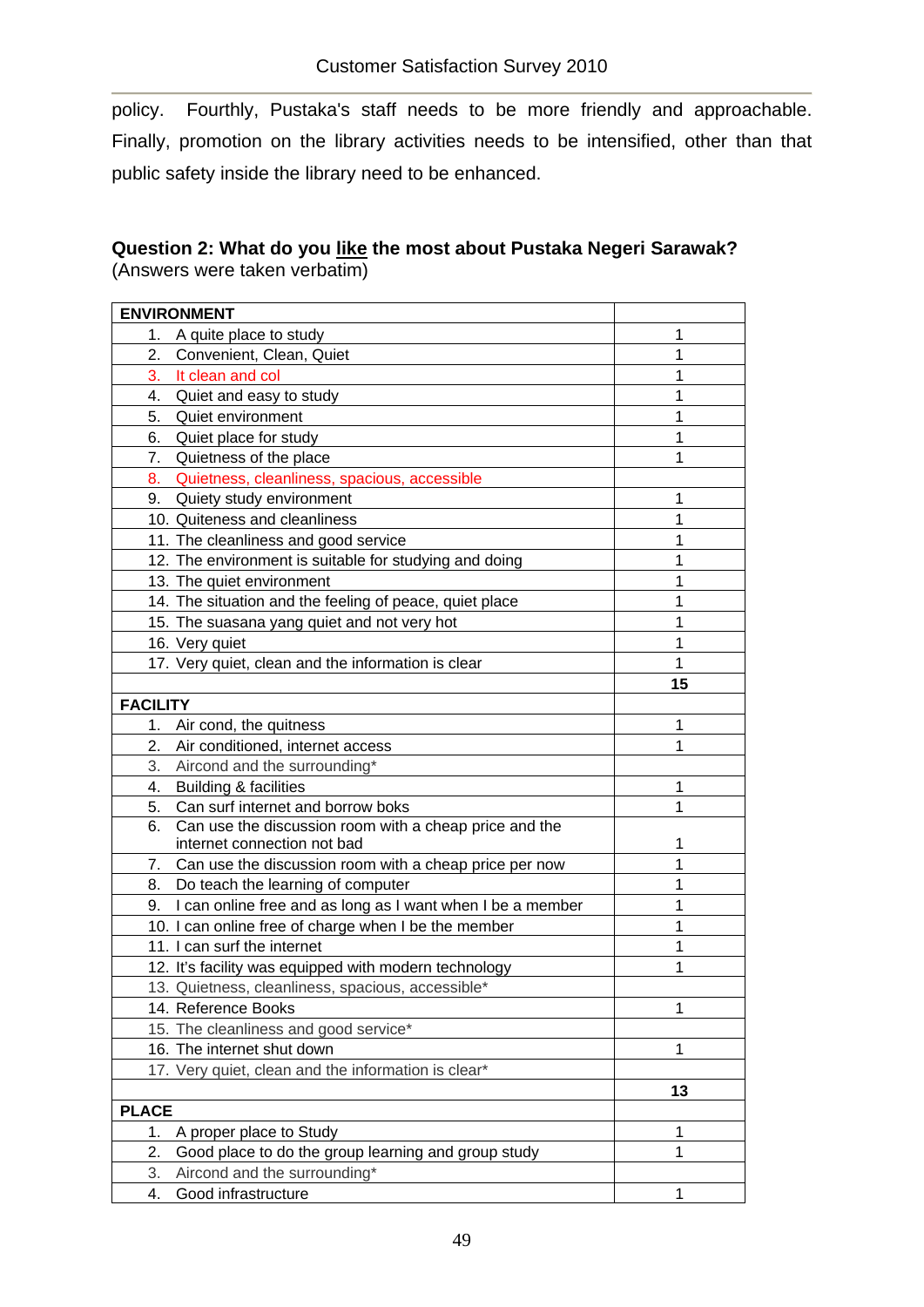policy. Fourthly, Pustaka's staff needs to be more friendly and approachable. Finally, promotion on the library activities needs to be intensified, other than that public safety inside the library need to be enhanced.

**Question 2: What do you like the most about Pustaka Negeri Sarawak?**
(Answers were taken verbatim)

| **ENVIRONMENT** | |
|---|---|
| 1. A quite place to study | 1 |
| 2. Convenient, Clean, Quiet | 1 |
| 3. It clean and col | 1 |
| 4. Quiet and easy to study | 1 |
| 5. Quiet environment | 1 |
| 6. Quiet place for study | 1 |
| 7. Quietness of the place | 1 |
| 8. Quietness, cleanliness, spacious, accessible | |
| 9. Quiety study environment | 1 |
| 10. Quiteness and cleanliness | 1 |
| 11. The cleanliness and good service | 1 |
| 12. The environment is suitable for studying and doing | 1 |
| 13. The quiet environment | 1 |
| 14. The situation and the feeling of peace, quiet place | 1 |
| 15. The suasana yang quiet and not very hot | 1 |
| 16. Very quiet | 1 |
| 17. Very quiet, clean and the information is clear | 1 |
| | **15** |
| **FACILITY** | |
| 1. Air cond, the quitness | 1 |
| 2. Air conditioned, internet access | 1 |
| 3. Aircond and the surrounding* | |
| 4. Building & facilities | 1 |
| 5. Can surf internet and borrow boks | 1 |
| 6. Can use the discussion room with a cheap price and the internet connection not bad | 1 |
| 7. Can use the discussion room with a cheap price per now | 1 |
| 8. Do teach the learning of computer | 1 |
| 9. I can online free and as long as I want when I be a member | 1 |
| 10. I can online free of charge when I be the member | 1 |
| 11. I can surf the internet | 1 |
| 12. It's facility was equipped with modern technology | 1 |
| 13. Quietness, cleanliness, spacious, accessible* | |
| 14. Reference Books | 1 |
| 15. The cleanliness and good service* | |
| 16. The internet shut down | 1 |
| 17. Very quiet, clean and the information is clear* | |
| | **13** |
| **PLACE** | |
| 1. A proper place to Study | 1 |
| 2. Good place to do the group learning and group study | 1 |
| 3. Aircond and the surrounding* | |
| 4. Good infrastructure | 1 |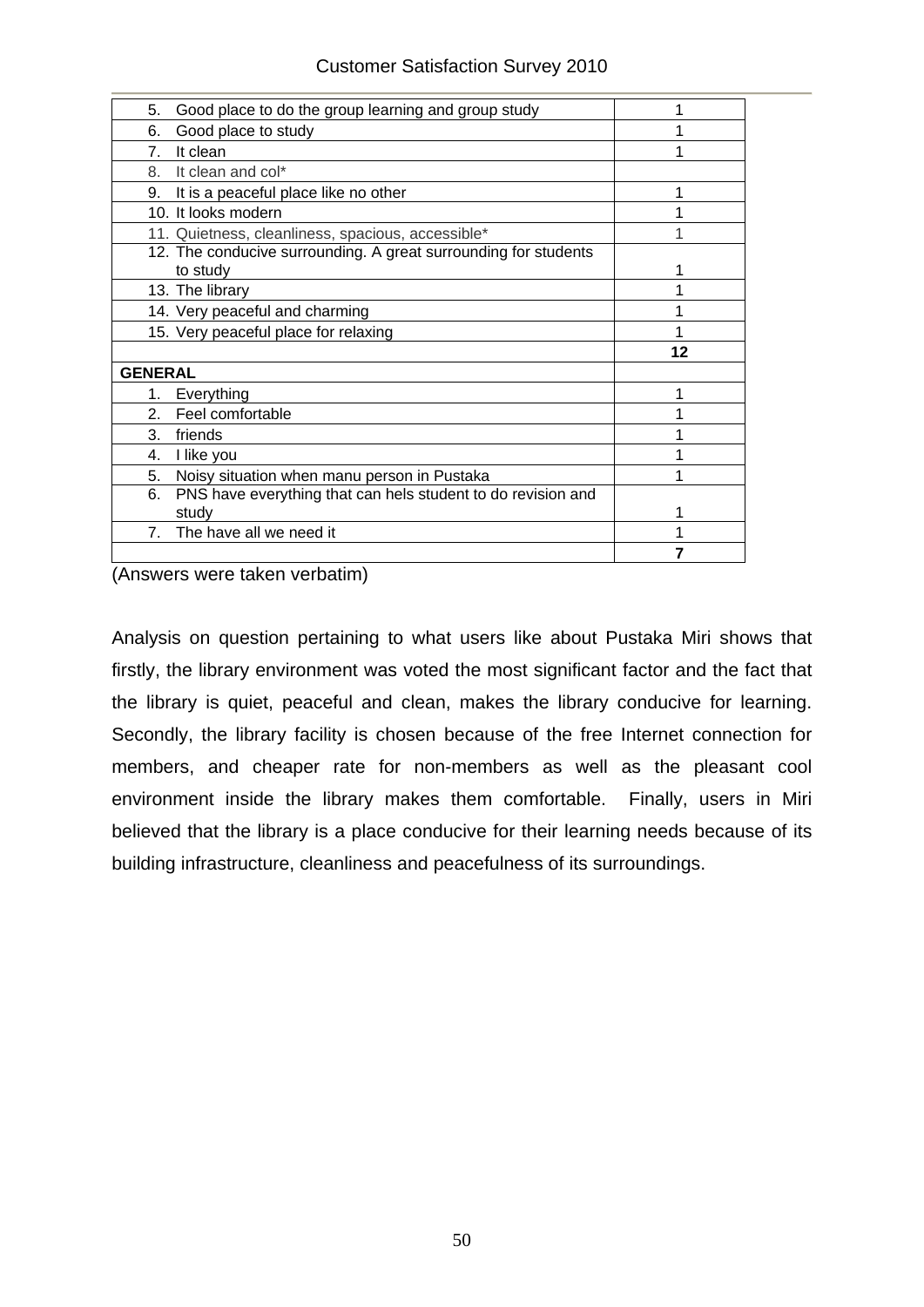| | |
|---|---|
| 5. Good place to do the group learning and group study | 1 |
| 6. Good place to study | 1 |
| 7. It clean | 1 |
| 8. It clean and col* | |
| 9. It is a peaceful place like no other | 1 |
| 10. It looks modern | 1 |
| 11. Quietness, cleanliness, spacious, accessible* | 1 |
| 12. The conducive surrounding. A great surrounding for students to study | 1 |
| 13. The library | 1 |
| 14. Very peaceful and charming | 1 |
| 15. Very peaceful place for relaxing | 1 |
| | **12** |
| **GENERAL** | |
| 1. Everything | 1 |
| 2. Feel comfortable | 1 |
| 3. friends | 1 |
| 4. I like you | 1 |
| 5. Noisy situation when manu person in Pustaka | 1 |
| 6. PNS have everything that can hels student to do revision and study | 1 |
| 7. The have all we need it | 1 |
| | **7** |

(Answers were taken verbatim)

Analysis on question pertaining to what users like about Pustaka Miri shows that firstly, the library environment was voted the most significant factor and the fact that the library is quiet, peaceful and clean, makes the library conducive for learning. Secondly, the library facility is chosen because of the free Internet connection for members, and cheaper rate for non-members as well as the pleasant cool environment inside the library makes them comfortable. Finally, users in Miri believed that the library is a place conducive for their learning needs because of its building infrastructure, cleanliness and peacefulness of its surroundings.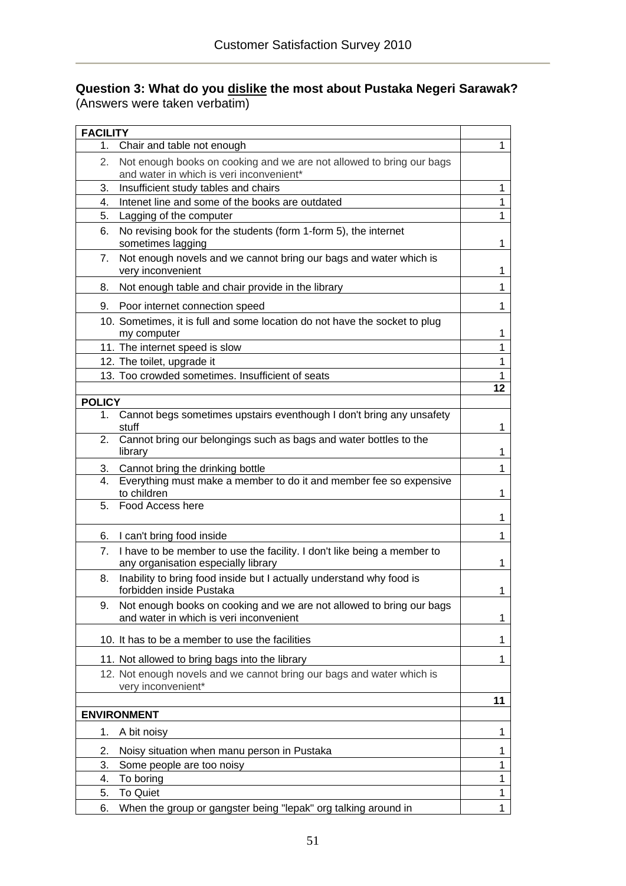**Question 3: What do you dislike the most about Pustaka Negeri Sarawak?**
(Answers were taken verbatim)

| **FACILITY** | |
|---|---|
| 1. Chair and table not enough | 1 |
| 2. Not enough books on cooking and we are not allowed to bring our bags and water in which is veri inconvenient* | |
| 3. Insufficient study tables and chairs | 1 |
| 4. Intenet line and some of the books are outdated | 1 |
| 5. Lagging of the computer | 1 |
| 6. No revising book for the students (form 1-form 5), the internet sometimes lagging | 1 |
| 7. Not enough novels and we cannot bring our bags and water which is very inconvenient | 1 |
| 8. Not enough table and chair provide in the library | 1 |
| 9. Poor internet connection speed | 1 |
| 10. Sometimes, it is full and some location do not have the socket to plug my computer | 1 |
| 11. The internet speed is slow | 1 |
| 12. The toilet, upgrade it | 1 |
| 13. Too crowded sometimes. Insufficient of seats | 1 |
| | **12** |
| **POLICY** | |
| 1. Cannot begs sometimes upstairs eventhough I don't bring any unsafety stuff | 1 |
| 2. Cannot bring our belongings such as bags and water bottles to the library | 1 |
| 3. Cannot bring the drinking bottle | 1 |
| 4. Everything must make a member to do it and member fee so expensive to children | 1 |
| 5. Food Access here | 1 |
| 6. I can't bring food inside | 1 |
| 7. I have to be member to use the facility. I don't like being a member to any organisation especially library | 1 |
| 8. Inability to bring food inside but I actually understand why food is forbidden inside Pustaka | 1 |
| 9. Not enough books on cooking and we are not allowed to bring our bags and water in which is veri inconvenient | 1 |
| 10. It has to be a member to use the facilities | 1 |
| 11. Not allowed to bring bags into the library | 1 |
| 12. Not enough novels and we cannot bring our bags and water which is very inconvenient* | |
| | **11** |
| **ENVIRONMENT** | |
| 1. A bit noisy | 1 |
| 2. Noisy situation when manu person in Pustaka | 1 |
| 3. Some people are too noisy | 1 |
| 4. To boring | 1 |
| 5. To Quiet | 1 |
| 6. When the group or gangster being "lepak" org talking around in | 1 |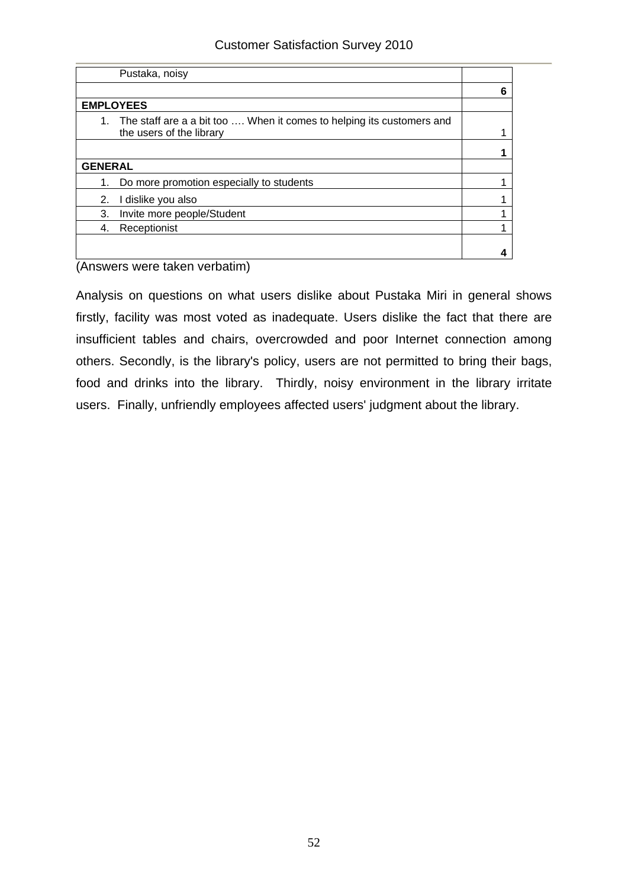| | |
|---|---|
| Pustaka, noisy | |
| | **6** |
| **EMPLOYEES** | |
| 1. The staff are a a bit too …. When it comes to helping its customers and the users of the library | 1 |
| | **1** |
| **GENERAL** | |
| 1. Do more promotion especially to students | 1 |
| 2. I dislike you also | 1 |
| 3. Invite more people/Student | 1 |
| 4. Receptionist | 1 |
| | **4** |

(Answers were taken verbatim)

Analysis on questions on what users dislike about Pustaka Miri in general shows firstly, facility was most voted as inadequate. Users dislike the fact that there are insufficient tables and chairs, overcrowded and poor Internet connection among others. Secondly, is the library's policy, users are not permitted to bring their bags, food and drinks into the library. Thirdly, noisy environment in the library irritate users. Finally, unfriendly employees affected users' judgment about the library.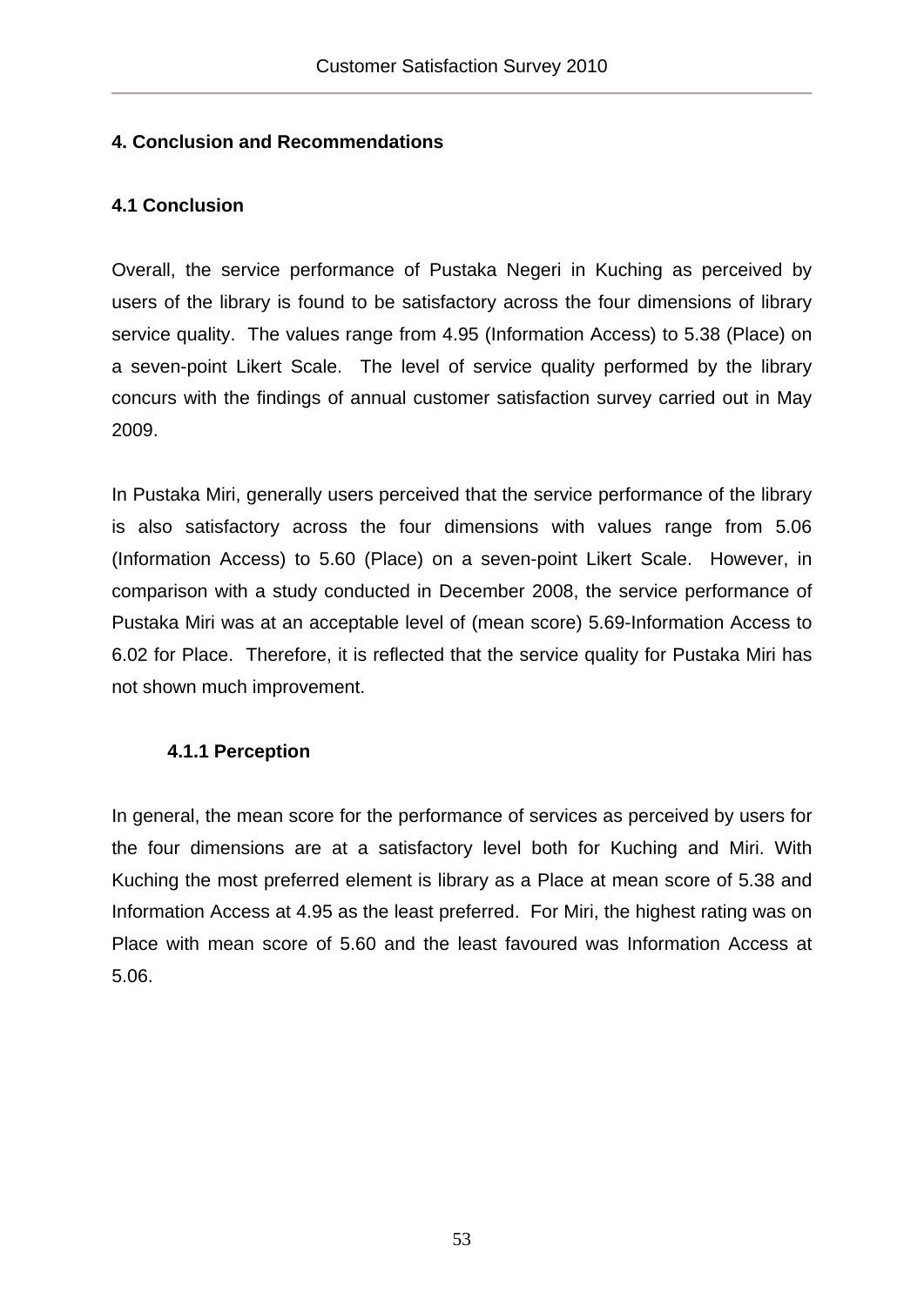# 4. Conclusion and Recommendations

## 4.1 Conclusion

Overall, the service performance of Pustaka Negeri in Kuching as perceived by users of the library is found to be satisfactory across the four dimensions of library service quality. The values range from 4.95 (Information Access) to 5.38 (Place) on a seven-point Likert Scale. The level of service quality performed by the library concurs with the findings of annual customer satisfaction survey carried out in May 2009.

In Pustaka Miri, generally users perceived that the service performance of the library is also satisfactory across the four dimensions with values range from 5.06 (Information Access) to 5.60 (Place) on a seven-point Likert Scale. However, in comparison with a study conducted in December 2008, the service performance of Pustaka Miri was at an acceptable level of (mean score) 5.69-Information Access to 6.02 for Place. Therefore, it is reflected that the service quality for Pustaka Miri has not shown much improvement.

### 4.1.1 Perception

In general, the mean score for the performance of services as perceived by users for the four dimensions are at a satisfactory level both for Kuching and Miri. With Kuching the most preferred element is library as a Place at mean score of 5.38 and Information Access at 4.95 as the least preferred. For Miri, the highest rating was on Place with mean score of 5.60 and the least favoured was Information Access at 5.06.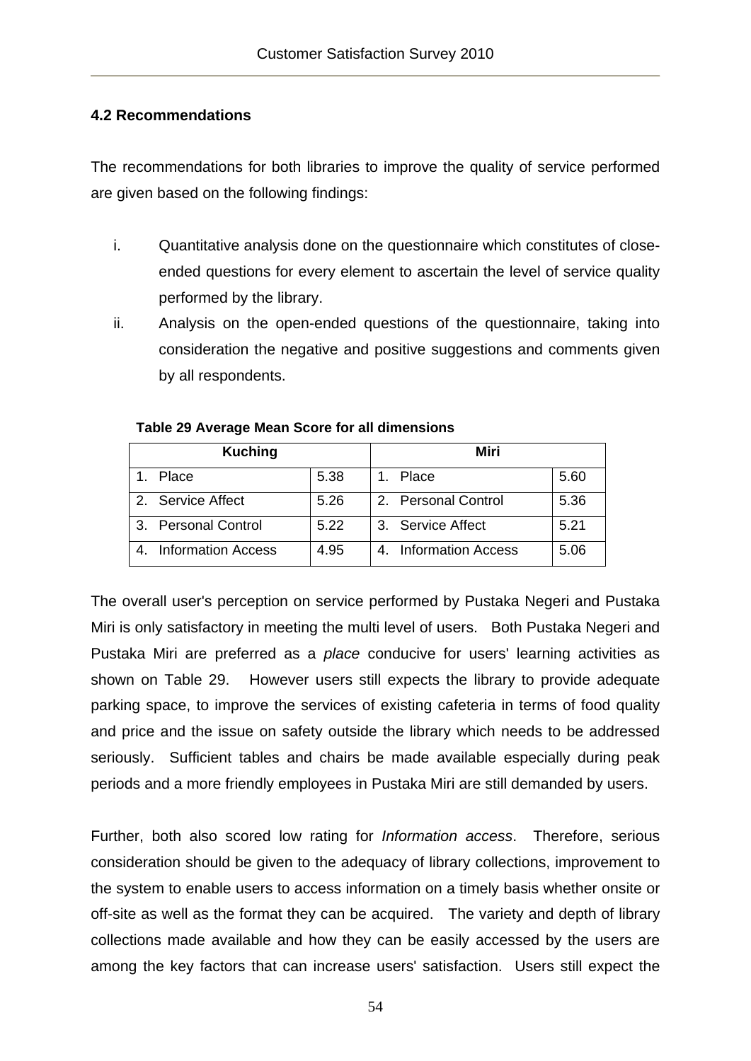### 4.2 Recommendations

The recommendations for both libraries to improve the quality of service performed are given based on the following findings:

i. Quantitative analysis done on the questionnaire which constitutes of close-ended questions for every element to ascertain the level of service quality performed by the library.

ii. Analysis on the open-ended questions of the questionnaire, taking into consideration the negative and positive suggestions and comments given by all respondents.

**Table 29 Average Mean Score for all dimensions**

| Kuching | | Miri | |
|---|---|---|---|
| 1. Place | 5.38 | 1. Place | 5.60 |
| 2. Service Affect | 5.26 | 2. Personal Control | 5.36 |
| 3. Personal Control | 5.22 | 3. Service Affect | 5.21 |
| 4. Information Access | 4.95 | 4. Information Access | 5.06 |

The overall user's perception on service performed by Pustaka Negeri and Pustaka Miri is only satisfactory in meeting the multi level of users. Both Pustaka Negeri and Pustaka Miri are preferred as a *place* conducive for users' learning activities as shown on Table 29. However users still expects the library to provide adequate parking space, to improve the services of existing cafeteria in terms of food quality and price and the issue on safety outside the library which needs to be addressed seriously. Sufficient tables and chairs be made available especially during peak periods and a more friendly employees in Pustaka Miri are still demanded by users.

Further, both also scored low rating for *Information access*. Therefore, serious consideration should be given to the adequacy of library collections, improvement to the system to enable users to access information on a timely basis whether onsite or off-site as well as the format they can be acquired. The variety and depth of library collections made available and how they can be easily accessed by the users are among the key factors that can increase users' satisfaction. Users still expect the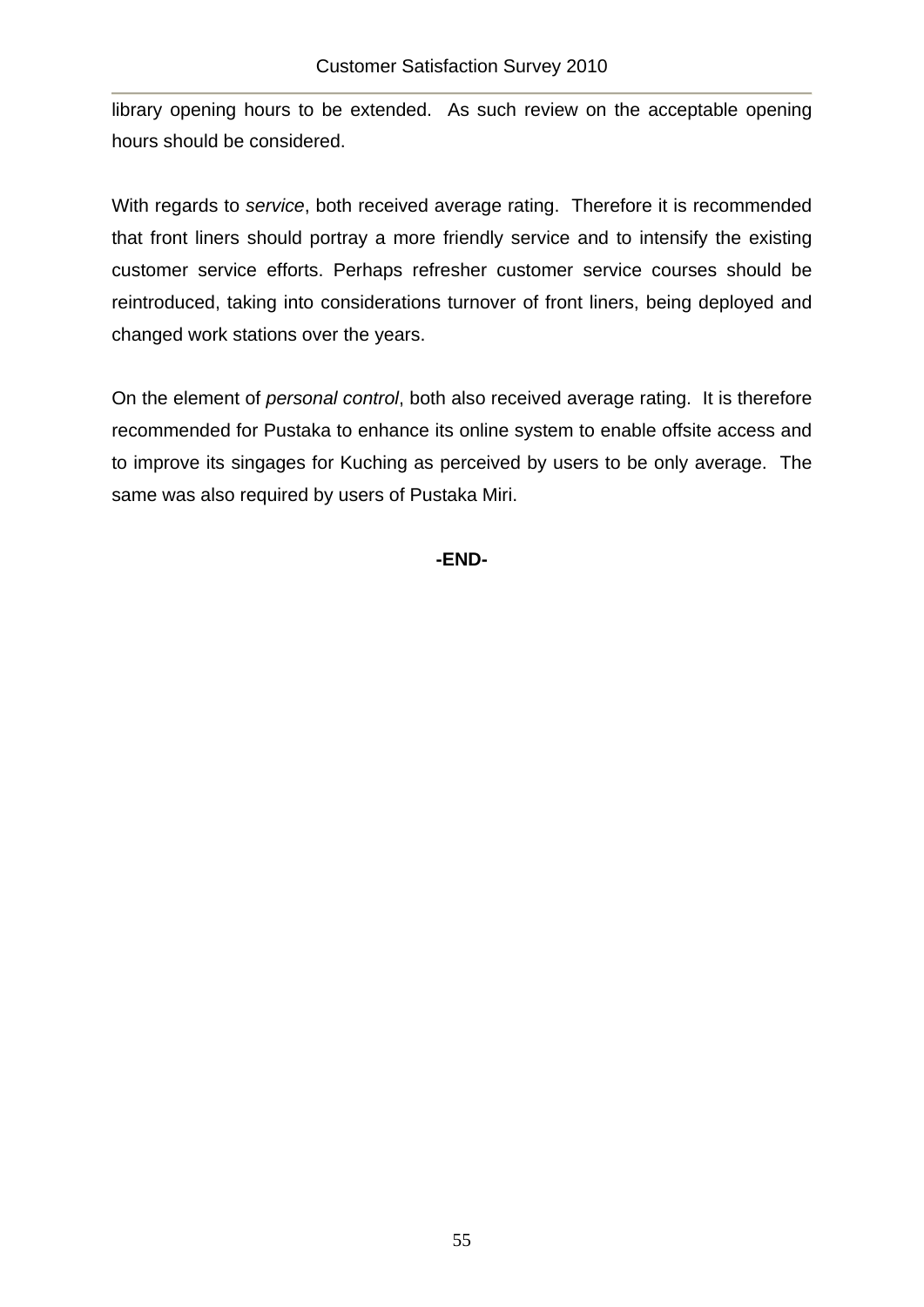library opening hours to be extended.  As such review on the acceptable opening hours should be considered.

With regards to *service*, both received average rating.  Therefore it is recommended that front liners should portray a more friendly service and to intensify the existing customer service efforts. Perhaps refresher customer service courses should be reintroduced, taking into considerations turnover of front liners, being deployed and changed work stations over the years.

On the element of *personal control*, both also received average rating.  It is therefore recommended for Pustaka to enhance its online system to enable offsite access and to improve its singages for Kuching as perceived by users to be only average.  The same was also required by users of Pustaka Miri.

**-END-**